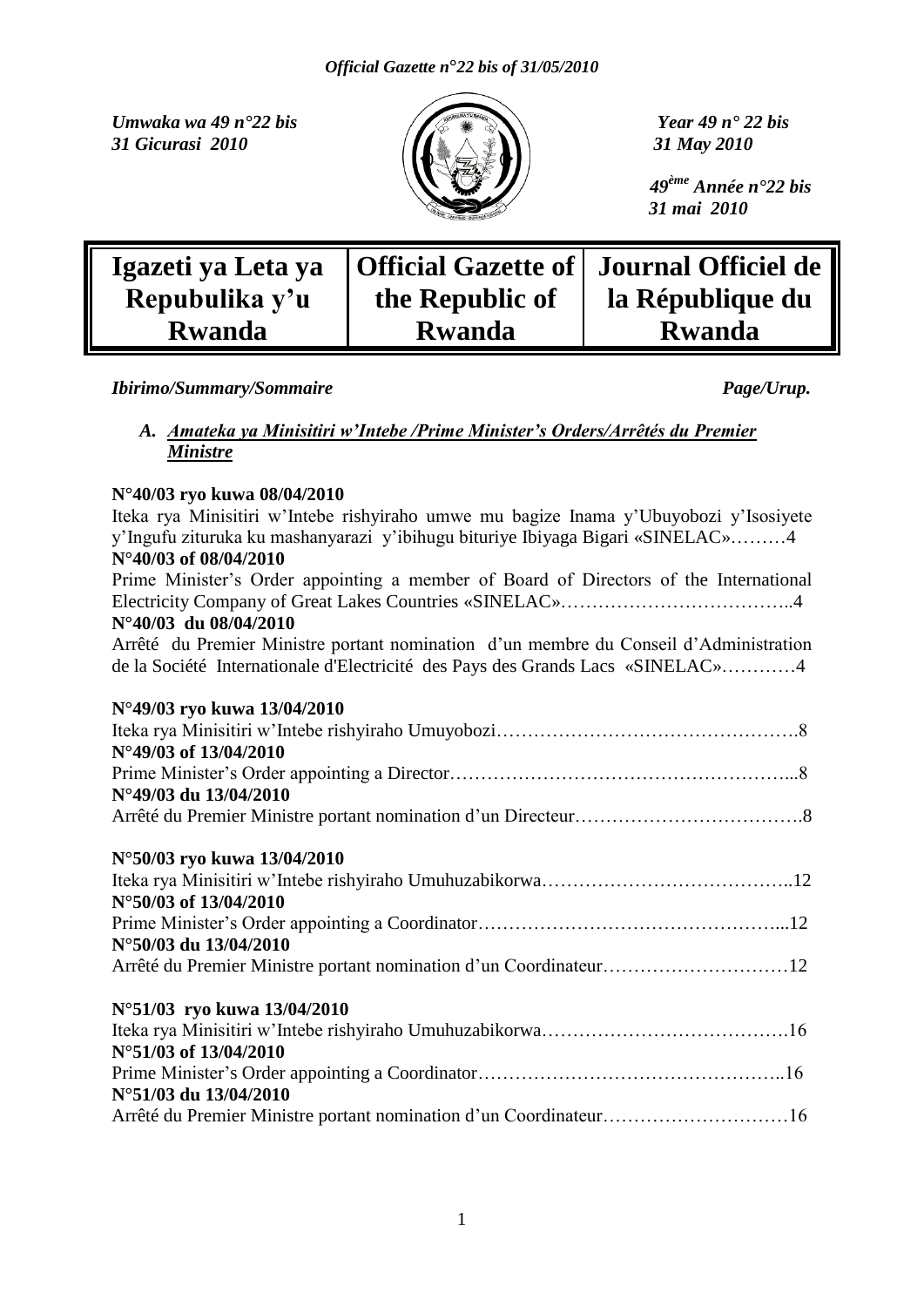*Umwaka wa 49 n°22 bis*
*31 Gicurasi 2010*

*Year 49 n° 22 bis*
*31 May 2010*

*49ème Année n°22 bis*
*31 mai 2010*

| Igazeti ya Leta ya Repubulika y'u Rwanda | Official Gazette of the Republic of Rwanda | Journal Officiel de la République du Rwanda |
|---|---|---|

***Ibirimo/Summary/Sommaire*** ***Page/Urup.***

## *A. Amateka ya Minisitiri w'Intebe /Prime Minister's Orders/Arrêtés du Premier Ministre*

**N°40/03 ryo kuwa 08/04/2010**
Iteka rya Minisitiri w'Intebe rishyiraho umwe mu bagize Inama y'Ubuyobozi y'Isosiyete y'Ingufu zituruka ku mashanyarazi y'ibihugu bituriye Ibiyaga Bigari «SINELAC»………4
**N°40/03 of 08/04/2010**
Prime Minister's Order appointing a member of Board of Directors of the International Electricity Company of Great Lakes Countries «SINELAC»………………………………..4
**N°40/03 du 08/04/2010**
Arrêté du Premier Ministre portant nomination d'un membre du Conseil d'Administration de la Société Internationale d'Electricité des Pays des Grands Lacs «SINELAC»…………4

**N°49/03 ryo kuwa 13/04/2010**
Iteka rya Minisitiri w'Intebe rishyiraho Umuyobozi………………………………………….8
**N°49/03 of 13/04/2010**
Prime Minister's Order appointing a Director……………………………………………...8
**N°49/03 du 13/04/2010**
Arrêté du Premier Ministre portant nomination d'un Directeur……………………………….8

**N°50/03 ryo kuwa 13/04/2010**
Iteka rya Minisitiri w'Intebe rishyiraho Umuhuzabikorwa…………………………………..12
**N°50/03 of 13/04/2010**
Prime Minister's Order appointing a Coordinator…………………………………………...12
**N°50/03 du 13/04/2010**
Arrêté du Premier Ministre portant nomination d'un Coordinateur…………………………12

**N°51/03 ryo kuwa 13/04/2010**
Iteka rya Minisitiri w'Intebe rishyiraho Umuhuzabikorwa………………………………….16
**N°51/03 of 13/04/2010**
Prime Minister's Order appointing a Coordinator…………………………………………..16
**N°51/03 du 13/04/2010**
Arrêté du Premier Ministre portant nomination d'un Coordinateur…………………………16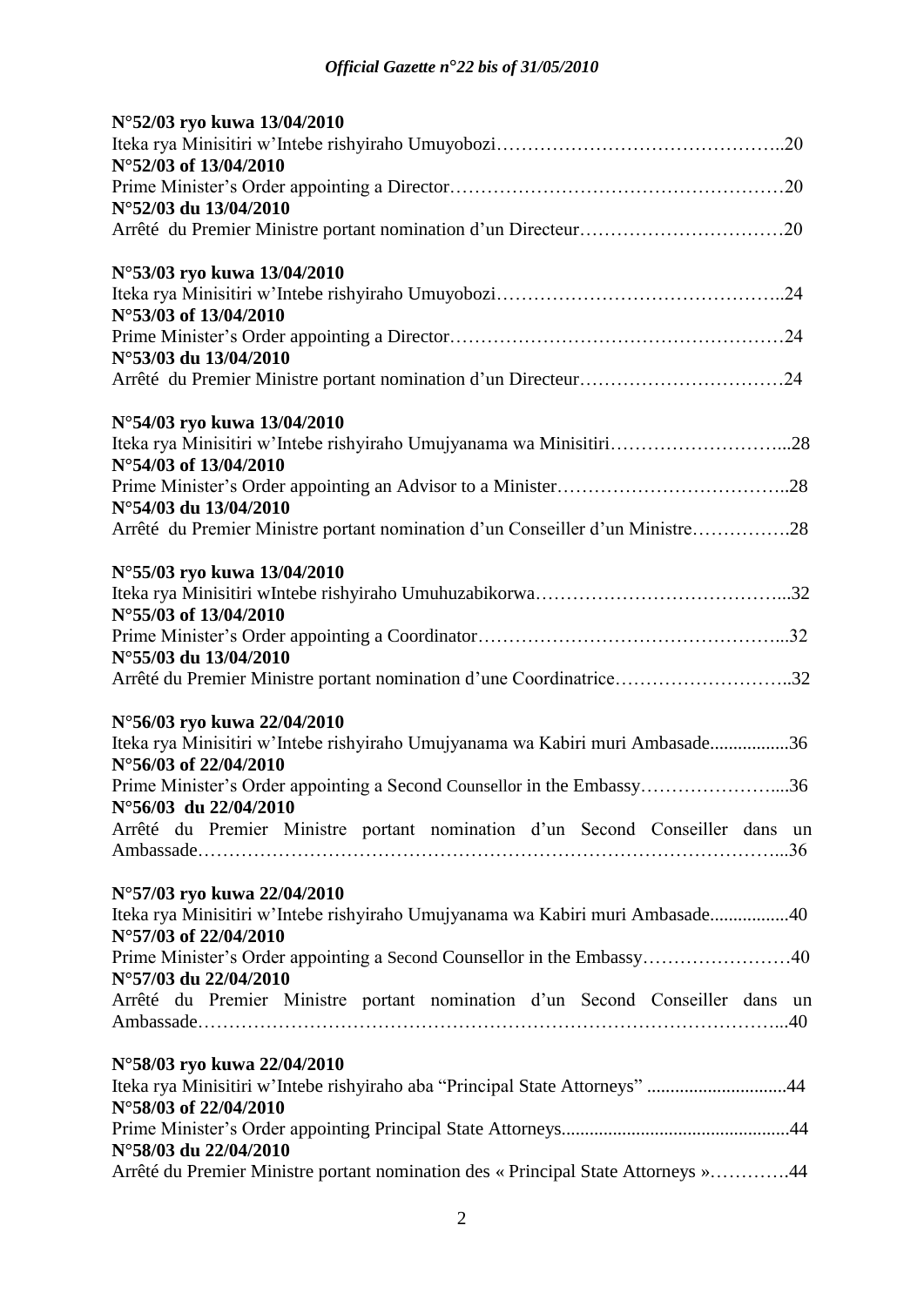**N°52/03 ryo kuwa 13/04/2010**
Iteka rya Minisitiri w'Intebe rishyiraho Umuyobozi……………………………………….20
**N°52/03 of 13/04/2010**
Prime Minister's Order appointing a Director………………………………………………20
**N°52/03 du 13/04/2010**
Arrêté du Premier Ministre portant nomination d'un Directeur……………………………20

**N°53/03 ryo kuwa 13/04/2010**
Iteka rya Minisitiri w'Intebe rishyiraho Umuyobozi……………………………………….24
**N°53/03 of 13/04/2010**
Prime Minister's Order appointing a Director………………………………………………24
**N°53/03 du 13/04/2010**
Arrêté du Premier Ministre portant nomination d'un Directeur……………………………24

**N°54/03 ryo kuwa 13/04/2010**
Iteka rya Minisitiri w'Intebe rishyiraho Umujyanama wa Minisitiri………………………...28
**N°54/03 of 13/04/2010**
Prime Minister's Order appointing an Advisor to a Minister………………………………..28
**N°54/03 du 13/04/2010**
Arrêté du Premier Ministre portant nomination d'un Conseiller d'un Ministre…………….28

**N°55/03 ryo kuwa 13/04/2010**
Iteka rya Minisitiri wIntebe rishyiraho Umuhuzabikorwa…………………………………...32
**N°55/03 of 13/04/2010**
Prime Minister's Order appointing a Coordinator…………………………………………...32
**N°55/03 du 13/04/2010**
Arrêté du Premier Ministre portant nomination d'une Coordinatrice………………………..32

**N°56/03 ryo kuwa 22/04/2010**
Iteka rya Minisitiri w'Intebe rishyiraho Umujyanama wa Kabiri muri Ambasade.................36
**N°56/03 of 22/04/2010**
Prime Minister's Order appointing a Second Counsellor in the Embassy…………………....36
**N°56/03 du 22/04/2010**
Arrêté du Premier Ministre portant nomination d'un Second Conseiller dans un Ambassade……………………………………………………………………………...36

**N°57/03 ryo kuwa 22/04/2010**
Iteka rya Minisitiri w'Intebe rishyiraho Umujyanama wa Kabiri muri Ambasade.................40
**N°57/03 of 22/04/2010**
Prime Minister's Order appointing a Second Counsellor in the Embassy……………………40
**N°57/03 du 22/04/2010**
Arrêté du Premier Ministre portant nomination d'un Second Conseiller dans un Ambassade……………………………………………………………………………...40

**N°58/03 ryo kuwa 22/04/2010**
Iteka rya Minisitiri w'Intebe rishyiraho aba "Principal State Attorneys" .............................44
**N°58/03 of 22/04/2010**
Prime Minister's Order appointing Principal State Attorneys................................................44
**N°58/03 du 22/04/2010**
Arrêté du Premier Ministre portant nomination des « Principal State Attorneys »………….44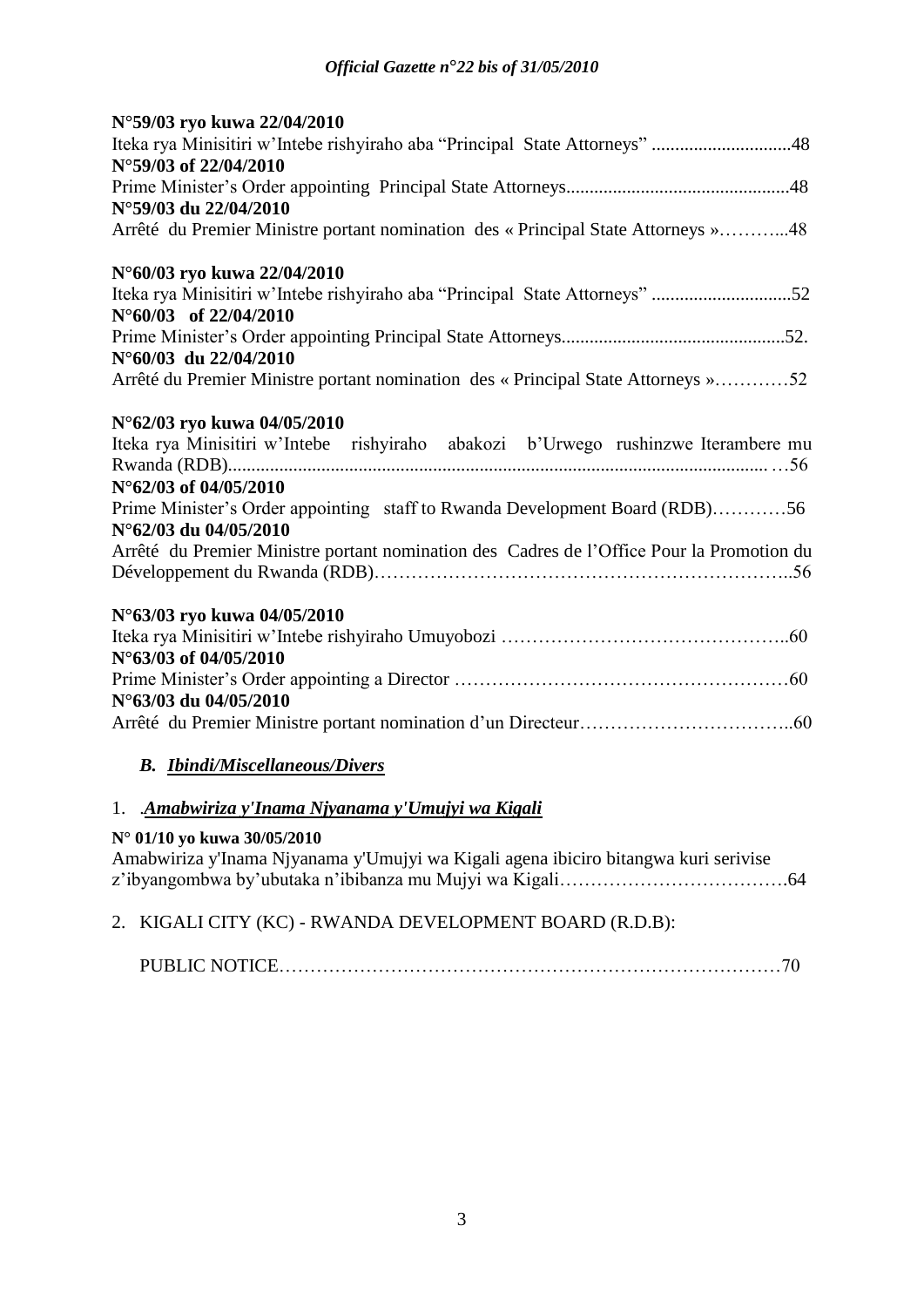**N°59/03 ryo kuwa 22/04/2010**
Iteka rya Minisitiri w'Intebe rishyiraho aba "Principal State Attorneys" ..............................48
**N°59/03 of 22/04/2010**
Prime Minister's Order appointing Principal State Attorneys................................................48
**N°59/03 du 22/04/2010**
Arrêté du Premier Ministre portant nomination des « Principal State Attorneys »………...48

**N°60/03 ryo kuwa 22/04/2010**
Iteka rya Minisitiri w'Intebe rishyiraho aba "Principal State Attorneys" ..............................52
**N°60/03 of 22/04/2010**
Prime Minister's Order appointing Principal State Attorneys................................................52.
**N°60/03 du 22/04/2010**
Arrêté du Premier Ministre portant nomination des « Principal State Attorneys »…………52

**N°62/03 ryo kuwa 04/05/2010**
Iteka rya Minisitiri w'Intebe rishyiraho abakozi b'Urwego rushinzwe Iterambere mu Rwanda (RDB)................................................................................................................. …56
**N°62/03 of 04/05/2010**
Prime Minister's Order appointing staff to Rwanda Development Board (RDB)…………56
**N°62/03 du 04/05/2010**
Arrêté du Premier Ministre portant nomination des Cadres de l'Office Pour la Promotion du Développement du Rwanda (RDB)…………………………………………………………..56

**N°63/03 ryo kuwa 04/05/2010**
Iteka rya Minisitiri w'Intebe rishyiraho Umuyobozi ………………………………………..60
**N°63/03 of 04/05/2010**
Prime Minister's Order appointing a Director ………………………………………………60
**N°63/03 du 04/05/2010**
Arrêté du Premier Ministre portant nomination d'un Directeur……………………………..60

## *B. Ibindi/Miscellaneous/Divers*

1. .***Amabwiriza y'Inama Njyanama y'Umujyi wa Kigali***

**N° 01/10 yo kuwa 30/05/2010**
Amabwiriza y'Inama Njyanama y'Umujyi wa Kigali agena ibiciro bitangwa kuri serivise z'ibyangombwa by'ubutaka n'ibibanza mu Mujyi wa Kigali……………………………….64

2. KIGALI CITY (KC) - RWANDA DEVELOPMENT BOARD (R.D.B):

   PUBLIC NOTICE………………………………………………………………………70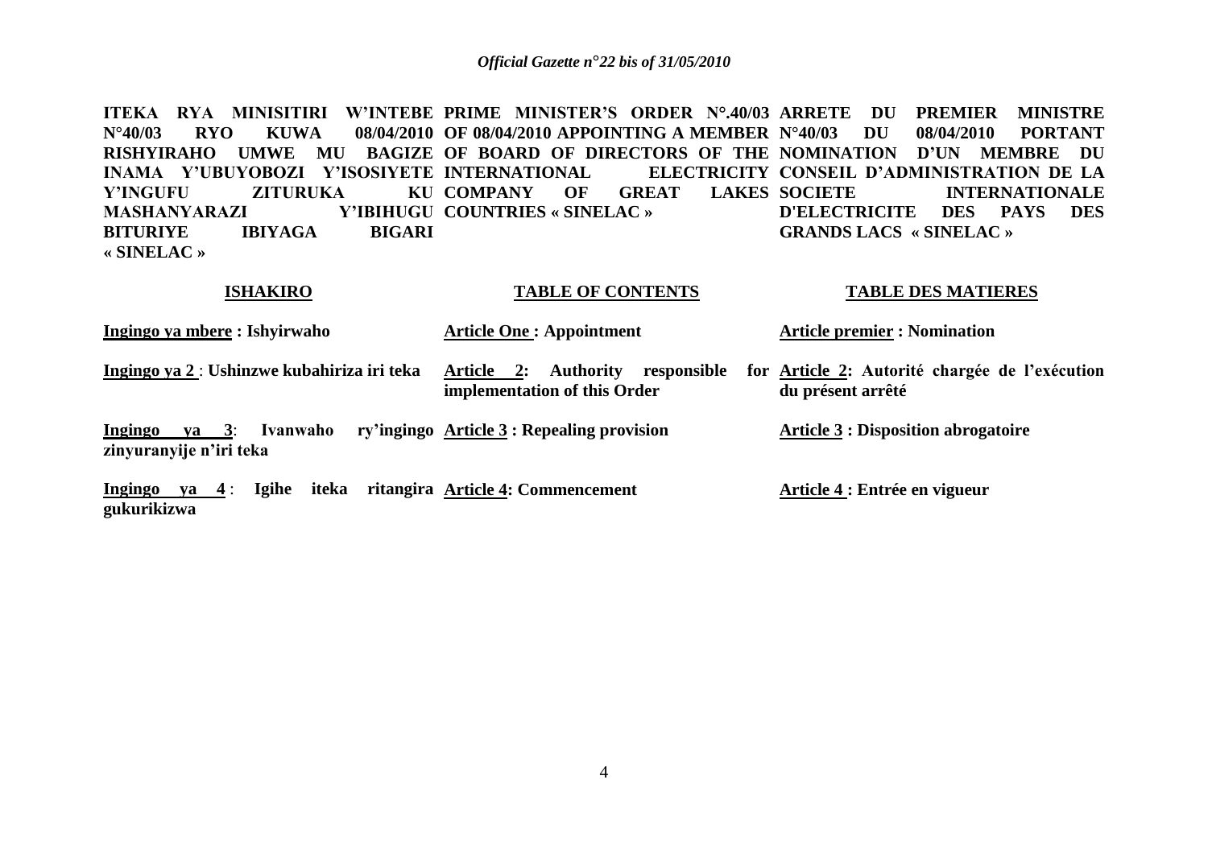**ITEKA RYA MINISITIRI W'INTEBE N°40/03 RYO KUWA 08/04/2010 RISHYIRAHO UMWE MU BAGIZE INAMA Y'UBUYOBOZI Y'ISOSIYETE Y'INGUFU ZITURUKA KU MASHANYARAZI Y'IBIHUGU BITURIYE IBIYAGA BIGARI « SINELAC »**

**ISHAKIRO**

**Ingingo ya mbere : Ishyirwaho**

**Ingingo ya 2 : Ushinzwe kubahiriza iri teka**

**Ingingo ya 3: Ivanwaho ry'ingingo zinyuranyije n'iri teka**

**Ingingo ya 4 : Igihe iteka ritangira gukurikizwa**

**PRIME MINISTER'S ORDER N°.40/03 OF 08/04/2010 APPOINTING A MEMBER OF BOARD OF DIRECTORS OF THE INTERNATIONAL ELECTRICITY COMPANY OF GREAT LAKES COUNTRIES « SINELAC »**

**TABLE OF CONTENTS**

**Article One : Appointment**

**Article 2: Authority responsible for implementation of this Order**

**Article 3 : Repealing provision**

**Article 4: Commencement**

**ARRETE DU PREMIER MINISTRE N°40/03 DU 08/04/2010 PORTANT NOMINATION D'UN MEMBRE DU CONSEIL D'ADMINISTRATION DE LA SOCIETE INTERNATIONALE D'ELECTRICITE DES PAYS DES GRANDS LACS « SINELAC »**

**TABLE DES MATIERES**

**Article premier : Nomination**

**Article 2: Autorité chargée de l'exécution du présent arrêté**

**Article 3 : Disposition abrogatoire**

**Article 4 : Entrée en vigueur**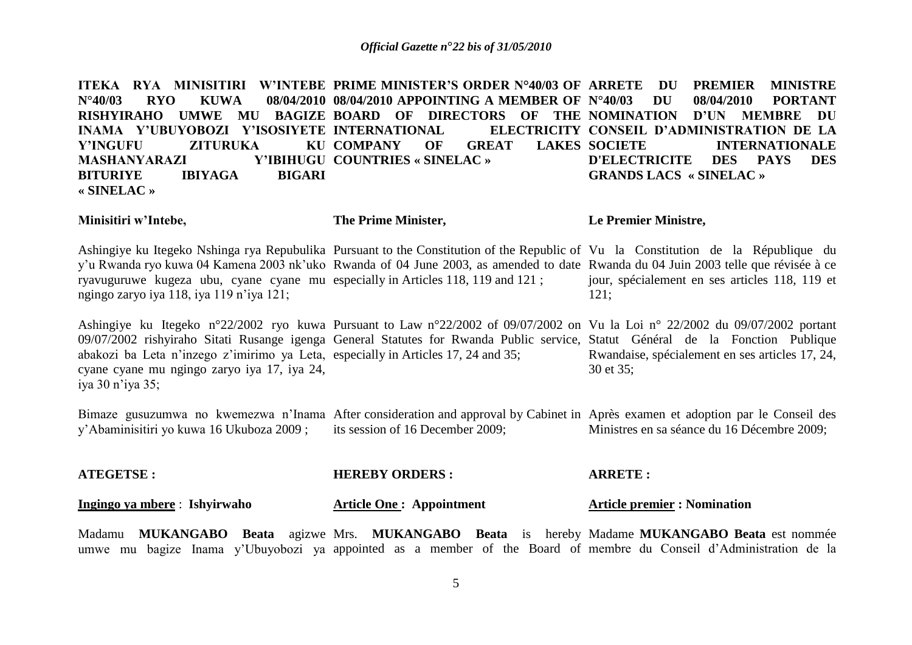**ITEKA RYA MINISITIRI W'INTEBE N°40/03 RYO KUWA 08/04/2010 RISHYIRAHO UMWE MU BAGIZE INAMA Y'UBUYOBOZI Y'ISOSIYETE Y'INGUFU ZITURUKA KU MASHANYARAZI Y'IBIHUGU BITURIYE IBIYAGA BIGARI « SINELAC »**

**Minisitiri w'Intebe,**

Ashingiye ku Itegeko Nshinga rya Repubulika y'u Rwanda ryo kuwa 04 Kamena 2003 nk'uko ryavuguruwe kugeza ubu, cyane cyane mu ngingo zaryo iya 118, iya 119 n'iya 121;

Ashingiye ku Itegeko n°22/2002 ryo kuwa 09/07/2002 rishyiraho Sitati Rusange igenga abakozi ba Leta n'inzego z'imirimo ya Leta, cyane cyane mu ngingo zaryo iya 17, iya 24, iya 30 n'iya 35;

Bimaze gusuzumwa no kwemezwa n'Inama y'Abaminisitiri yo kuwa 16 Ukuboza 2009 ;

**ATEGETSE :**

**Ingingo ya mbere** : **Ishyirwaho**

Madamu **MUKANGABO Beata** agizwe umwe mu bagize Inama y'Ubuyobozi ya

**PRIME MINISTER'S ORDER N°40/03 OF 08/04/2010 APPOINTING A MEMBER OF BOARD OF DIRECTORS OF THE INTERNATIONAL ELECTRICITY COMPANY OF GREAT LAKES COUNTRIES « SINELAC »**

**The Prime Minister,**

Pursuant to the Constitution of the Republic of Rwanda of 04 June 2003, as amended to date especially in Articles 118, 119 and 121 ;

Pursuant to Law n°22/2002 of 09/07/2002 on General Statutes for Rwanda Public service, especially in Articles 17, 24 and 35;

After consideration and approval by Cabinet in its session of 16 December 2009;

**HEREBY ORDERS :**

**Article One : Appointment**

Mrs. **MUKANGABO Beata** is hereby appointed as a member of the Board of

**ARRETE DU PREMIER MINISTRE N°40/03 DU 08/04/2010 PORTANT NOMINATION D'UN MEMBRE DU CONSEIL D'ADMINISTRATION DE LA SOCIETE INTERNATIONALE D'ELECTRICITE DES PAYS DES GRANDS LACS « SINELAC »**

**Le Premier Ministre,**

Vu la Constitution de la République du Rwanda du 04 Juin 2003 telle que révisée à ce jour, spécialement en ses articles 118, 119 et 121;

Vu la Loi n° 22/2002 du 09/07/2002 portant Statut Général de la Fonction Publique Rwandaise, spécialement en ses articles 17, 24, 30 et 35;

Après examen et adoption par le Conseil des Ministres en sa séance du 16 Décembre 2009;

**ARRETE :**

**Article premier : Nomination**

Madame **MUKANGABO Beata** est nommée membre du Conseil d'Administration de la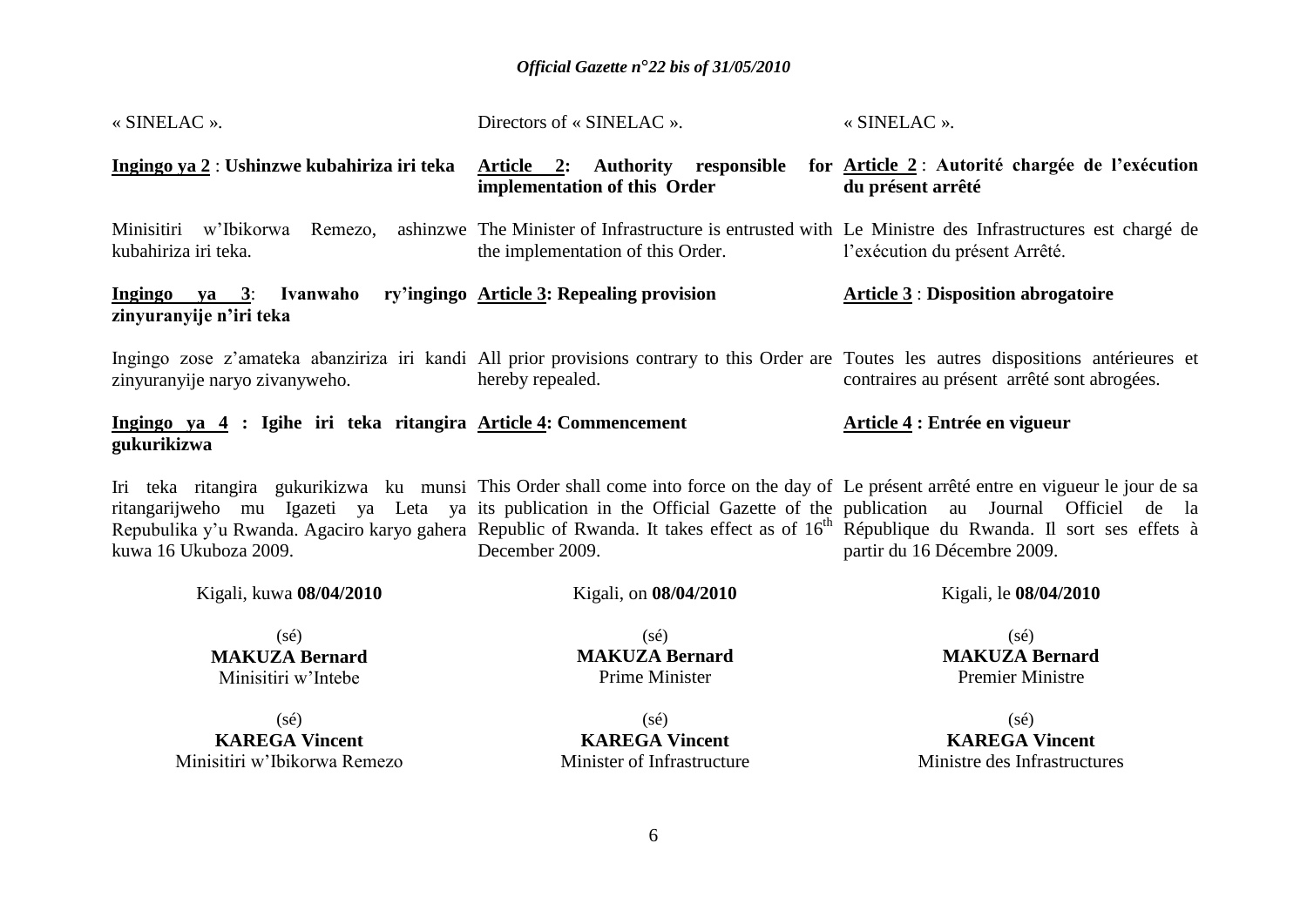« SINELAC ».

**Ingingo ya 2** : **Ushinzwe kubahiriza iri teka**

Minisitiri w'Ibikorwa Remezo, ashinzwe kubahiriza iri teka.

**Ingingo ya 3**: **Ivanwaho ry'ingingo zinyuranyije n'iri teka**

Ingingo zose z'amateka abanziriza iri kandi zinyuranyije naryo zivanyweho.

**Ingingo ya 4 : Igihe iri teka ritangira gukurikizwa**

Iri teka ritangira gukurikizwa ku munsi ritangarijweho mu Igazeti ya Leta ya Repubulika y'u Rwanda. Agaciro karyo gahera kuwa 16 Ukuboza 2009.

Kigali, kuwa **08/04/2010**

(sé)
**MAKUZA Bernard**
Minisitiri w'Intebe

(sé)
**KAREGA Vincent**
Minisitiri w'Ibikorwa Remezo

---

Directors of « SINELAC ».

**Article 2: Authority responsible for implementation of this Order**

The Minister of Infrastructure is entrusted with the implementation of this Order.

**Article 3: Repealing provision**

All prior provisions contrary to this Order are hereby repealed.

**Article 4: Commencement**

This Order shall come into force on the day of its publication in the Official Gazette of the Republic of Rwanda. It takes effect as of 16th December 2009.

Kigali, on **08/04/2010**

(sé)
**MAKUZA Bernard**
Prime Minister

(sé)
**KAREGA Vincent**
Minister of Infrastructure

---

« SINELAC ».

**Article 2** : **Autorité chargée de l'exécution du présent arrêté**

Le Ministre des Infrastructures est chargé de l'exécution du présent Arrêté.

**Article 3** : **Disposition abrogatoire**

Toutes les autres dispositions antérieures et contraires au présent arrêté sont abrogées.

**Article 4 : Entrée en vigueur**

Le présent arrêté entre en vigueur le jour de sa publication au Journal Officiel de la République du Rwanda. Il sort ses effets à partir du 16 Décembre 2009.

Kigali, le **08/04/2010**

(sé)
**MAKUZA Bernard**
Premier Ministre

(sé)
**KAREGA Vincent**
Ministre des Infrastructures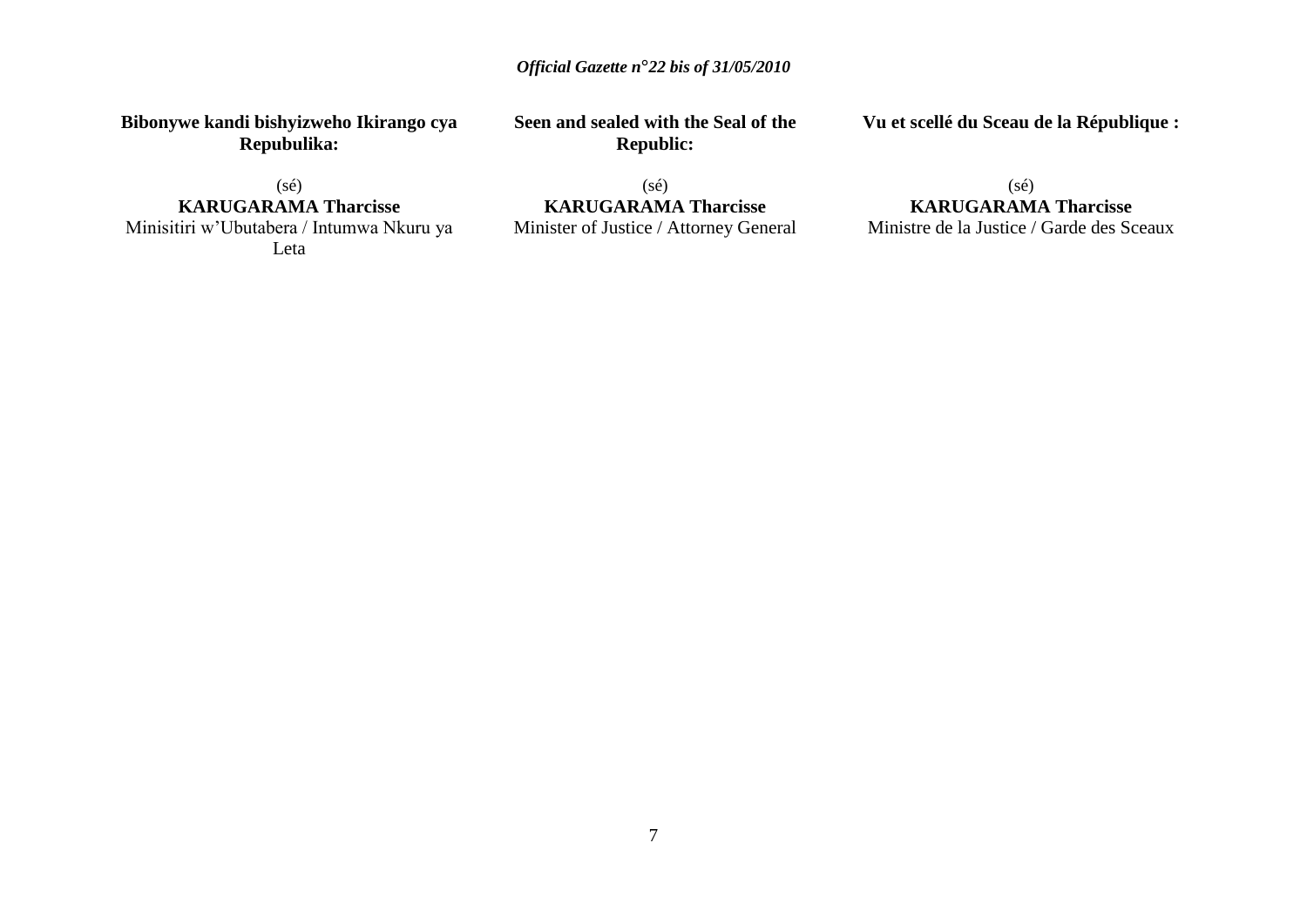**Bibonywe kandi bishyizweho Ikirango cya Repubulika:**

(sé)

**KARUGARAMA Tharcisse**

Minisitiri w'Ubutabera / Intumwa Nkuru ya Leta

**Seen and sealed with the Seal of the Republic:**

(sé)

**KARUGARAMA Tharcisse**

Minister of Justice / Attorney General

**Vu et scellé du Sceau de la République :**

(sé)

**KARUGARAMA Tharcisse**

Ministre de la Justice / Garde des Sceaux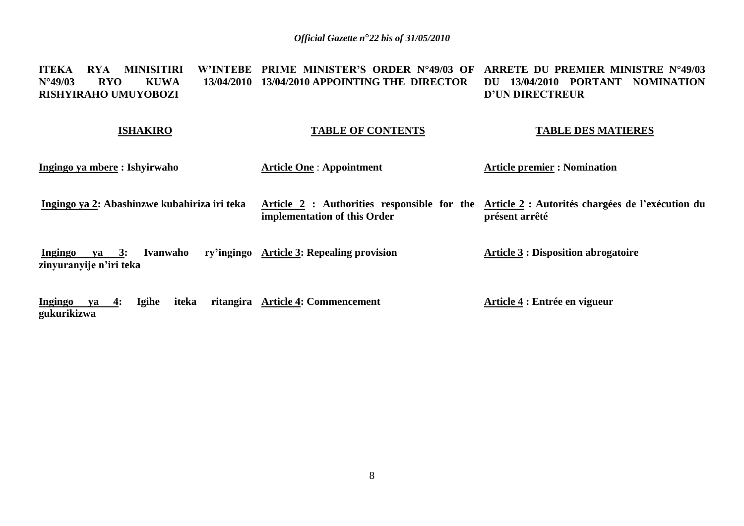**ITEKA RYA MINISITIRI W'INTEBE N°49/03 RYO KUWA 13/04/2010 RISHYIRAHO UMUYOBOZI**

**ISHAKIRO**

**Ingingo ya mbere : Ishyirwaho**

**Ingingo ya 2: Abashinzwe kubahiriza iri teka**

**Ingingo ya 3: Ivanwaho ry'ingingo zinyuranyije n'iri teka**

**Ingingo ya 4: Igihe iteka ritangira gukurikizwa**

**PRIME MINISTER'S ORDER N°49/03 OF 13/04/2010 APPOINTING THE DIRECTOR**

**TABLE OF CONTENTS**

**Article One : Appointment**

**Article 2 : Authorities responsible for the implementation of this Order**

**Article 3: Repealing provision**

**Article 4: Commencement**

**ARRETE DU PREMIER MINISTRE N°49/03 DU 13/04/2010 PORTANT NOMINATION D'UN DIRECTREUR**

**TABLE DES MATIERES**

**Article premier : Nomination**

**Article 2 : Autorités chargées de l'exécution du présent arrêté**

**Article 3 : Disposition abrogatoire**

**Article 4 : Entrée en vigueur**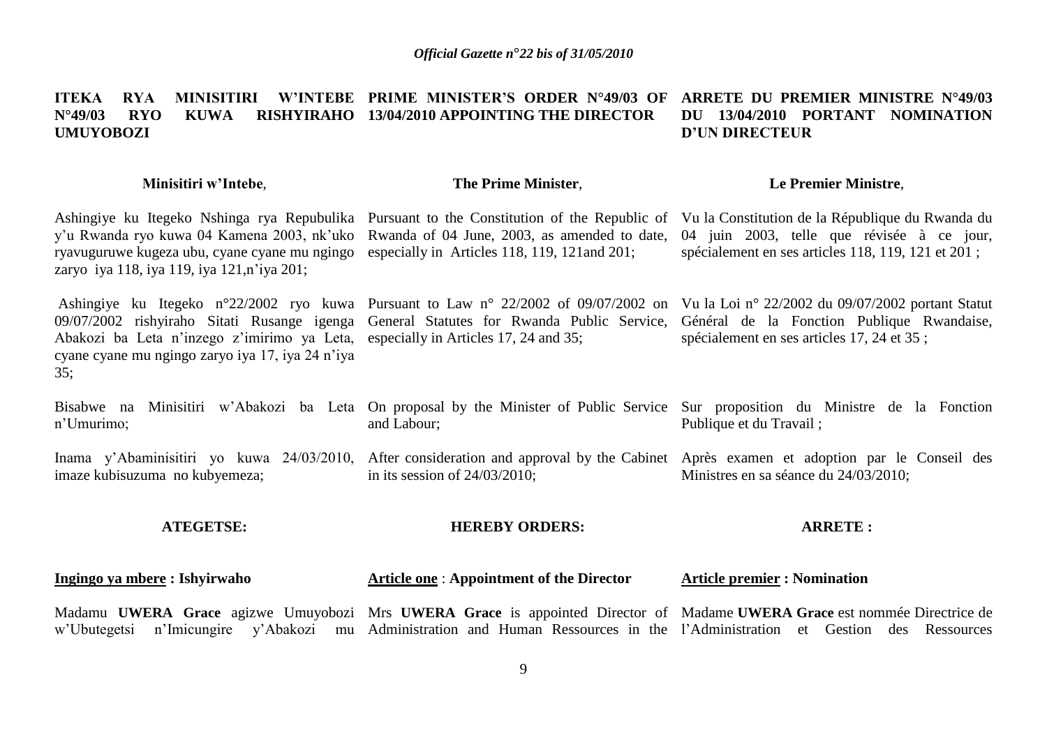**ITEKA RYA MINISITIRI W'INTEBE N°49/03 RYO KUWA RISHYIRAHO UMUYOBOZI**

**Minisitiri w'Intebe**,

Ashingiye ku Itegeko Nshinga rya Repubulika y'u Rwanda ryo kuwa 04 Kamena 2003, nk'uko ryavuguruwe kugeza ubu, cyane cyane mu ngingo zaryo iya 118, iya 119, iya 121,n'iya 201;

Ashingiye ku Itegeko n°22/2002 ryo kuwa 09/07/2002 rishyiraho Sitati Rusange igenga Abakozi ba Leta n'inzego z'imirimo ya Leta, cyane cyane mu ngingo zaryo iya 17, iya 24 n'iya 35;

Bisabwe na Minisitiri w'Abakozi ba Leta n'Umurimo;

Inama y'Abaminisitiri yo kuwa 24/03/2010, imaze kubisuzuma no kubyemeza;

**ATEGETSE:**

**Ingingo ya mbere : Ishyirwaho**

Madamu **UWERA Grace** agizwe Umuyobozi w'Ubutegetsi n'Imicungire y'Abakozi mu

---

**PRIME MINISTER'S ORDER N°49/03 OF 13/04/2010 APPOINTING THE DIRECTOR**

**The Prime Minister**,

Pursuant to the Constitution of the Republic of Rwanda of 04 June, 2003, as amended to date, especially in Articles 118, 119, 121and 201;

Pursuant to Law n° 22/2002 of 09/07/2002 on General Statutes for Rwanda Public Service, especially in Articles 17, 24 and 35;

On proposal by the Minister of Public Service and Labour;

After consideration and approval by the Cabinet in its session of 24/03/2010;

**HEREBY ORDERS:**

**Article one** : **Appointment of the Director**

Mrs **UWERA Grace** is appointed Director of Administration and Human Ressources in the

---

**ARRETE DU PREMIER MINISTRE N°49/03 DU 13/04/2010 PORTANT NOMINATION D'UN DIRECTEUR**

**Le Premier Ministre**,

Vu la Constitution de la République du Rwanda du 04 juin 2003, telle que révisée à ce jour, spécialement en ses articles 118, 119, 121 et 201 ;

Vu la Loi n° 22/2002 du 09/07/2002 portant Statut Général de la Fonction Publique Rwandaise, spécialement en ses articles 17, 24 et 35 ;

Sur proposition du Ministre de la Fonction Publique et du Travail ;

Après examen et adoption par le Conseil des Ministres en sa séance du 24/03/2010;

**ARRETE :**

**Article premier : Nomination**

Madame **UWERA Grace** est nommée Directrice de l'Administration et Gestion des Ressources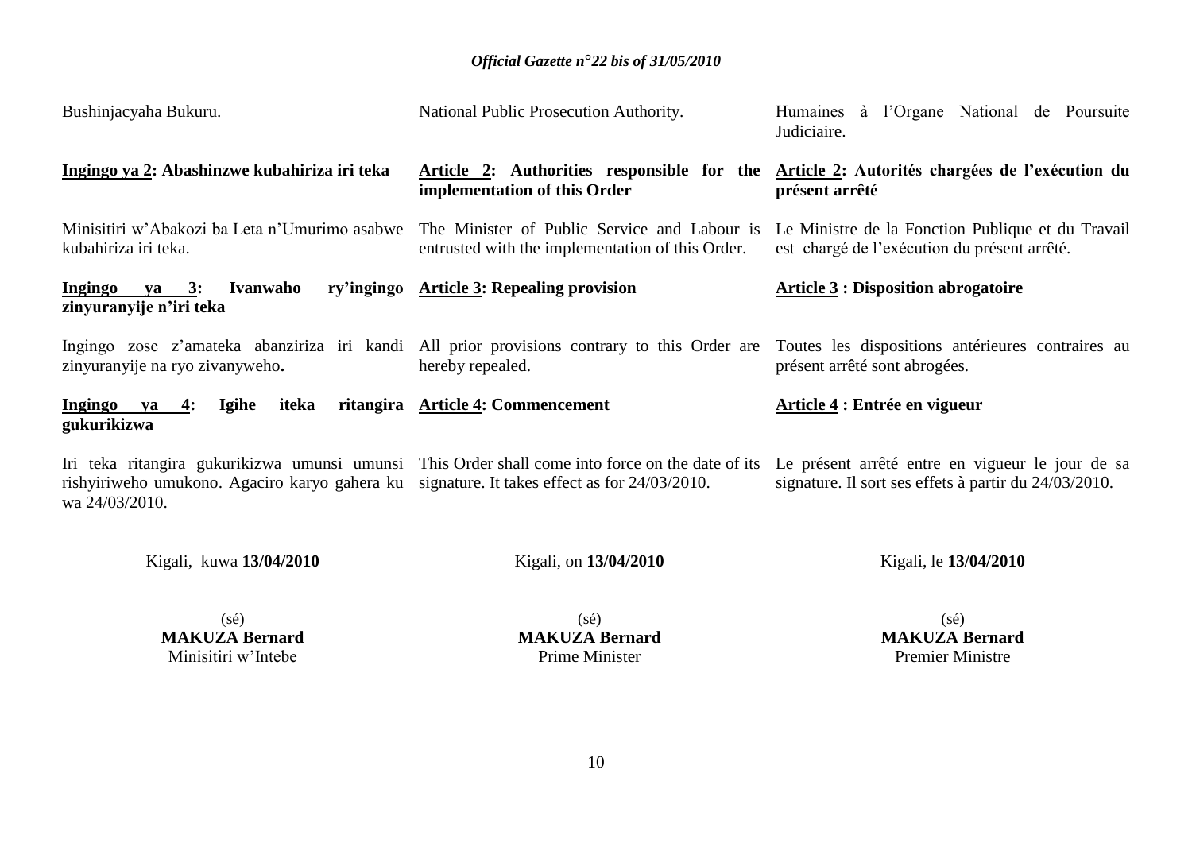Bushinjacyaha Bukuru.

**Ingingo ya 2: Abashinzwe kubahiriza iri teka**

Minisitiri w'Abakozi ba Leta n'Umurimo asabwe kubahiriza iri teka.

**Ingingo ya 3: Ivanwaho ry'ingingo zinyuranyije n'iri teka**

Ingingo zose z'amateka abanziriza iri kandi zinyuranyije na ryo zivanyweho**.**

**Ingingo ya 4: Igihe iteka ritangira gukurikizwa**

Iri teka ritangira gukurikizwa umunsi umunsi rishyiriweho umukono. Agaciro karyo gahera ku wa 24/03/2010.

Kigali, kuwa **13/04/2010**

(sé)
**MAKUZA Bernard**
Minisitiri w'Intebe

National Public Prosecution Authority.

**Article 2: Authorities responsible for the implementation of this Order**

The Minister of Public Service and Labour is entrusted with the implementation of this Order.

**Article 3: Repealing provision**

All prior provisions contrary to this Order are hereby repealed.

**Article 4: Commencement**

This Order shall come into force on the date of its signature. It takes effect as for 24/03/2010.

Kigali, on **13/04/2010**

(sé)
**MAKUZA Bernard**
Prime Minister

Humaines à l'Organe National de Poursuite Judiciaire.

**Article 2: Autorités chargées de l'exécution du présent arrêté**

Le Ministre de la Fonction Publique et du Travail est chargé de l'exécution du présent arrêté.

**Article 3 : Disposition abrogatoire**

Toutes les dispositions antérieures contraires au présent arrêté sont abrogées.

**Article 4 : Entrée en vigueur**

Le présent arrêté entre en vigueur le jour de sa signature. Il sort ses effets à partir du 24/03/2010.

Kigali, le **13/04/2010**

(sé)
**MAKUZA Bernard**
Premier Ministre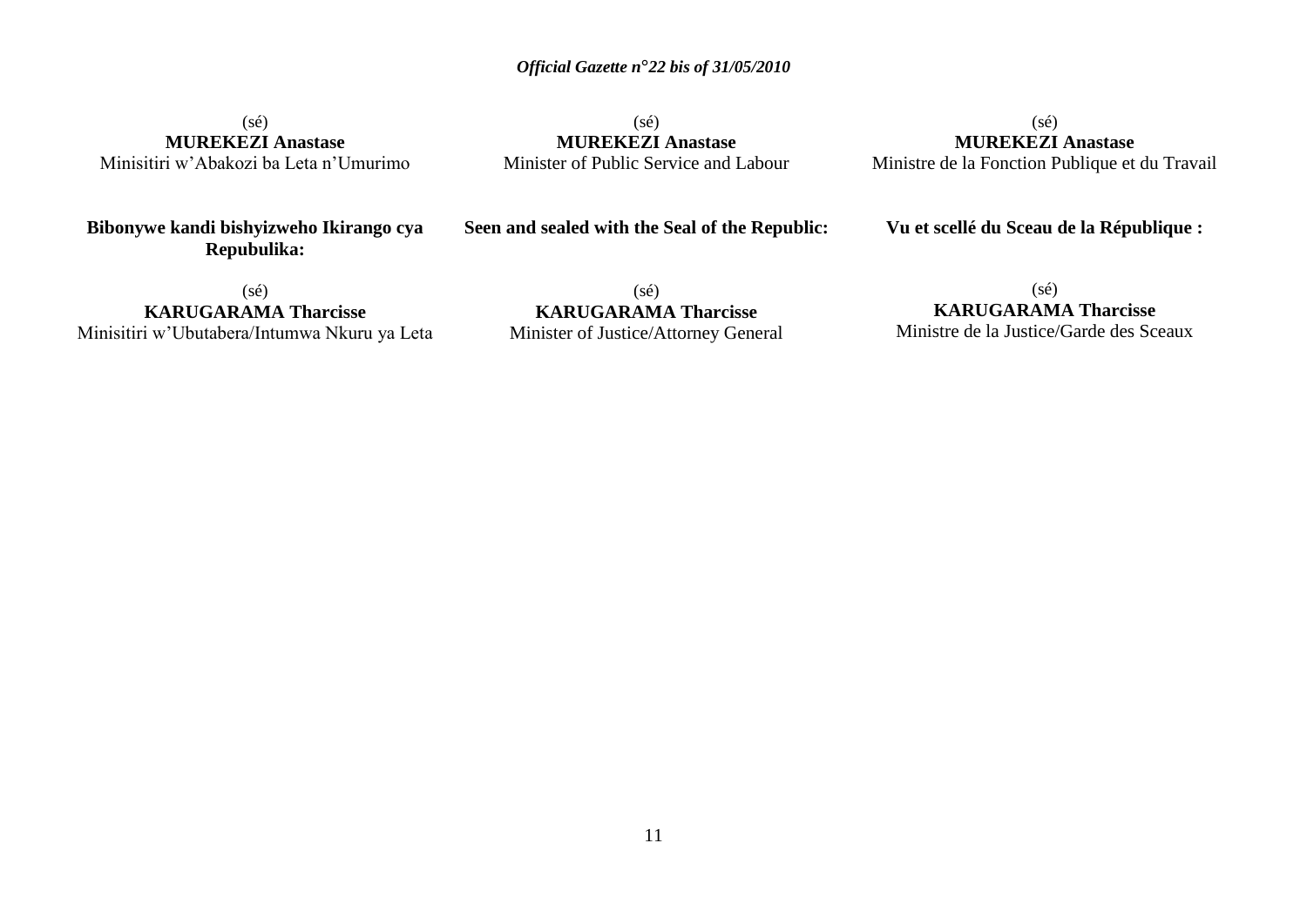(sé)
**MUREKEZI Anastase**
Minisitiri w'Abakozi ba Leta n'Umurimo

(sé)
**MUREKEZI Anastase**
Minister of Public Service and Labour

(sé)
**MUREKEZI Anastase**
Ministre de la Fonction Publique et du Travail

**Bibonywe kandi bishyizweho Ikirango cya Repubulika:**

(sé)
**KARUGARAMA Tharcisse**
Minisitiri w'Ubutabera/Intumwa Nkuru ya Leta

**Seen and sealed with the Seal of the Republic:**

(sé)
**KARUGARAMA Tharcisse**
Minister of Justice/Attorney General

**Vu et scellé du Sceau de la République :**

(sé)
**KARUGARAMA Tharcisse**
Ministre de la Justice/Garde des Sceaux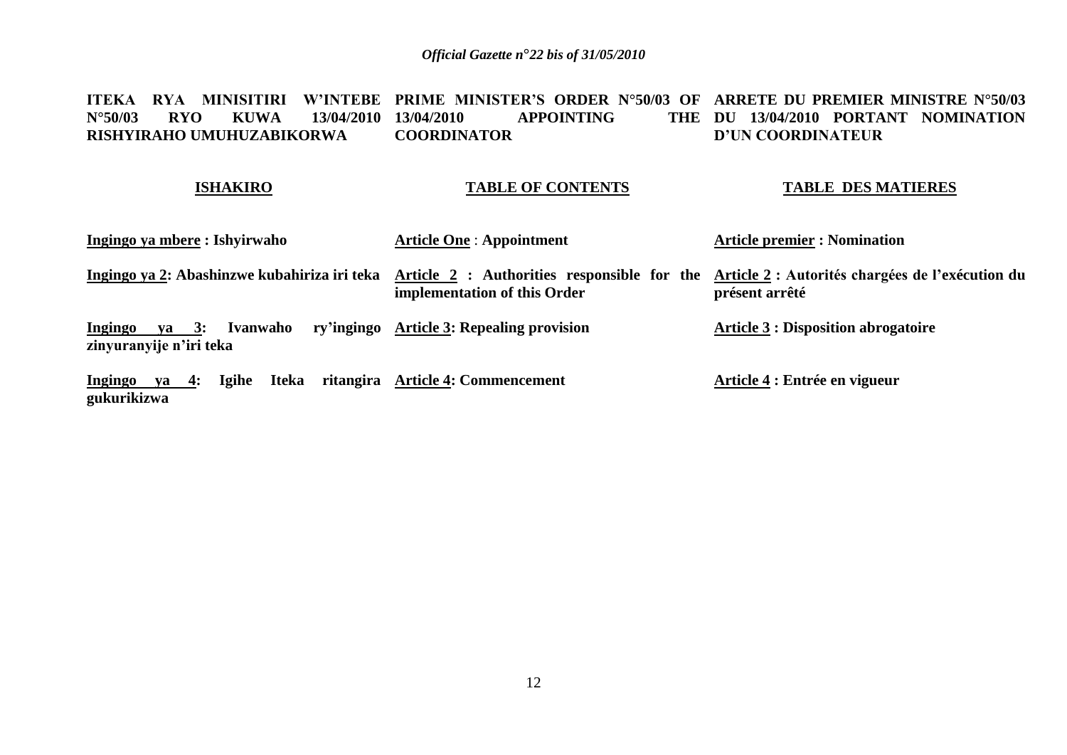**ITEKA RYA MINISITIRI W'INTEBE N°50/03 RYO KUWA 13/04/2010 RISHYIRAHO UMUHUZABIKORWA**

**ISHAKIRO**

**Ingingo ya mbere : Ishyirwaho**

**Ingingo ya 2: Abashinzwe kubahiriza iri teka**

**Ingingo ya 3: Ivanwaho ry'ingingo zinyuranyije n'iri teka**

**Ingingo ya 4: Igihe Iteka ritangira gukurikizwa**

**PRIME MINISTER'S ORDER N°50/03 OF 13/04/2010 APPOINTING THE COORDINATOR**

**TABLE OF CONTENTS**

**Article One : Appointment**

**Article 2 : Authorities responsible for the implementation of this Order**

**Article 3: Repealing provision**

**Article 4: Commencement**

**ARRETE DU PREMIER MINISTRE N°50/03 DU 13/04/2010 PORTANT NOMINATION D'UN COORDINATEUR**

**TABLE DES MATIERES**

**Article premier : Nomination**

**Article 2 : Autorités chargées de l'exécution du présent arrêté**

**Article 3 : Disposition abrogatoire**

**Article 4 : Entrée en vigueur**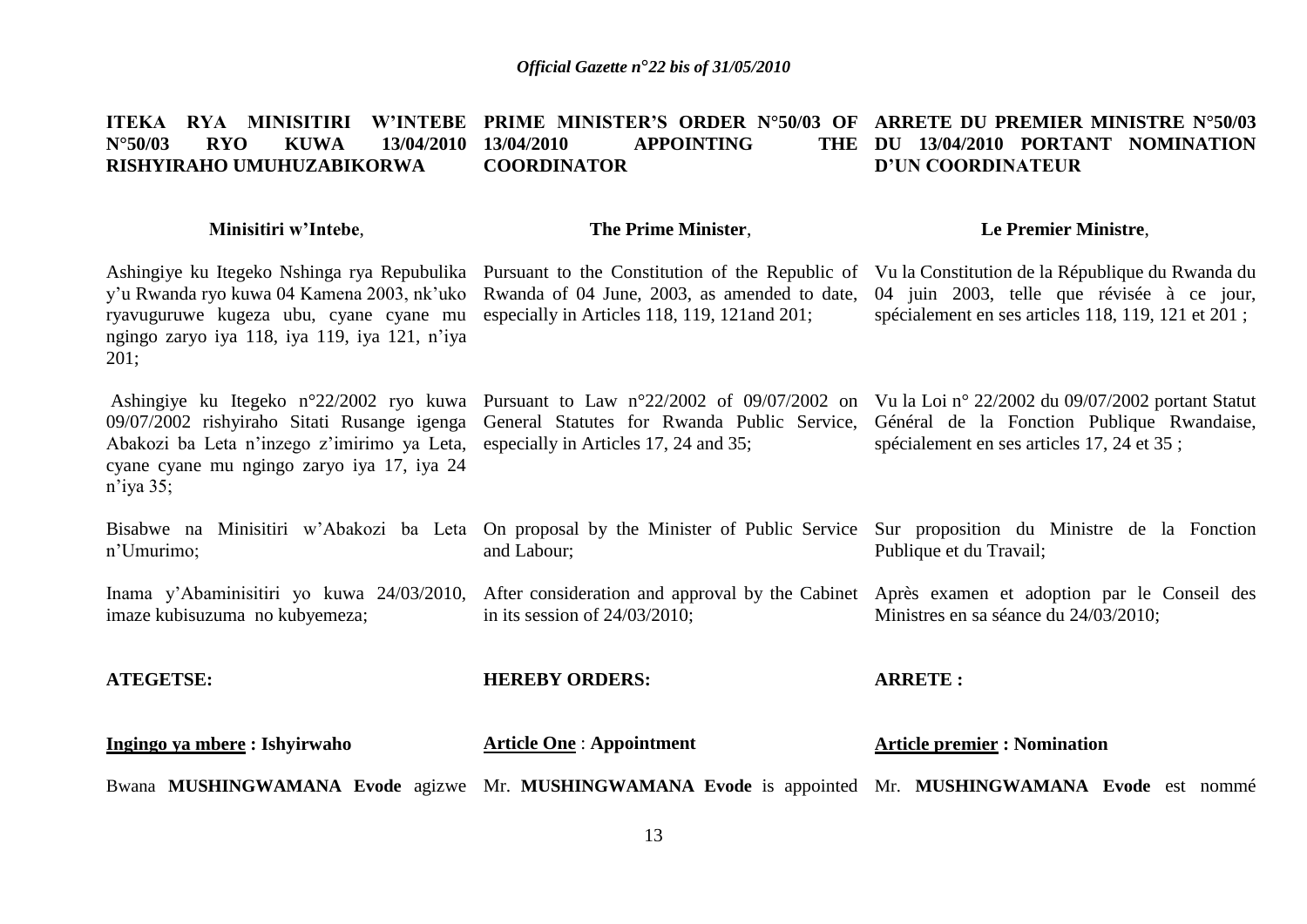**ITEKA RYA MINISITIRI W'INTEBE N°50/03 RYO KUWA 13/04/2010 RISHYIRAHO UMUHUZABIKORWA**

**Minisitiri w'Intebe**,

Ashingiye ku Itegeko Nshinga rya Repubulika y'u Rwanda ryo kuwa 04 Kamena 2003, nk'uko ryavuguruwe kugeza ubu, cyane cyane mu ngingo zaryo iya 118, iya 119, iya 121, n'iya 201;

Ashingiye ku Itegeko n°22/2002 ryo kuwa 09/07/2002 rishyiraho Sitati Rusange igenga Abakozi ba Leta n'inzego z'imirimo ya Leta, cyane cyane mu ngingo zaryo iya 17, iya 24 n'iya 35;

Bisabwe na Minisitiri w'Abakozi ba Leta n'Umurimo;

Inama y'Abaminisitiri yo kuwa 24/03/2010, imaze kubisuzuma no kubyemeza;

**ATEGETSE:**

**Ingingo ya mbere : Ishyirwaho**

Bwana **MUSHINGWAMANA Evode** agizwe

**PRIME MINISTER'S ORDER N°50/03 OF 13/04/2010 APPOINTING THE COORDINATOR**

**The Prime Minister**,

Pursuant to the Constitution of the Republic of Rwanda of 04 June, 2003, as amended to date, especially in Articles 118, 119, 121and 201;

Pursuant to Law n°22/2002 of 09/07/2002 on General Statutes for Rwanda Public Service, especially in Articles 17, 24 and 35;

On proposal by the Minister of Public Service and Labour;

After consideration and approval by the Cabinet in its session of 24/03/2010;

**HEREBY ORDERS:**

**Article One** : **Appointment**

Mr. **MUSHINGWAMANA Evode** is appointed

**ARRETE DU PREMIER MINISTRE N°50/03 DU 13/04/2010 PORTANT NOMINATION D'UN COORDINATEUR**

**Le Premier Ministre**,

Vu la Constitution de la République du Rwanda du 04 juin 2003, telle que révisée à ce jour, spécialement en ses articles 118, 119, 121 et 201 ;

Vu la Loi n° 22/2002 du 09/07/2002 portant Statut Général de la Fonction Publique Rwandaise, spécialement en ses articles 17, 24 et 35 ;

Sur proposition du Ministre de la Fonction Publique et du Travail;

Après examen et adoption par le Conseil des Ministres en sa séance du 24/03/2010;

**ARRETE :**

**Article premier : Nomination**

Mr. **MUSHINGWAMANA Evode** est nommé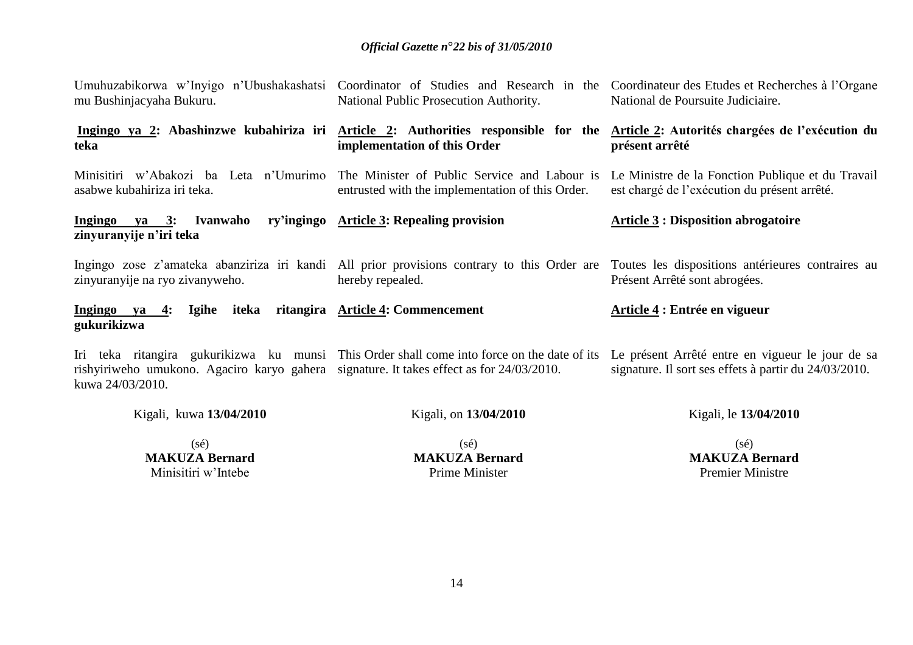Umuhuzabikorwa w'Inyigo n'Ubushakashatsi mu Bushinjacyaha Bukuru.

**Ingingo ya 2: Abashinzwe kubahiriza iri teka**

Minisitiri w'Abakozi ba Leta n'Umurimo asabwe kubahiriza iri teka.

**Ingingo ya 3: Ivanwaho ry'ingingo zinyuranyije n'iri teka**

Ingingo zose z'amateka abanziriza iri kandi zinyuranyije na ryo zivanyweho.

**Ingingo ya 4: Igihe iteka ritangira gukurikizwa**

Iri teka ritangira gukurikizwa ku munsi rishyiriweho umukono. Agaciro karyo gahera kuwa 24/03/2010.

Kigali, kuwa **13/04/2010**

(sé)
**MAKUZA Bernard**
Minisitiri w'Intebe

Coordinator of Studies and Research in the National Public Prosecution Authority.

**Article 2: Authorities responsible for the implementation of this Order**

The Minister of Public Service and Labour is entrusted with the implementation of this Order.

**Article 3: Repealing provision**

All prior provisions contrary to this Order are hereby repealed.

**Article 4: Commencement**

This Order shall come into force on the date of its signature. It takes effect as for 24/03/2010.

Kigali, on **13/04/2010**

(sé)
**MAKUZA Bernard**
Prime Minister

Coordinateur des Etudes et Recherches à l'Organe National de Poursuite Judiciaire.

**Article 2: Autorités chargées de l'exécution du présent arrêté**

Le Ministre de la Fonction Publique et du Travail est chargé de l'exécution du présent arrêté.

**Article 3 : Disposition abrogatoire**

Toutes les dispositions antérieures contraires au Présent Arrêté sont abrogées.

**Article 4 : Entrée en vigueur**

Le présent Arrêté entre en vigueur le jour de sa signature. Il sort ses effets à partir du 24/03/2010.

Kigali, le **13/04/2010**

(sé)
**MAKUZA Bernard**
Premier Ministre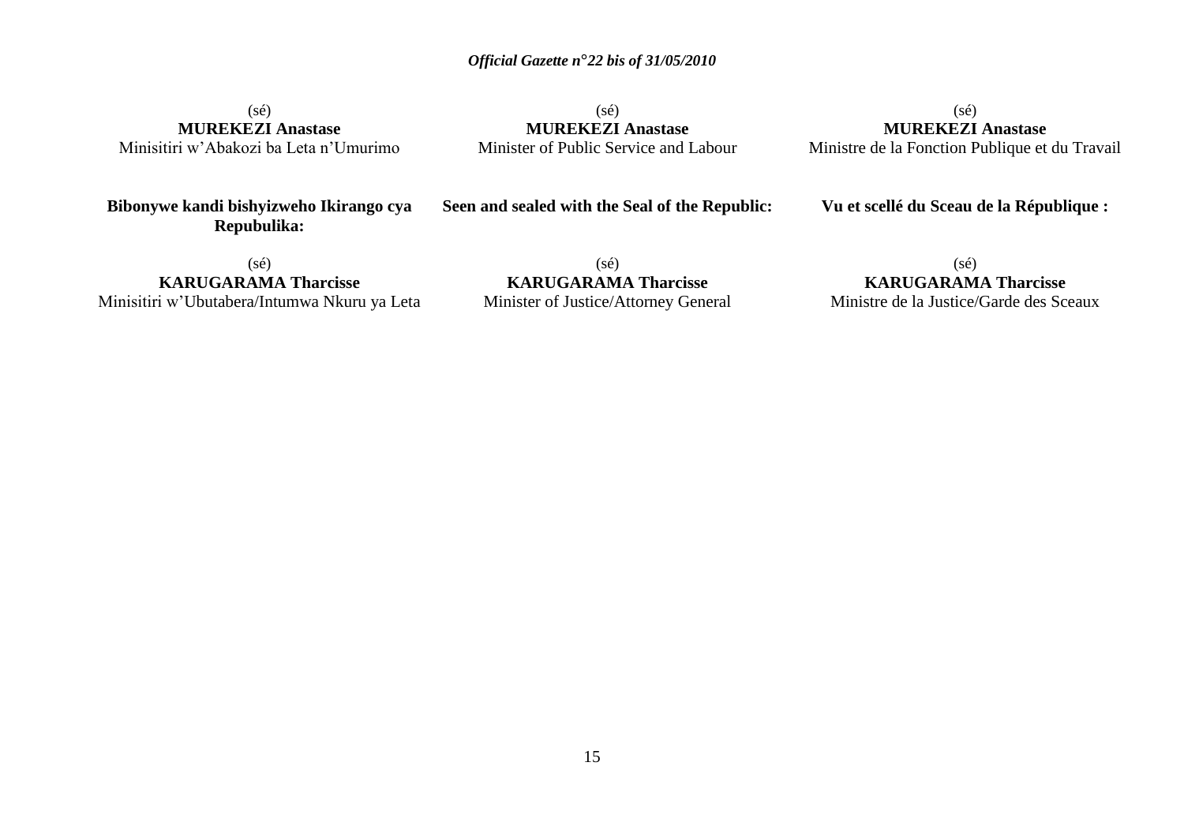(sé)
**MUREKEZI Anastase**
Minisitiri w'Abakozi ba Leta n'Umurimo

(sé)
**MUREKEZI Anastase**
Minister of Public Service and Labour

(sé)
**MUREKEZI Anastase**
Ministre de la Fonction Publique et du Travail

**Bibonywe kandi bishyizweho Ikirango cya Repubulika:**

(sé)
**KARUGARAMA Tharcisse**
Minisitiri w'Ubutabera/Intumwa Nkuru ya Leta

**Seen and sealed with the Seal of the Republic:**

(sé)
**KARUGARAMA Tharcisse**
Minister of Justice/Attorney General

**Vu et scellé du Sceau de la République :**

(sé)
**KARUGARAMA Tharcisse**
Ministre de la Justice/Garde des Sceaux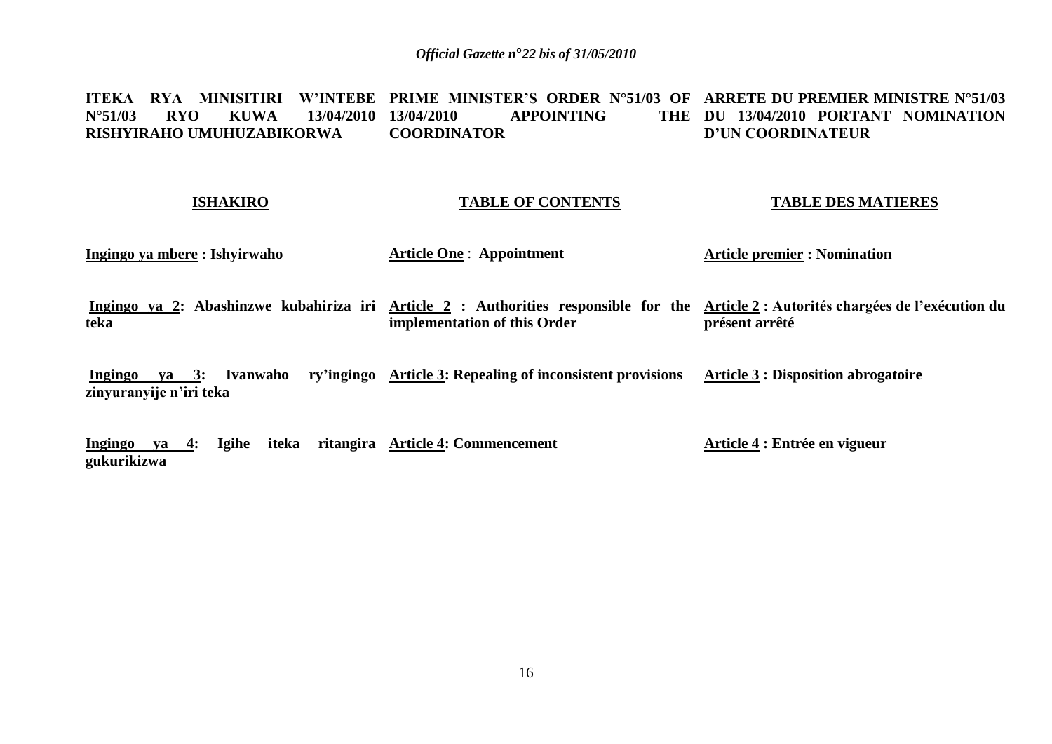**ITEKA RYA MINISITIRI W'INTEBE N°51/03 RYO KUWA 13/04/2010 RISHYIRAHO UMUHUZABIKORWA**

**ISHAKIRO**

**Ingingo ya mbere : Ishyirwaho**

**Ingingo ya 2: Abashinzwe kubahiriza iri teka**

**Ingingo ya 3: Ivanwaho ry'ingingo zinyuranyije n'iri teka**

**Ingingo ya 4: Igihe iteka ritangira gukurikizwa**

**PRIME MINISTER'S ORDER N°51/03 OF 13/04/2010 APPOINTING THE COORDINATOR**

**TABLE OF CONTENTS**

**Article One : Appointment**

**Article 2 : Authorities responsible for the implementation of this Order**

**Article 3: Repealing of inconsistent provisions**

**Article 4: Commencement**

**ARRETE DU PREMIER MINISTRE N°51/03 DU 13/04/2010 PORTANT NOMINATION D'UN COORDINATEUR**

**TABLE DES MATIERES**

**Article premier : Nomination**

**Article 2 : Autorités chargées de l'exécution du présent arrêté**

**Article 3 : Disposition abrogatoire**

**Article 4 : Entrée en vigueur**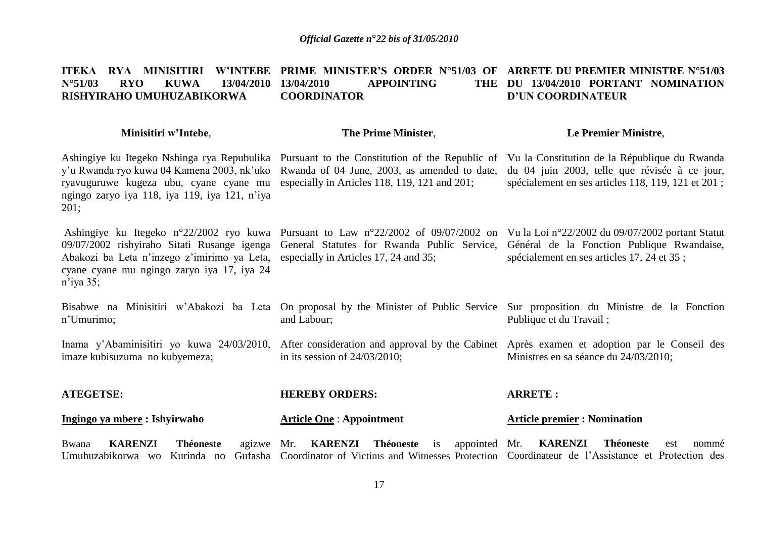**ITEKA RYA MINISITIRI W'INTEBE N°51/03 RYO KUWA 13/04/2010 RISHYIRAHO UMUHUZABIKORWA**

**Minisitiri w'Intebe**,

Ashingiye ku Itegeko Nshinga rya Repubulika y'u Rwanda ryo kuwa 04 Kamena 2003, nk'uko ryavuguruwe kugeza ubu, cyane cyane mu ngingo zaryo iya 118, iya 119, iya 121, n'iya 201;

Ashingiye ku Itegeko n°22/2002 ryo kuwa 09/07/2002 rishyiraho Sitati Rusange igenga Abakozi ba Leta n'inzego z'imirimo ya Leta, cyane cyane mu ngingo zaryo iya 17, iya 24 n'iya 35;

Bisabwe na Minisitiri w'Abakozi ba Leta n'Umurimo;

Inama y'Abaminisitiri yo kuwa 24/03/2010, imaze kubisuzuma no kubyemeza;

**ATEGETSE:**

**Ingingo ya mbere : Ishyirwaho**

Bwana **KARENZI Théoneste** agizwe Umuhuzabikorwa wo Kurinda no Gufasha

**PRIME MINISTER'S ORDER N°51/03 OF 13/04/2010 APPOINTING THE COORDINATOR**

**The Prime Minister**,

Pursuant to the Constitution of the Republic of Rwanda of 04 June, 2003, as amended to date, especially in Articles 118, 119, 121 and 201;

Pursuant to Law n°22/2002 of 09/07/2002 on General Statutes for Rwanda Public Service, especially in Articles 17, 24 and 35;

On proposal by the Minister of Public Service and Labour;

After consideration and approval by the Cabinet in its session of 24/03/2010;

**HEREBY ORDERS:**

**Article One : Appointment**

Mr. **KARENZI Théoneste** is appointed Coordinator of Victims and Witnesses Protection

**ARRETE DU PREMIER MINISTRE N°51/03 DU 13/04/2010 PORTANT NOMINATION D'UN COORDINATEUR**

**Le Premier Ministre**,

Vu la Constitution de la République du Rwanda du 04 juin 2003, telle que révisée à ce jour, spécialement en ses articles 118, 119, 121 et 201 ;

Vu la Loi n°22/2002 du 09/07/2002 portant Statut Général de la Fonction Publique Rwandaise, spécialement en ses articles 17, 24 et 35 ;

Sur proposition du Ministre de la Fonction Publique et du Travail ;

Après examen et adoption par le Conseil des Ministres en sa séance du 24/03/2010;

**ARRETE :**

**Article premier : Nomination**

Mr. **KARENZI Théoneste** est nommé Coordinateur de l'Assistance et Protection des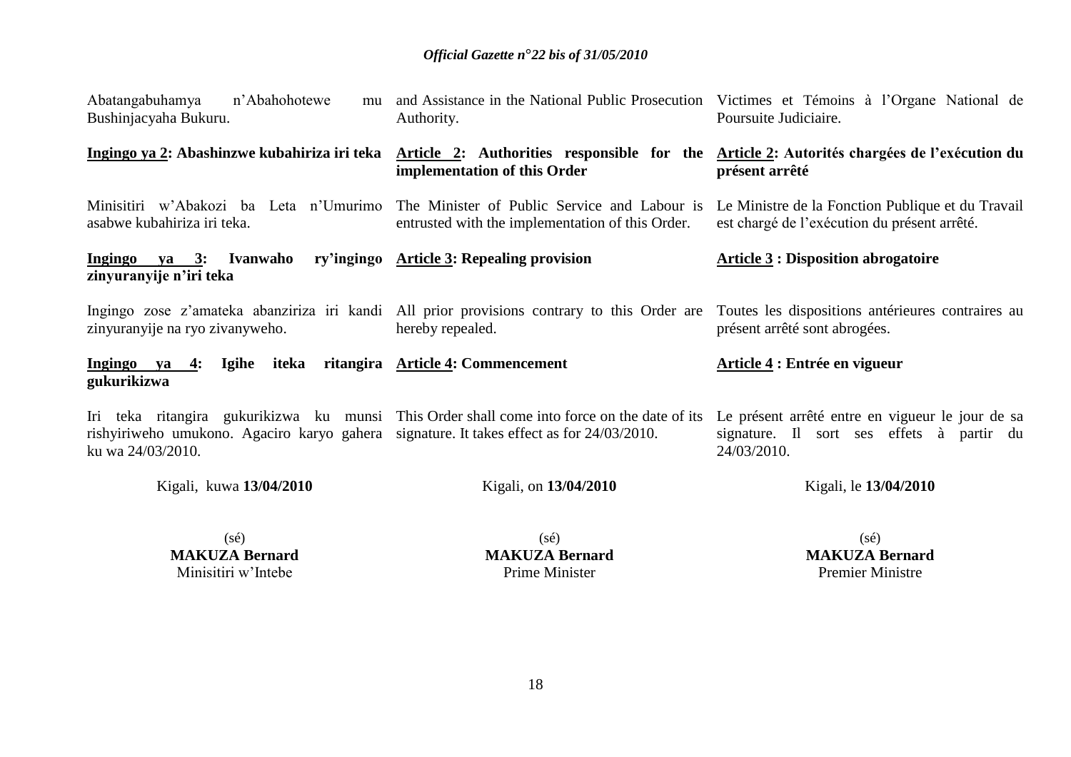Abatangabuhamya n'Abahohotewe mu Bushinjacyaha Bukuru.

**<u>Ingingo ya 2</u>: Abashinzwe kubahiriza iri teka**

Minisitiri w'Abakozi ba Leta n'Umurimo asabwe kubahiriza iri teka.

**<u>Ingingo ya 3</u>: Ivanwaho ry'ingingo zinyuranyije n'iri teka**

Ingingo zose z'amateka abanziriza iri kandi zinyuranyije na ryo zivanyweho.

**<u>Ingingo ya 4</u>: Igihe iteka ritangira gukurikizwa**

Iri teka ritangira gukurikizwa ku munsi rishyiriweho umukono. Agaciro karyo gahera ku wa 24/03/2010.

Kigali, kuwa **13/04/2010**

(sé)
**MAKUZA Bernard**
Minisitiri w'Intebe

---

and Assistance in the National Public Prosecution Authority.

**<u>Article 2</u>: Authorities responsible for the implementation of this Order**

The Minister of Public Service and Labour is entrusted with the implementation of this Order.

**<u>Article 3</u>: Repealing provision**

All prior provisions contrary to this Order are hereby repealed.

**<u>Article 4</u>: Commencement**

This Order shall come into force on the date of its signature. It takes effect as for 24/03/2010.

Kigali, on **13/04/2010**

(sé)
**MAKUZA Bernard**
Prime Minister

---

Victimes et Témoins à l'Organe National de Poursuite Judiciaire.

**<u>Article 2</u>: Autorités chargées de l'exécution du présent arrêté**

Le Ministre de la Fonction Publique et du Travail est chargé de l'exécution du présent arrêté.

**<u>Article 3</u> : Disposition abrogatoire**

Toutes les dispositions antérieures contraires au présent arrêté sont abrogées.

**<u>Article 4</u> : Entrée en vigueur**

Le présent arrêté entre en vigueur le jour de sa signature. Il sort ses effets à partir du 24/03/2010.

Kigali, le **13/04/2010**

(sé)
**MAKUZA Bernard**
Premier Ministre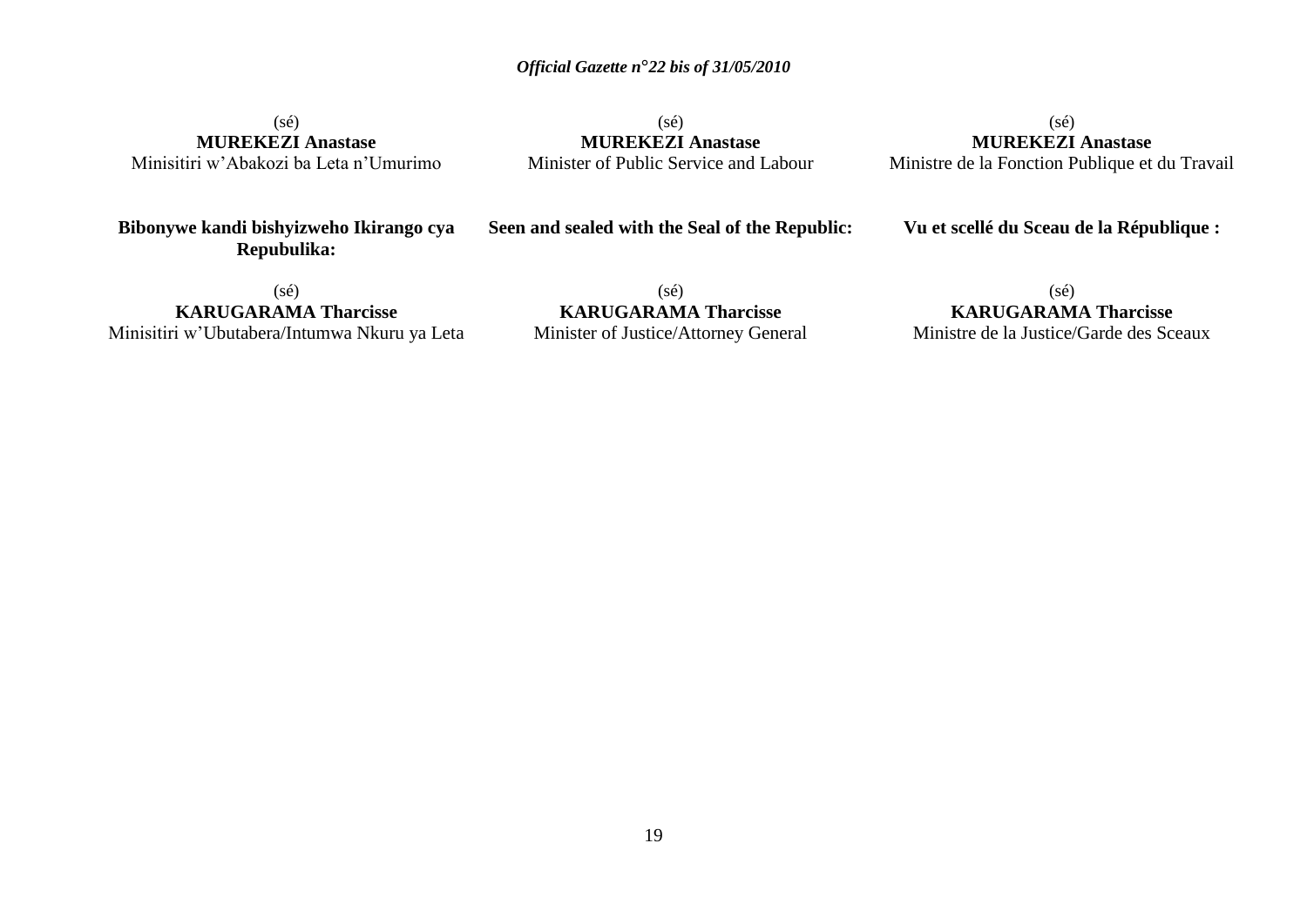(sé)
**MUREKEZI Anastase**
Minisitiri w'Abakozi ba Leta n'Umurimo

(sé)
**MUREKEZI Anastase**
Minister of Public Service and Labour

(sé)
**MUREKEZI Anastase**
Ministre de la Fonction Publique et du Travail

**Bibonywe kandi bishyizweho Ikirango cya Repubulika:**

**Seen and sealed with the Seal of the Republic:**

**Vu et scellé du Sceau de la République :**

(sé)
**KARUGARAMA Tharcisse**
Minisitiri w'Ubutabera/Intumwa Nkuru ya Leta

(sé)
**KARUGARAMA Tharcisse**
Minister of Justice/Attorney General

(sé)
**KARUGARAMA Tharcisse**
Ministre de la Justice/Garde des Sceaux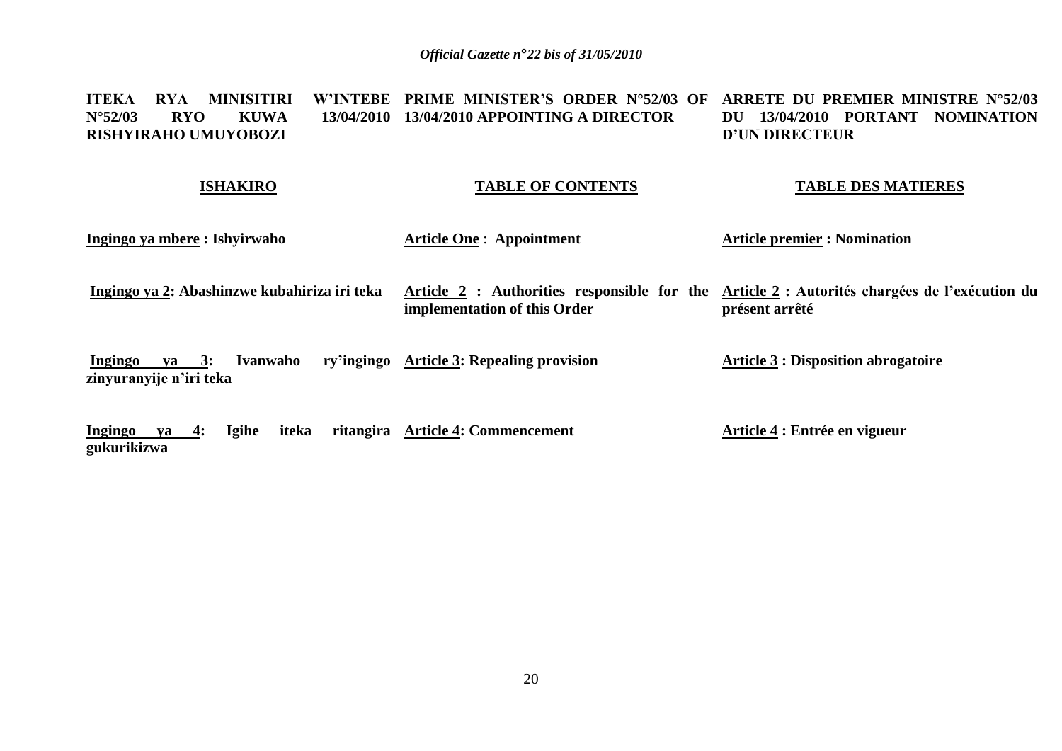**ITEKA RYA MINISITIRI W'INTEBE N°52/03 RYO KUWA 13/04/2010 RISHYIRAHO UMUYOBOZI**

**ISHAKIRO**

**Ingingo ya mbere : Ishyirwaho**

**Ingingo ya 2: Abashinzwe kubahiriza iri teka**

**Ingingo ya 3: Ivanwaho ry'ingingo zinyuranyije n'iri teka**

**Ingingo ya 4: Igihe iteka ritangira gukurikizwa**

**PRIME MINISTER'S ORDER N°52/03 OF 13/04/2010 APPOINTING A DIRECTOR**

**TABLE OF CONTENTS**

**Article One : Appointment**

**Article 2 : Authorities responsible for the implementation of this Order**

**Article 3: Repealing provision**

**Article 4: Commencement**

**ARRETE DU PREMIER MINISTRE N°52/03 DU 13/04/2010 PORTANT NOMINATION D'UN DIRECTEUR**

**TABLE DES MATIERES**

**Article premier : Nomination**

**Article 2 : Autorités chargées de l'exécution du présent arrêté**

**Article 3 : Disposition abrogatoire**

**Article 4 : Entrée en vigueur**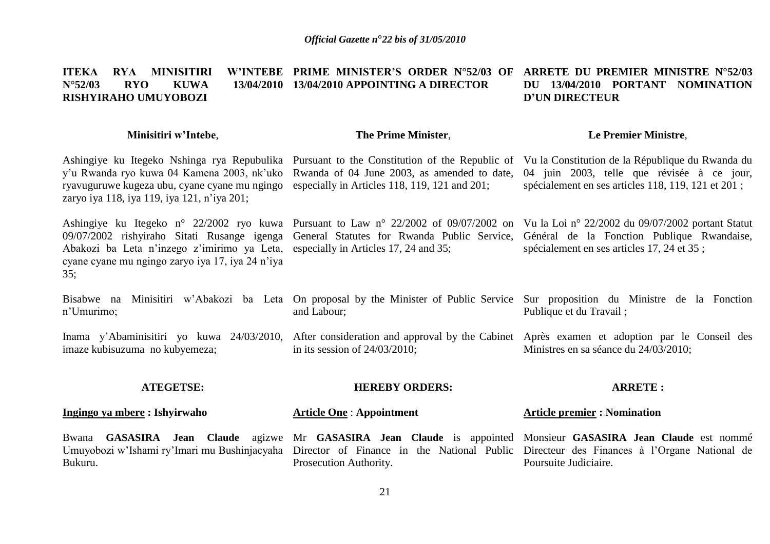**ITEKA RYA MINISITIRI W'INTEBE N°52/03 RYO KUWA 13/04/2010 RISHYIRAHO UMUYOBOZI**

**Minisitiri w'Intebe**,

Ashingiye ku Itegeko Nshinga rya Repubulika y'u Rwanda ryo kuwa 04 Kamena 2003, nk'uko ryavuguruwe kugeza ubu, cyane cyane mu ngingo zaryo iya 118, iya 119, iya 121, n'iya 201;

Ashingiye ku Itegeko n° 22/2002 ryo kuwa 09/07/2002 rishyiraho Sitati Rusange igenga Abakozi ba Leta n'inzego z'imirimo ya Leta, cyane cyane mu ngingo zaryo iya 17, iya 24 n'iya 35;

Bisabwe na Minisitiri w'Abakozi ba Leta n'Umurimo;

Inama y'Abaminisitiri yo kuwa 24/03/2010, imaze kubisuzuma no kubyemeza;

**ATEGETSE:**

**Ingingo ya mbere : Ishyirwaho**

Bwana **GASASIRA Jean Claude** agizwe Umuyobozi w'Ishami ry'Imari mu Bushinjacyaha Bukuru.

**PRIME MINISTER'S ORDER N°52/03 OF 13/04/2010 APPOINTING A DIRECTOR**

**The Prime Minister**,

Pursuant to the Constitution of the Republic of Rwanda of 04 June 2003, as amended to date, especially in Articles 118, 119, 121 and 201;

Pursuant to Law n° 22/2002 of 09/07/2002 on General Statutes for Rwanda Public Service, especially in Articles 17, 24 and 35;

On proposal by the Minister of Public Service and Labour;

After consideration and approval by the Cabinet in its session of 24/03/2010;

**HEREBY ORDERS:**

**Article One** : **Appointment**

Mr **GASASIRA Jean Claude** is appointed Director of Finance in the National Public Prosecution Authority.

**ARRETE DU PREMIER MINISTRE N°52/03 DU 13/04/2010 PORTANT NOMINATION D'UN DIRECTEUR**

**Le Premier Ministre**,

Vu la Constitution de la République du Rwanda du 04 juin 2003, telle que révisée à ce jour, spécialement en ses articles 118, 119, 121 et 201 ;

Vu la Loi n° 22/2002 du 09/07/2002 portant Statut Général de la Fonction Publique Rwandaise, spécialement en ses articles 17, 24 et 35 ;

Sur proposition du Ministre de la Fonction Publique et du Travail ;

Après examen et adoption par le Conseil des Ministres en sa séance du 24/03/2010;

**ARRETE :**

**Article premier : Nomination**

Monsieur **GASASIRA Jean Claude** est nommé Directeur des Finances à l'Organe National de Poursuite Judiciaire.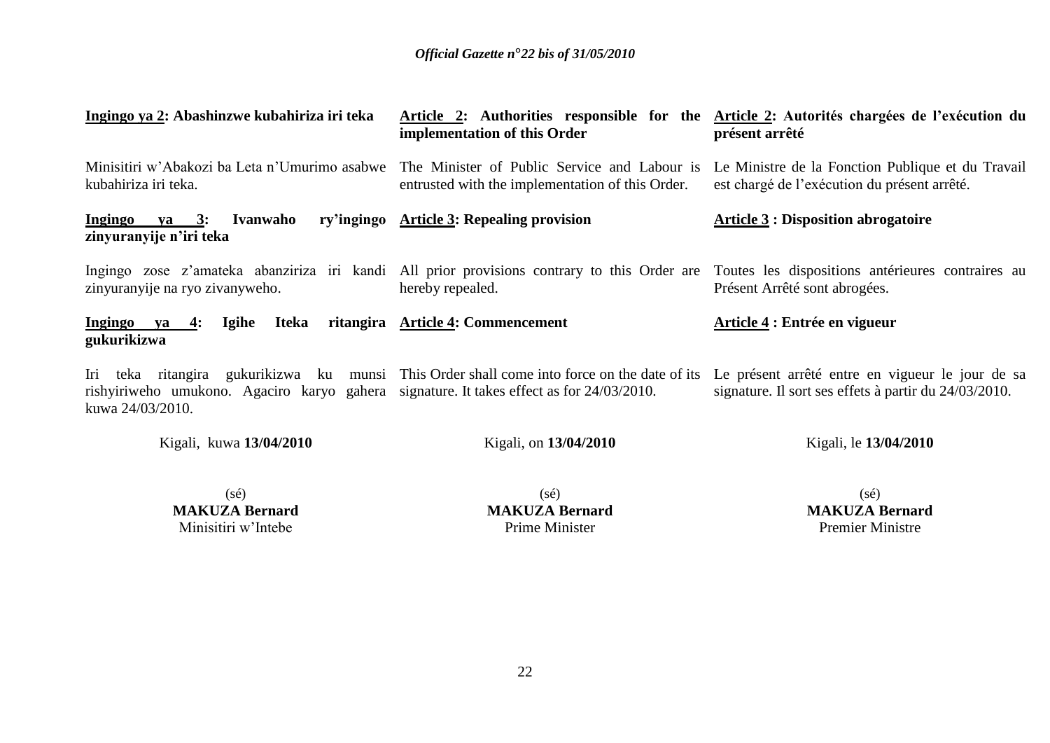**Ingingo ya 2: Abashinzwe kubahiriza iri teka**

Minisitiri w'Abakozi ba Leta n'Umurimo asabwe kubahiriza iri teka.

**Ingingo ya 3: Ivanwaho ry'ingingo zinyuranyije n'iri teka**

Ingingo zose z'amateka abanziriza iri kandi zinyuranyije na ryo zivanyweho.

**Ingingo ya 4: Igihe Iteka ritangira gukurikizwa**

Iri teka ritangira gukurikizwa ku munsi rishyiriweho umukono. Agaciro karyo gahera kuwa 24/03/2010.

Kigali, kuwa **13/04/2010**

(sé)
**MAKUZA Bernard**
Minisitiri w'Intebe

**Article 2: Authorities responsible for the implementation of this Order**

The Minister of Public Service and Labour is entrusted with the implementation of this Order.

**Article 3: Repealing provision**

All prior provisions contrary to this Order are hereby repealed.

**Article 4: Commencement**

This Order shall come into force on the date of its signature. It takes effect as for 24/03/2010.

Kigali, on **13/04/2010**

(sé)
**MAKUZA Bernard**
Prime Minister

**Article 2: Autorités chargées de l'exécution du présent arrêté**

Le Ministre de la Fonction Publique et du Travail est chargé de l'exécution du présent arrêté.

**Article 3 : Disposition abrogatoire**

Toutes les dispositions antérieures contraires au Présent Arrêté sont abrogées.

**Article 4 : Entrée en vigueur**

Le présent arrêté entre en vigueur le jour de sa signature. Il sort ses effets à partir du 24/03/2010.

Kigali, le **13/04/2010**

(sé)
**MAKUZA Bernard**
Premier Ministre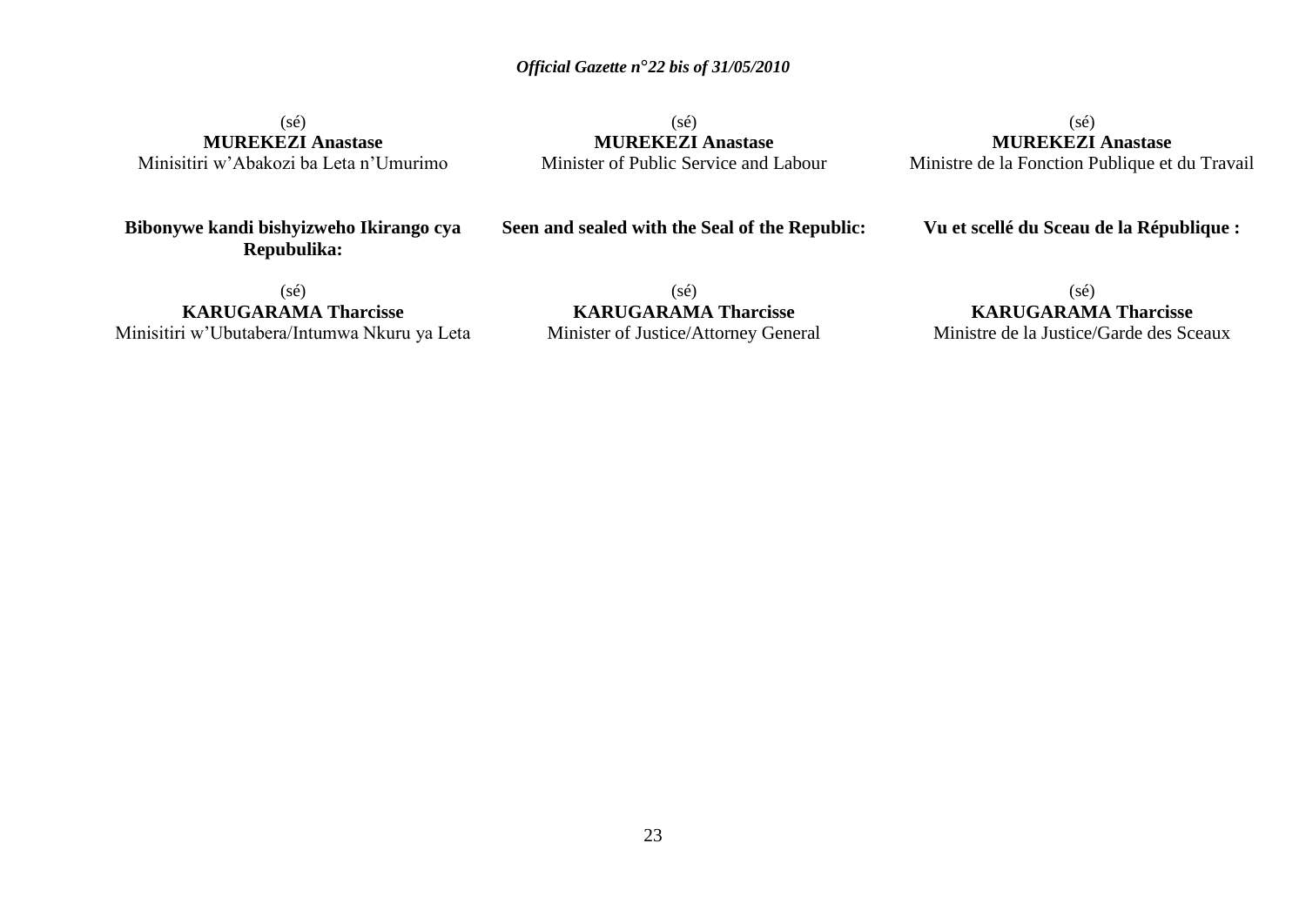(sé)
**MUREKEZI Anastase**
Minisitiri w'Abakozi ba Leta n'Umurimo

(sé)
**MUREKEZI Anastase**
Minister of Public Service and Labour

(sé)
**MUREKEZI Anastase**
Ministre de la Fonction Publique et du Travail

**Bibonywe kandi bishyizweho Ikirango cya Repubulika:**

**Seen and sealed with the Seal of the Republic:**

**Vu et scellé du Sceau de la République :**

(sé)
**KARUGARAMA Tharcisse**
Minisitiri w'Ubutabera/Intumwa Nkuru ya Leta

(sé)
**KARUGARAMA Tharcisse**
Minister of Justice/Attorney General

(sé)
**KARUGARAMA Tharcisse**
Ministre de la Justice/Garde des Sceaux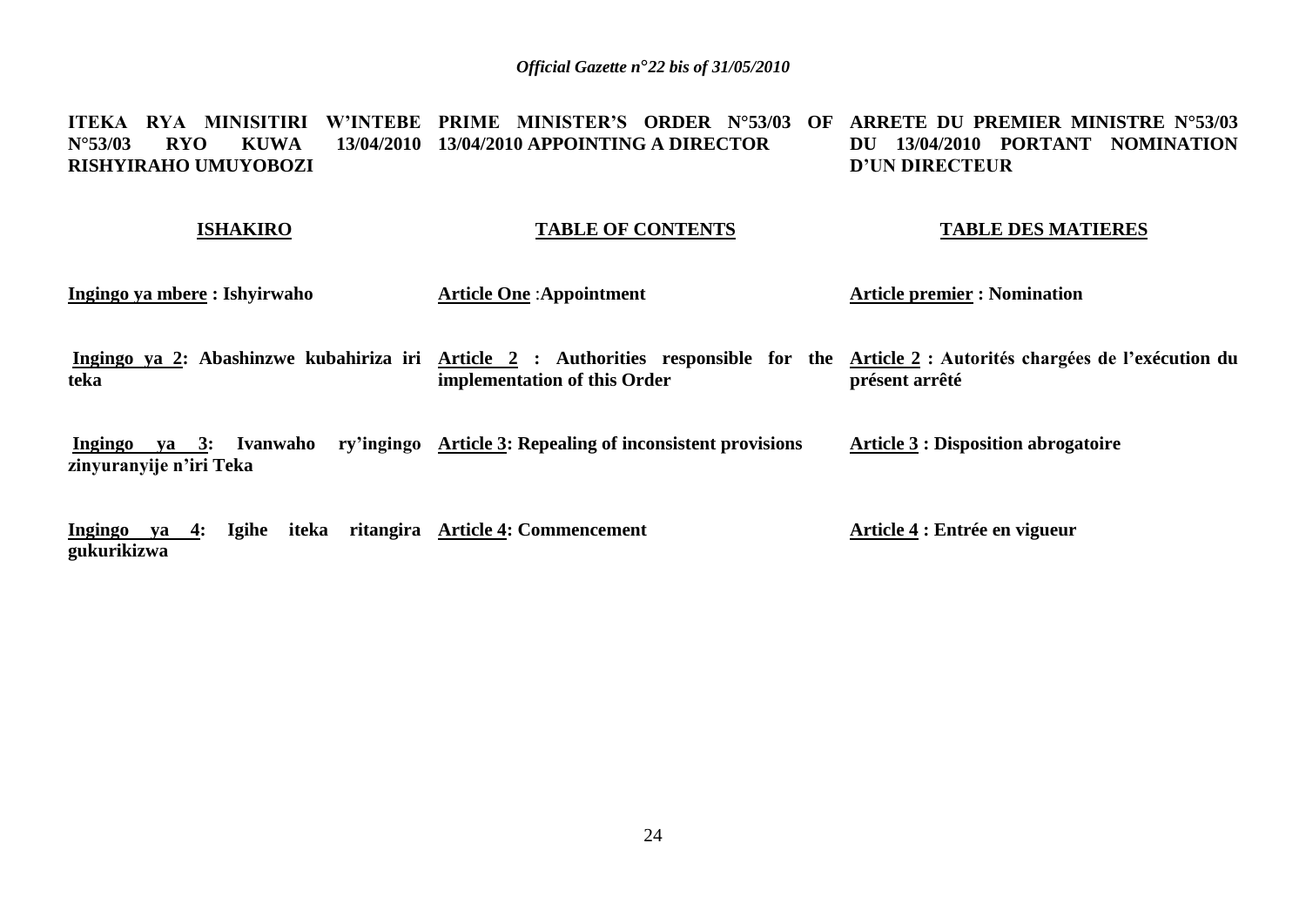**ITEKA RYA MINISITIRI W'INTEBE N°53/03 RYO KUWA 13/04/2010 RISHYIRAHO UMUYOBOZI**

**ISHAKIRO**

**Ingingo ya mbere : Ishyirwaho**

**Ingingo ya 2: Abashinzwe kubahiriza iri teka**

**Ingingo ya 3: Ivanwaho ry'ingingo zinyuranyije n'iri Teka**

**Ingingo ya 4: Igihe iteka ritangira gukurikizwa**

**PRIME MINISTER'S ORDER N°53/03 OF 13/04/2010 APPOINTING A DIRECTOR**

**TABLE OF CONTENTS**

**Article One :Appointment**

**Article 2 : Authorities responsible for the implementation of this Order**

**Article 3: Repealing of inconsistent provisions**

**Article 4: Commencement**

**ARRETE DU PREMIER MINISTRE N°53/03 DU 13/04/2010 PORTANT NOMINATION D'UN DIRECTEUR**

**TABLE DES MATIERES**

**Article premier : Nomination**

**Article 2 : Autorités chargées de l'exécution du présent arrêté**

**Article 3 : Disposition abrogatoire**

**Article 4 : Entrée en vigueur**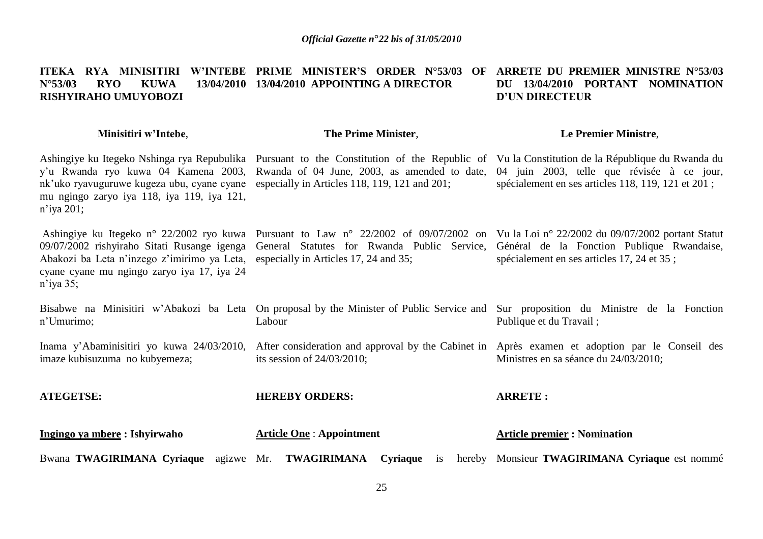**ITEKA RYA MINISITIRI W'INTEBE N°53/03 RYO KUWA 13/04/2010 RISHYIRAHO UMUYOBOZI**

**Minisitiri w'Intebe**,

Ashingiye ku Itegeko Nshinga rya Repubulika y'u Rwanda ryo kuwa 04 Kamena 2003, nk'uko ryavuguruwe kugeza ubu, cyane cyane mu ngingo zaryo iya 118, iya 119, iya 121, n'iya 201;

Ashingiye ku Itegeko n° 22/2002 ryo kuwa 09/07/2002 rishyiraho Sitati Rusange igenga Abakozi ba Leta n'inzego z'imirimo ya Leta, cyane cyane mu ngingo zaryo iya 17, iya 24 n'iya 35;

Bisabwe na Minisitiri w'Abakozi ba Leta n'Umurimo;

Inama y'Abaminisitiri yo kuwa 24/03/2010, imaze kubisuzuma no kubyemeza;

**ATEGETSE:**

**Ingingo ya mbere : Ishyirwaho**

Bwana **TWAGIRIMANA Cyriaque** agizwe

**PRIME MINISTER'S ORDER N°53/03 OF 13/04/2010 APPOINTING A DIRECTOR**

**The Prime Minister**,

Pursuant to the Constitution of the Republic of Rwanda of 04 June, 2003, as amended to date, especially in Articles 118, 119, 121 and 201;

Pursuant to Law n° 22/2002 of 09/07/2002 on General Statutes for Rwanda Public Service, especially in Articles 17, 24 and 35;

On proposal by the Minister of Public Service and Labour

After consideration and approval by the Cabinet in its session of 24/03/2010;

**HEREBY ORDERS:**

**Article One : Appointment**

Mr. **TWAGIRIMANA Cyriaque** is hereby

**ARRETE DU PREMIER MINISTRE N°53/03 DU 13/04/2010 PORTANT NOMINATION D'UN DIRECTEUR**

**Le Premier Ministre**,

Vu la Constitution de la République du Rwanda du 04 juin 2003, telle que révisée à ce jour, spécialement en ses articles 118, 119, 121 et 201 ;

Vu la Loi n° 22/2002 du 09/07/2002 portant Statut Général de la Fonction Publique Rwandaise, spécialement en ses articles 17, 24 et 35 ;

Sur proposition du Ministre de la Fonction Publique et du Travail ;

Après examen et adoption par le Conseil des Ministres en sa séance du 24/03/2010;

**ARRETE :**

**Article premier : Nomination**

Monsieur **TWAGIRIMANA Cyriaque** est nommé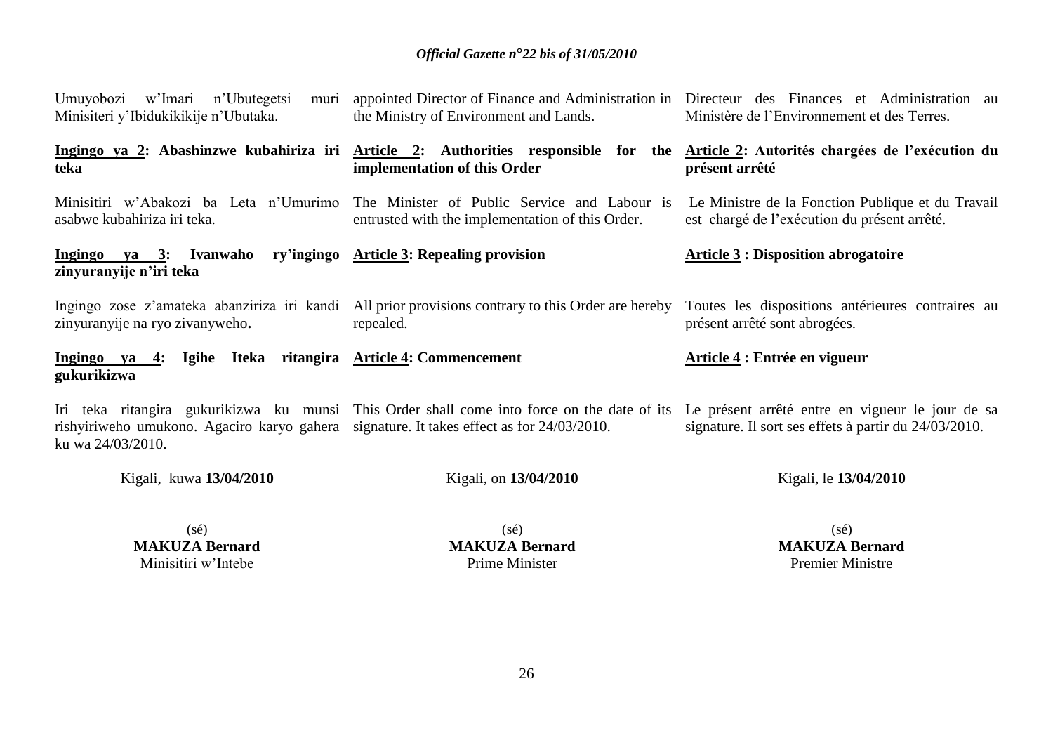Umuyobozi w'Imari n'Ubutegetsi muri Minisiteri y'Ibidukikikije n'Ubutaka.

**Ingingo ya 2: Abashinzwe kubahiriza iri teka**

Minisitiri w'Abakozi ba Leta n'Umurimo asabwe kubahiriza iri teka.

**Ingingo ya 3: Ivanwaho ry'ingingo zinyuranyije n'iri teka**

Ingingo zose z'amateka abanziriza iri kandi zinyuranyije na ryo zivanyweho**.**

**Ingingo ya 4: Igihe Iteka ritangira gukurikizwa**

Iri teka ritangira gukurikizwa ku munsi rishyiriweho umukono. Agaciro karyo gahera ku wa 24/03/2010.

Kigali, kuwa **13/04/2010**

(sé)
**MAKUZA Bernard**
Minisitiri w'Intebe

appointed Director of Finance and Administration in the Ministry of Environment and Lands.

**Article 2: Authorities responsible for the implementation of this Order**

The Minister of Public Service and Labour is entrusted with the implementation of this Order.

**Article 3: Repealing provision**

All prior provisions contrary to this Order are hereby repealed.

**Article 4: Commencement**

This Order shall come into force on the date of its signature. It takes effect as for 24/03/2010.

Kigali, on **13/04/2010**

(sé)
**MAKUZA Bernard**
Prime Minister

Directeur des Finances et Administration au Ministère de l'Environnement et des Terres.

**Article 2: Autorités chargées de l'exécution du présent arrêté**

Le Ministre de la Fonction Publique et du Travail est chargé de l'exécution du présent arrêté.

**Article 3 : Disposition abrogatoire**

Toutes les dispositions antérieures contraires au présent arrêté sont abrogées.

**Article 4 : Entrée en vigueur**

Le présent arrêté entre en vigueur le jour de sa signature. Il sort ses effets à partir du 24/03/2010.

Kigali, le **13/04/2010**

(sé)
**MAKUZA Bernard**
Premier Ministre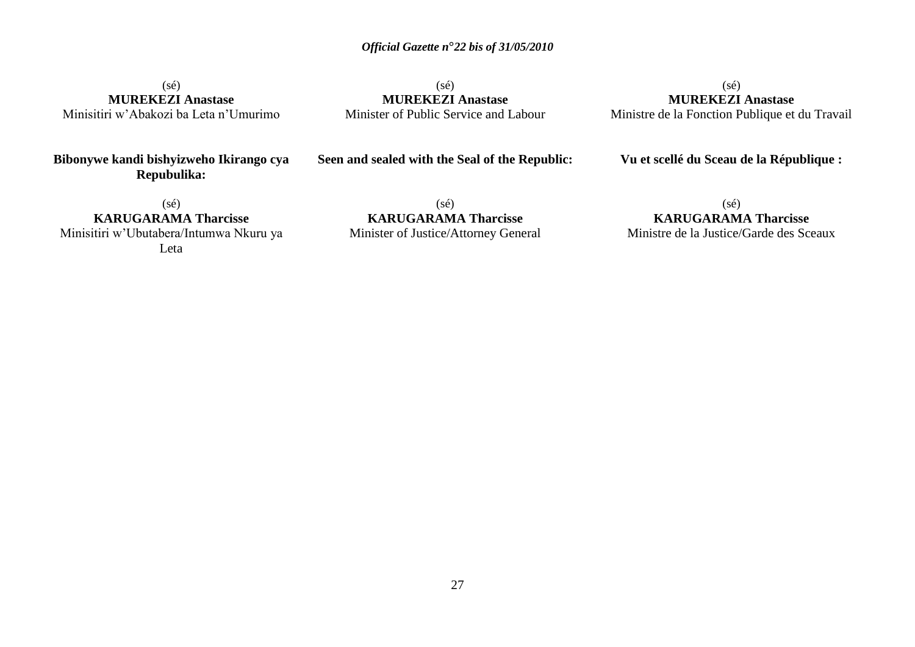(sé)
**MUREKEZI Anastase**
Minisitiri w'Abakozi ba Leta n'Umurimo

(sé)
**MUREKEZI Anastase**
Minister of Public Service and Labour

(sé)
**MUREKEZI Anastase**
Ministre de la Fonction Publique et du Travail

**Bibonywe kandi bishyizweho Ikirango cya Repubulika:**

(sé)
**KARUGARAMA Tharcisse**
Minisitiri w'Ubutabera/Intumwa Nkuru ya Leta

**Seen and sealed with the Seal of the Republic:**

(sé)
**KARUGARAMA Tharcisse**
Minister of Justice/Attorney General

**Vu et scellé du Sceau de la République :**

(sé)
**KARUGARAMA Tharcisse**
Ministre de la Justice/Garde des Sceaux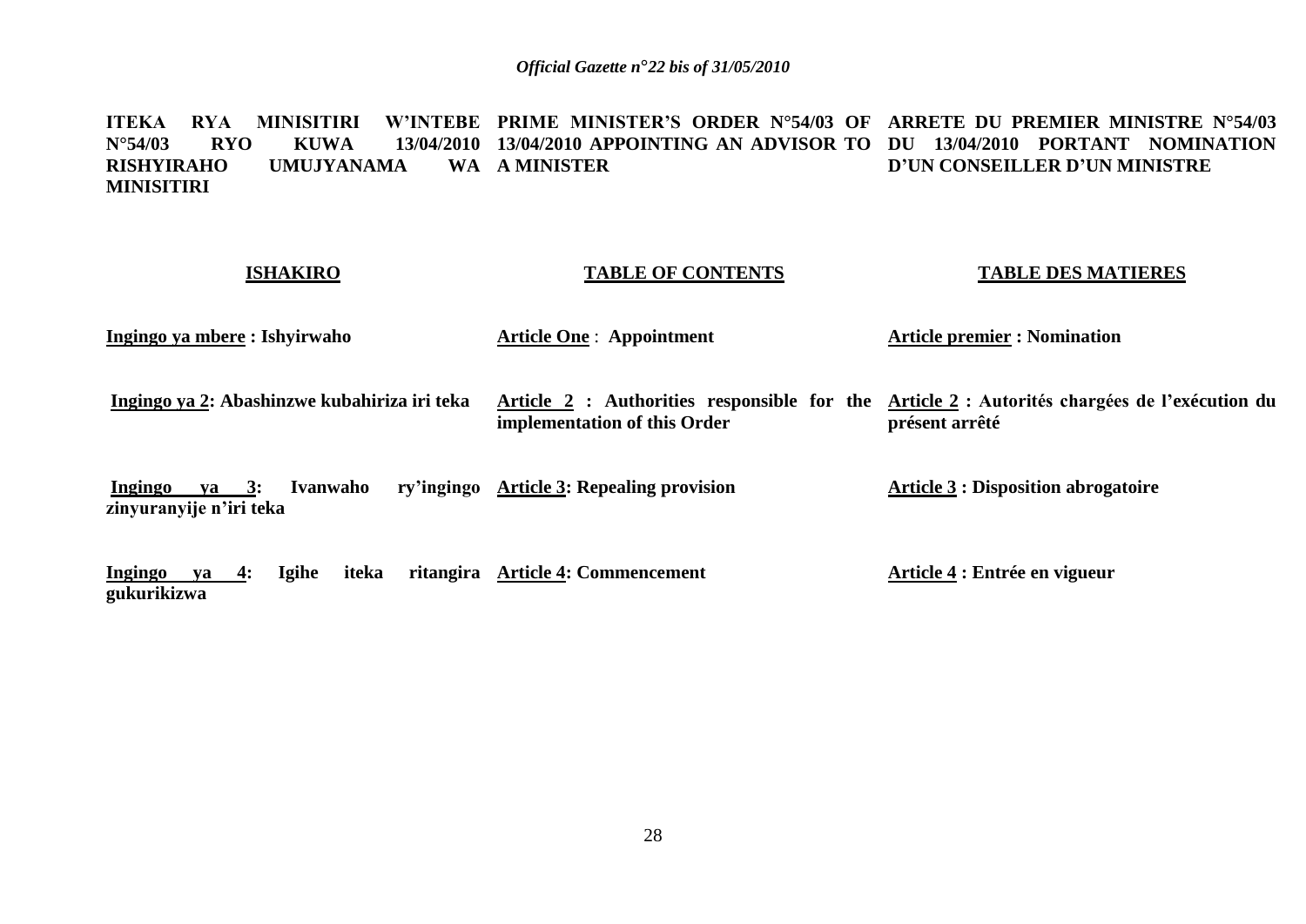**ITEKA RYA MINISITIRI W'INTEBE N°54/03 RYO KUWA 13/04/2010 RISHYIRAHO UMUJYANAMA WA MINISITIRI**

**ISHAKIRO**

**Ingingo ya mbere : Ishyirwaho**

**Ingingo ya 2: Abashinzwe kubahiriza iri teka**

**Ingingo ya 3: Ivanwaho ry'ingingo zinyuranyije n'iri teka**

**Ingingo ya 4: Igihe iteka ritangira gukurikizwa**

**PRIME MINISTER'S ORDER N°54/03 OF 13/04/2010 APPOINTING AN ADVISOR TO A MINISTER**

**TABLE OF CONTENTS**

**Article One : Appointment**

**Article 2 : Authorities responsible for the implementation of this Order**

**Article 3: Repealing provision**

**Article 4: Commencement**

**ARRETE DU PREMIER MINISTRE N°54/03 DU 13/04/2010 PORTANT NOMINATION D'UN CONSEILLER D'UN MINISTRE**

**TABLE DES MATIERES**

**Article premier : Nomination**

**Article 2 : Autorités chargées de l'exécution du présent arrêté**

**Article 3 : Disposition abrogatoire**

**Article 4 : Entrée en vigueur**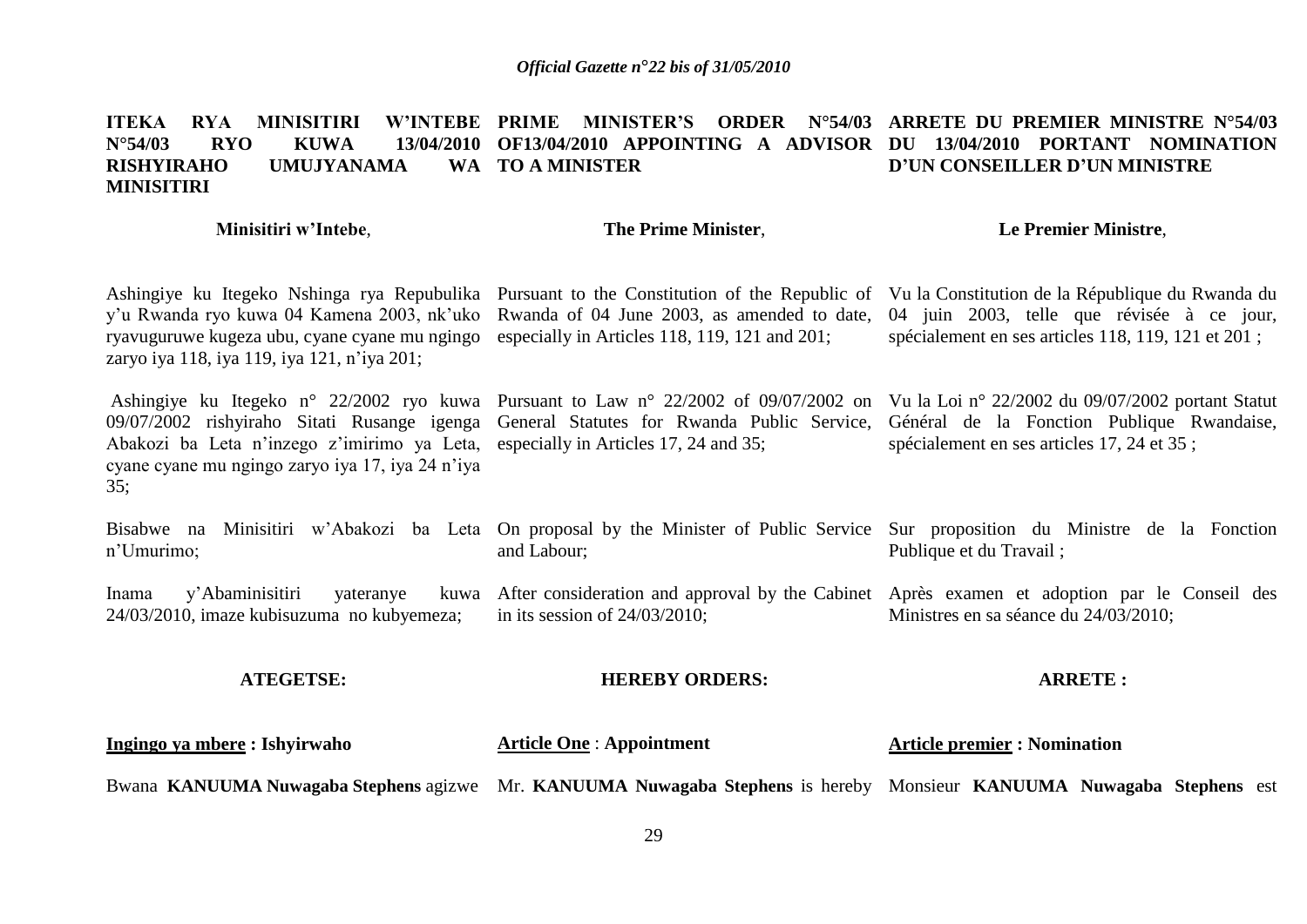**ITEKA RYA MINISITIRI W'INTEBE N°54/03 RYO KUWA 13/04/2010 RISHYIRAHO UMUJYANAMA WA MINISITIRI**

**Minisitiri w'Intebe**,

Ashingiye ku Itegeko Nshinga rya Repubulika y'u Rwanda ryo kuwa 04 Kamena 2003, nk'uko ryavuguruwe kugeza ubu, cyane cyane mu ngingo zaryo iya 118, iya 119, iya 121, n'iya 201;

Ashingiye ku Itegeko n° 22/2002 ryo kuwa 09/07/2002 rishyiraho Sitati Rusange igenga Abakozi ba Leta n'inzego z'imirimo ya Leta, cyane cyane mu ngingo zaryo iya 17, iya 24 n'iya 35;

Bisabwe na Minisitiri w'Abakozi ba Leta n'Umurimo;

Inama y'Abaminisitiri yateranye kuwa 24/03/2010, imaze kubisuzuma no kubyemeza;

**ATEGETSE:**

**Ingingo ya mbere : Ishyirwaho**

Bwana **KANUUMA Nuwagaba Stephens** agizwe

**PRIME MINISTER'S ORDER N°54/03 OF13/04/2010 APPOINTING A ADVISOR TO A MINISTER**

**The Prime Minister**,

Pursuant to the Constitution of the Republic of Rwanda of 04 June 2003, as amended to date, especially in Articles 118, 119, 121 and 201;

Pursuant to Law n° 22/2002 of 09/07/2002 on General Statutes for Rwanda Public Service, especially in Articles 17, 24 and 35;

On proposal by the Minister of Public Service and Labour;

After consideration and approval by the Cabinet in its session of 24/03/2010;

**HEREBY ORDERS:**

**Article One** : **Appointment**

Mr. **KANUUMA Nuwagaba Stephens** is hereby

**ARRETE DU PREMIER MINISTRE N°54/03 DU 13/04/2010 PORTANT NOMINATION D'UN CONSEILLER D'UN MINISTRE**

**Le Premier Ministre**,

Vu la Constitution de la République du Rwanda du 04 juin 2003, telle que révisée à ce jour, spécialement en ses articles 118, 119, 121 et 201 ;

Vu la Loi n° 22/2002 du 09/07/2002 portant Statut Général de la Fonction Publique Rwandaise, spécialement en ses articles 17, 24 et 35 ;

Sur proposition du Ministre de la Fonction Publique et du Travail ;

Après examen et adoption par le Conseil des Ministres en sa séance du 24/03/2010;

**ARRETE :**

**Article premier : Nomination**

Monsieur **KANUUMA Nuwagaba Stephens** est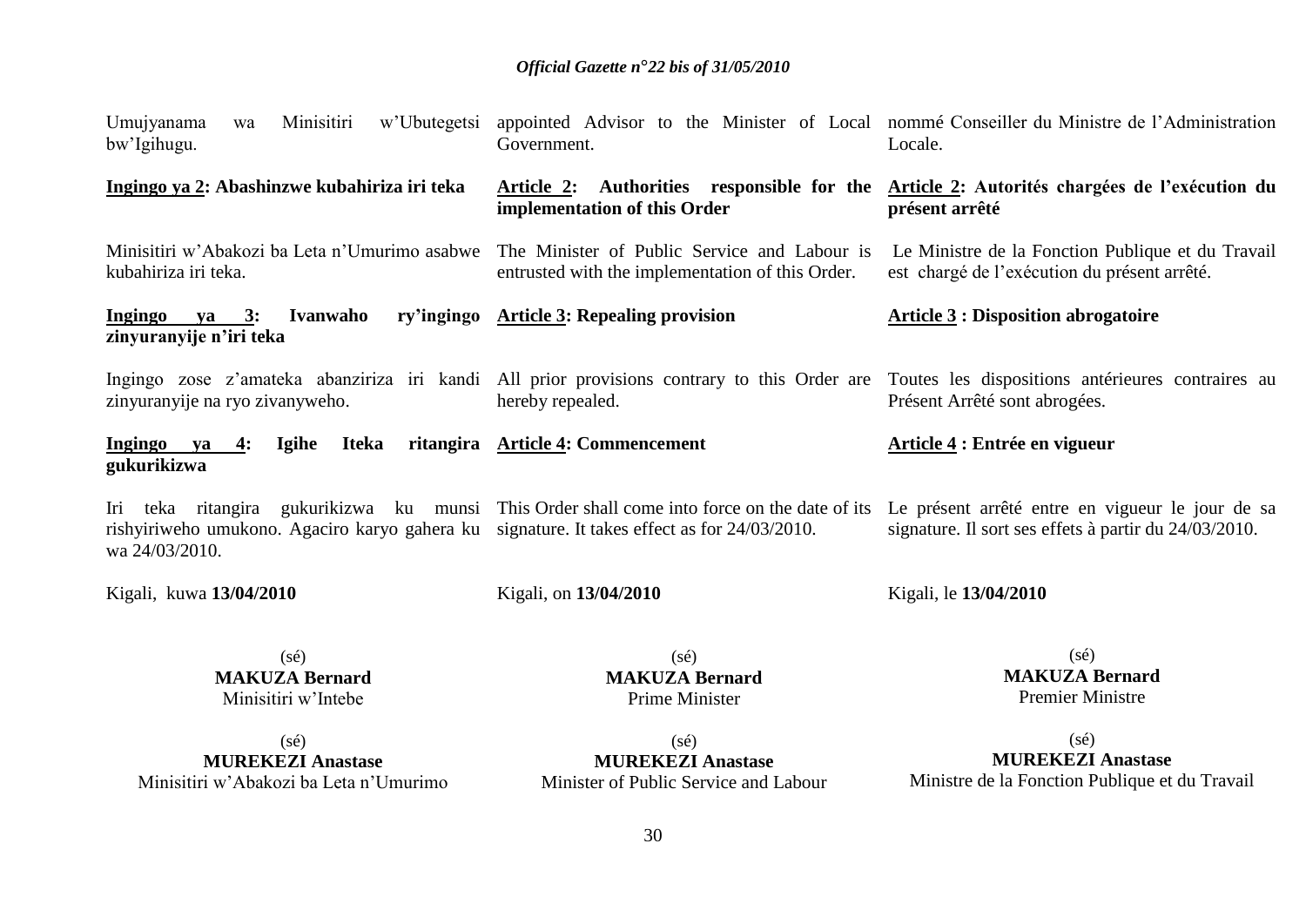Umujyanama wa Minisitiri w'Ubutegetsi bw'Igihugu.

**Ingingo ya 2: Abashinzwe kubahiriza iri teka**

Minisitiri w'Abakozi ba Leta n'Umurimo asabwe kubahiriza iri teka.

**Ingingo ya 3: Ivanwaho ry'ingingo zinyuranyije n'iri teka**

Ingingo zose z'amateka abanziriza iri kandi zinyuranyije na ryo zivanyweho.

**Ingingo ya 4: Igihe Iteka ritangira gukurikizwa**

Iri teka ritangira gukurikizwa ku munsi rishyiriweho umukono. Agaciro karyo gahera ku wa 24/03/2010.

Kigali, kuwa **13/04/2010**

(sé)
**MAKUZA Bernard**
Minisitiri w'Intebe

(sé)
**MUREKEZI Anastase**
Minisitiri w'Abakozi ba Leta n'Umurimo

appointed Advisor to the Minister of Local Government.

**Article 2: Authorities responsible for the implementation of this Order**

The Minister of Public Service and Labour is entrusted with the implementation of this Order.

**Article 3: Repealing provision**

All prior provisions contrary to this Order are hereby repealed.

**Article 4: Commencement**

This Order shall come into force on the date of its signature. It takes effect as for 24/03/2010.

Kigali, on **13/04/2010**

(sé)
**MAKUZA Bernard**
Prime Minister

(sé)
**MUREKEZI Anastase**
Minister of Public Service and Labour

nommé Conseiller du Ministre de l'Administration Locale.

**Article 2: Autorités chargées de l'exécution du présent arrêté**

Le Ministre de la Fonction Publique et du Travail est chargé de l'exécution du présent arrêté.

**Article 3 : Disposition abrogatoire**

Toutes les dispositions antérieures contraires au Présent Arrêté sont abrogées.

**Article 4 : Entrée en vigueur**

Le présent arrêté entre en vigueur le jour de sa signature. Il sort ses effets à partir du 24/03/2010.

Kigali, le **13/04/2010**

(sé)
**MAKUZA Bernard**
Premier Ministre

(sé)
**MUREKEZI Anastase**
Ministre de la Fonction Publique et du Travail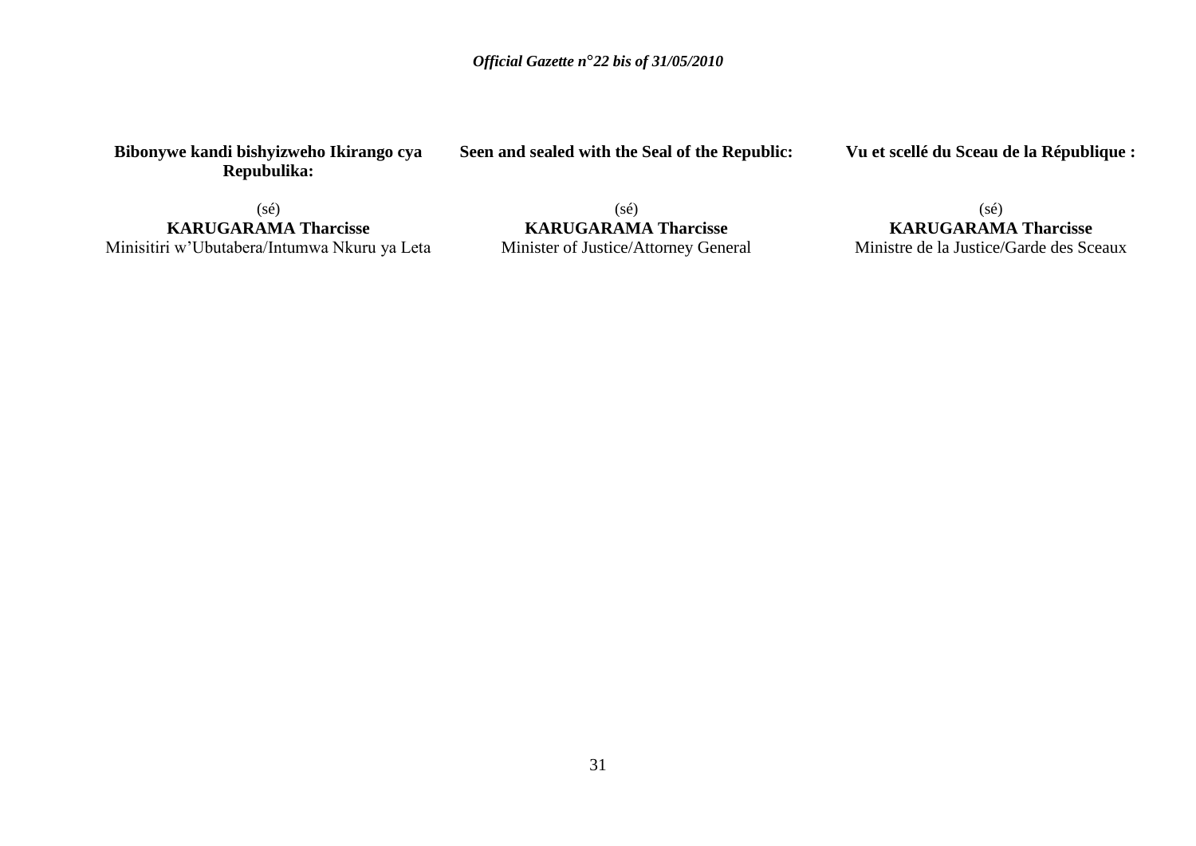**Bibonywe kandi bishyizweho Ikirango cya Repubulika:**

(sé)
**KARUGARAMA Tharcisse**
Minisitiri w'Ubutabera/Intumwa Nkuru ya Leta

**Seen and sealed with the Seal of the Republic:**

(sé)
**KARUGARAMA Tharcisse**
Minister of Justice/Attorney General

**Vu et scellé du Sceau de la République :**

(sé)
**KARUGARAMA Tharcisse**
Ministre de la Justice/Garde des Sceaux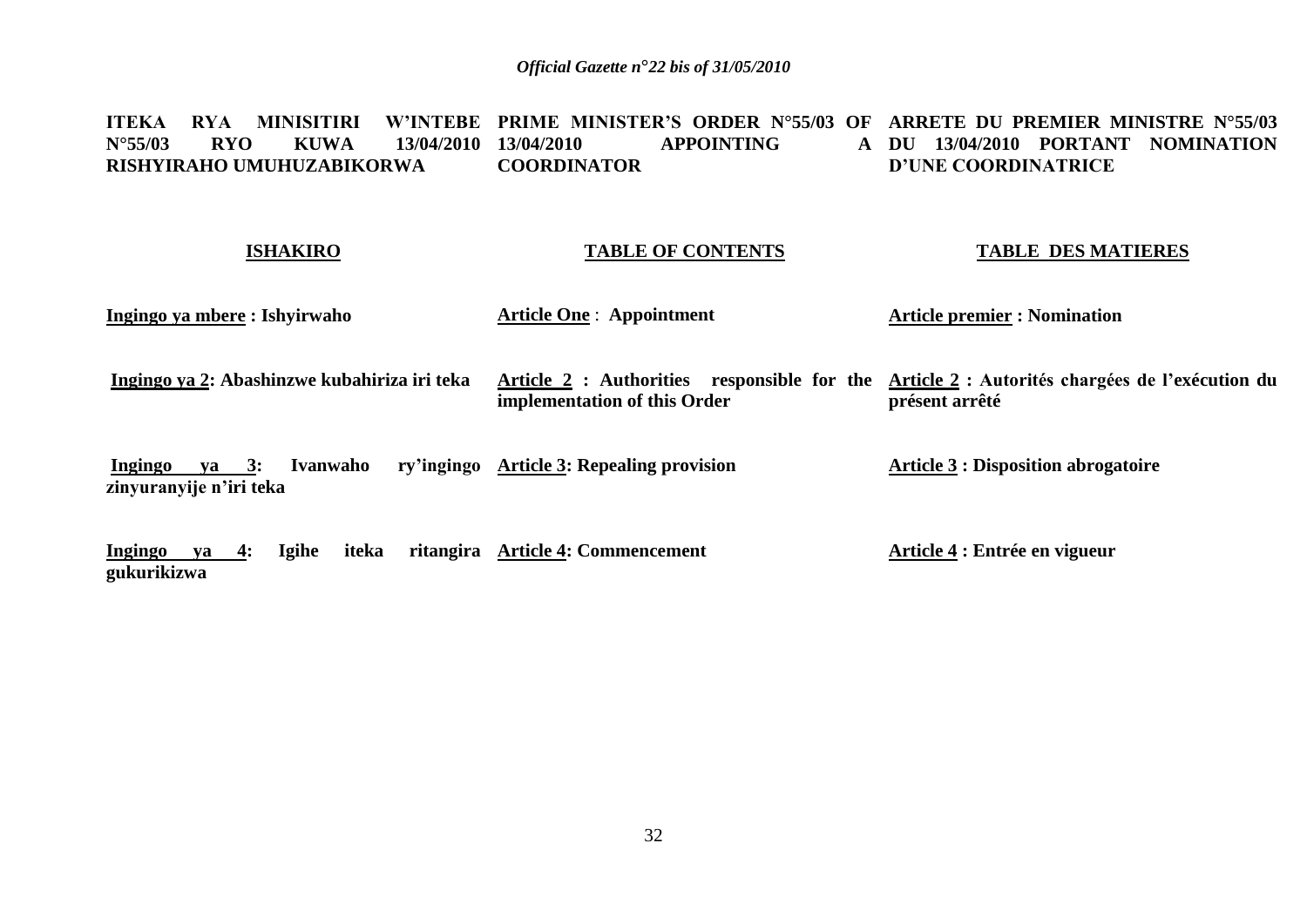**ITEKA RYA MINISITIRI W'INTEBE N°55/03 RYO KUWA 13/04/2010 RISHYIRAHO UMUHUZABIKORWA**

**PRIME MINISTER'S ORDER N°55/03 OF 13/04/2010 APPOINTING A COORDINATOR**

**ARRETE DU PREMIER MINISTRE N°55/03 DU 13/04/2010 PORTANT NOMINATION D'UNE COORDINATRICE**

| **ISHAKIRO** | **TABLE OF CONTENTS** | **TABLE DES MATIERES** |
|---|---|---|
| **Ingingo ya mbere : Ishyirwaho** | **Article One : Appointment** | **Article premier : Nomination** |
| **Ingingo ya 2: Abashinzwe kubahiriza iri teka** | **Article 2 : Authorities responsible for the implementation of this Order** | **Article 2 : Autorités chargées de l'exécution du présent arrêté** |
| **Ingingo ya 3: Ivanwaho ry'ingingo zinyuranyije n'iri teka** | **Article 3: Repealing provision** | **Article 3 : Disposition abrogatoire** |
| **Ingingo ya 4: Igihe iteka ritangira gukurikizwa** | **Article 4: Commencement** | **Article 4 : Entrée en vigueur** |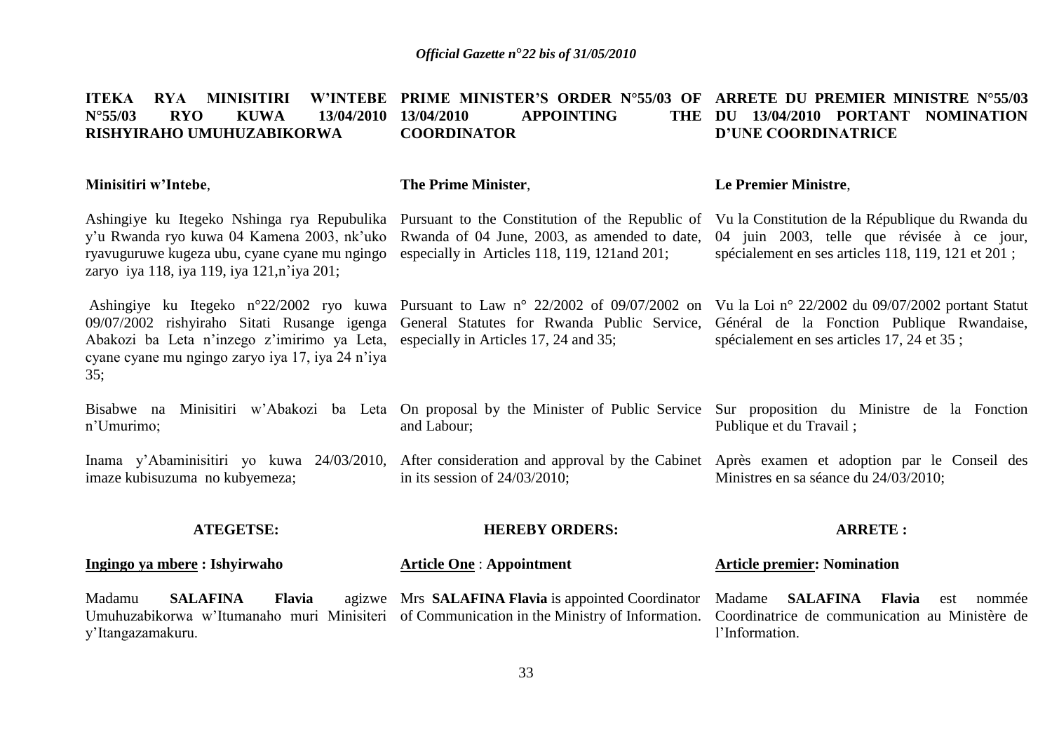**ITEKA RYA MINISITIRI W'INTEBE N°55/03 RYO KUWA 13/04/2010 RISHYIRAHO UMUHUZABIKORWA**

**Minisitiri w'Intebe**,

Ashingiye ku Itegeko Nshinga rya Repubulika y'u Rwanda ryo kuwa 04 Kamena 2003, nk'uko ryavuguruwe kugeza ubu, cyane cyane mu ngingo zaryo iya 118, iya 119, iya 121,n'iya 201;

Ashingiye ku Itegeko n°22/2002 ryo kuwa 09/07/2002 rishyiraho Sitati Rusange igenga Abakozi ba Leta n'inzego z'imirimo ya Leta, cyane cyane mu ngingo zaryo iya 17, iya 24 n'iya 35;

Bisabwe na Minisitiri w'Abakozi ba Leta n'Umurimo;

Inama y'Abaminisitiri yo kuwa 24/03/2010, imaze kubisuzuma no kubyemeza;

**ATEGETSE:**

**<u>Ingingo ya mbere</u> : Ishyirwaho**

Madamu **SALAFINA Flavia** agizwe Umuhuzabikorwa w'Itumanaho muri Minisiteri y'Itangazamakuru.

**PRIME MINISTER'S ORDER N°55/03 OF 13/04/2010 APPOINTING THE COORDINATOR**

**The Prime Minister**,

Pursuant to the Constitution of the Republic of Rwanda of 04 June, 2003, as amended to date, especially in Articles 118, 119, 121and 201;

Pursuant to Law n° 22/2002 of 09/07/2002 on General Statutes for Rwanda Public Service, especially in Articles 17, 24 and 35;

On proposal by the Minister of Public Service and Labour;

After consideration and approval by the Cabinet in its session of 24/03/2010;

**HEREBY ORDERS:**

**<u>Article One</u> : Appointment**

Mrs **SALAFINA Flavia** is appointed Coordinator of Communication in the Ministry of Information.

**ARRETE DU PREMIER MINISTRE N°55/03 DU 13/04/2010 PORTANT NOMINATION D'UNE COORDINATRICE**

**Le Premier Ministre**,

Vu la Constitution de la République du Rwanda du 04 juin 2003, telle que révisée à ce jour, spécialement en ses articles 118, 119, 121 et 201 ;

Vu la Loi n° 22/2002 du 09/07/2002 portant Statut Général de la Fonction Publique Rwandaise, spécialement en ses articles 17, 24 et 35 ;

Sur proposition du Ministre de la Fonction Publique et du Travail ;

Après examen et adoption par le Conseil des Ministres en sa séance du 24/03/2010;

**ARRETE :**

**<u>Article premier</u>: Nomination**

Madame **SALAFINA Flavia** est nommée Coordinatrice de communication au Ministère de l'Information.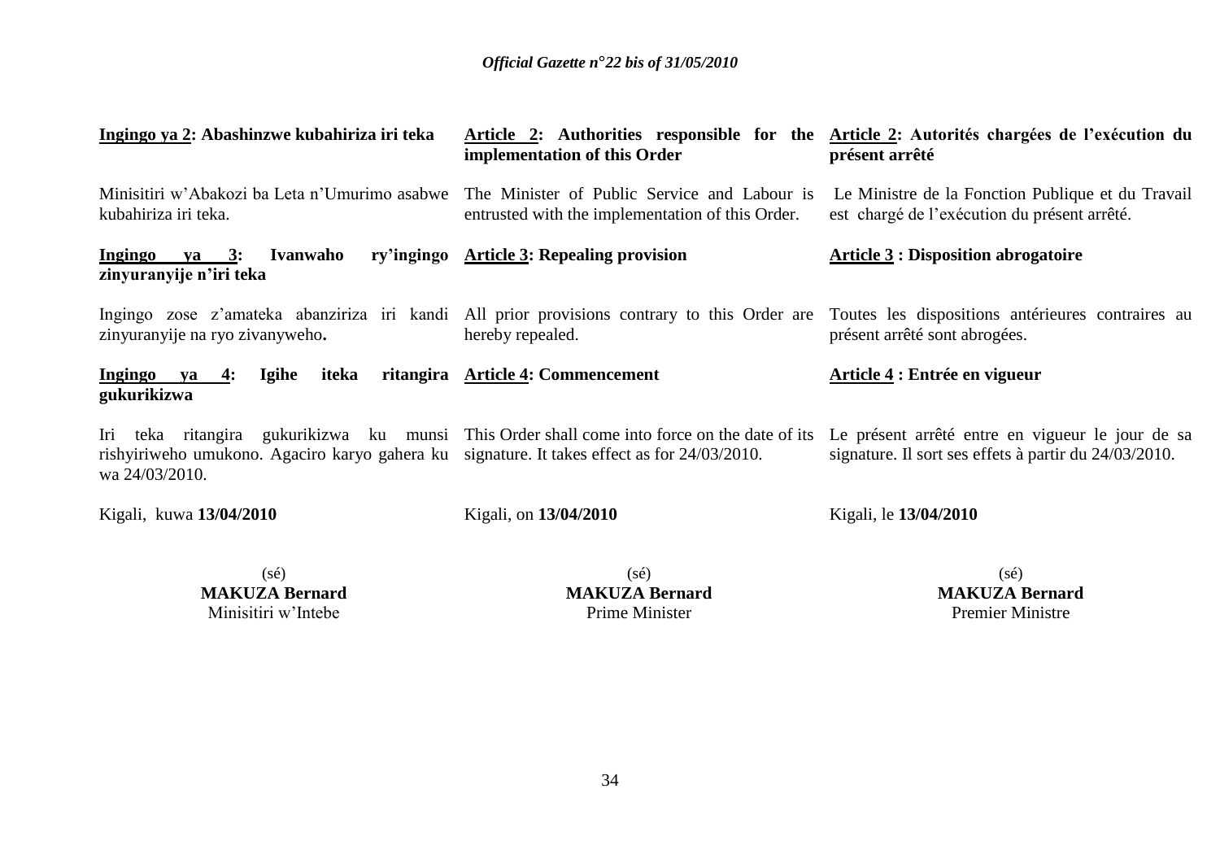**Ingingo ya 2: Abashinzwe kubahiriza iri teka**

Minisitiri w'Abakozi ba Leta n'Umurimo asabwe kubahiriza iri teka.

**Ingingo ya 3: Ivanwaho ry'ingingo zinyuranyije n'iri teka**

Ingingo zose z'amateka abanziriza iri kandi zinyuranyije na ryo zivanyweho**.**

**Ingingo ya 4: Igihe iteka ritangira gukurikizwa**

Iri teka ritangira gukurikizwa ku munsi rishyiriweho umukono. Agaciro karyo gahera ku wa 24/03/2010.

Kigali, kuwa **13/04/2010**

(sé)
**MAKUZA Bernard**
Minisitiri w'Intebe

**Article 2: Authorities responsible for the implementation of this Order**

The Minister of Public Service and Labour is entrusted with the implementation of this Order.

**Article 3: Repealing provision**

All prior provisions contrary to this Order are hereby repealed.

**Article 4: Commencement**

This Order shall come into force on the date of its signature. It takes effect as for 24/03/2010.

Kigali, on **13/04/2010**

(sé)
**MAKUZA Bernard**
Prime Minister

**Article 2: Autorités chargées de l'exécution du présent arrêté**

Le Ministre de la Fonction Publique et du Travail est chargé de l'exécution du présent arrêté.

**Article 3 : Disposition abrogatoire**

Toutes les dispositions antérieures contraires au présent arrêté sont abrogées.

**Article 4 : Entrée en vigueur**

Le présent arrêté entre en vigueur le jour de sa signature. Il sort ses effets à partir du 24/03/2010.

Kigali, le **13/04/2010**

(sé)
**MAKUZA Bernard**
Premier Ministre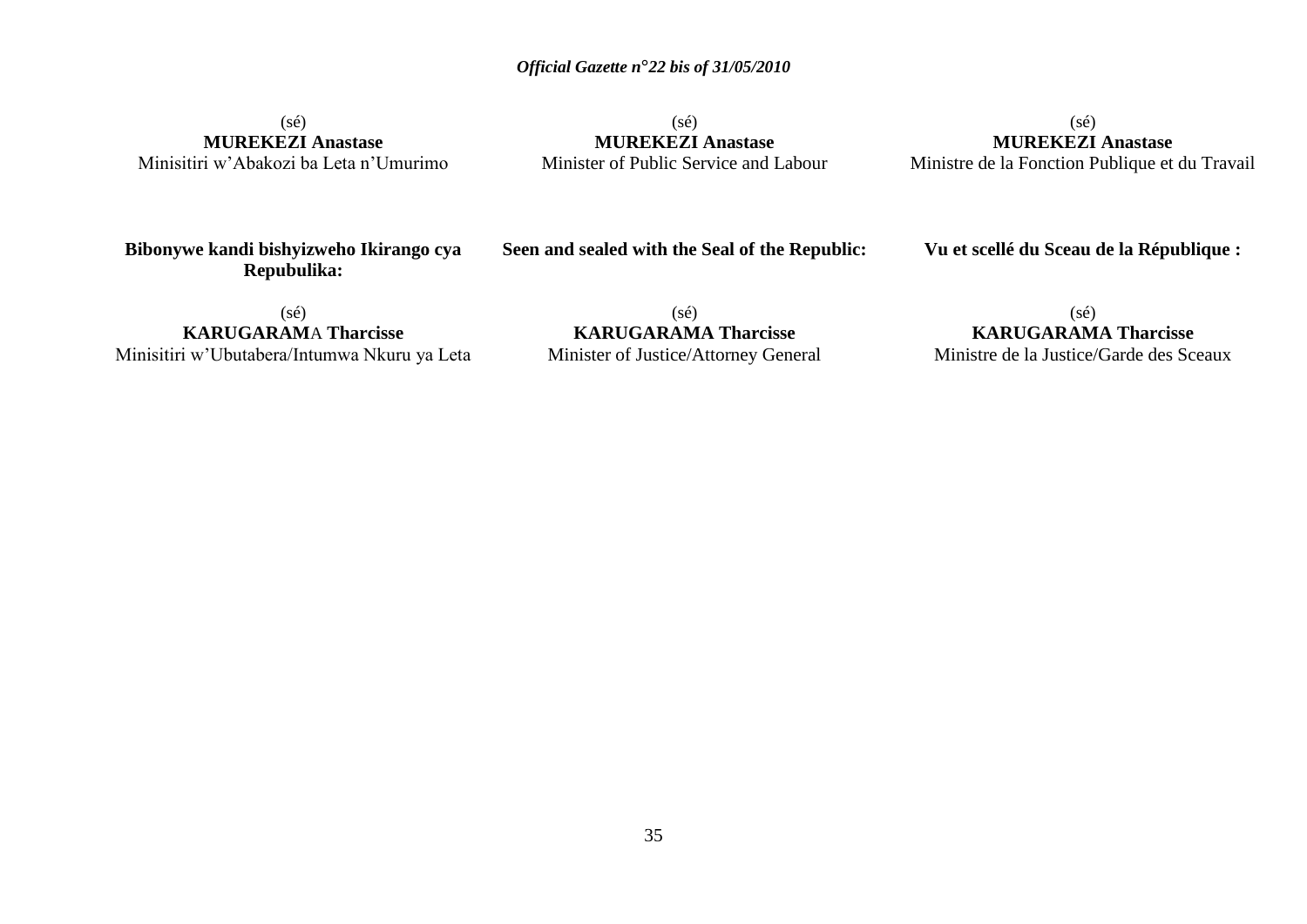(sé)
**MUREKEZI Anastase**
Minisitiri w'Abakozi ba Leta n'Umurimo

(sé)
**MUREKEZI Anastase**
Minister of Public Service and Labour

(sé)
**MUREKEZI Anastase**
Ministre de la Fonction Publique et du Travail

**Bibonywe kandi bishyizweho Ikirango cya Repubulika:**

(sé)
**KARUGARAMA Tharcisse**
Minisitiri w'Ubutabera/Intumwa Nkuru ya Leta

**Seen and sealed with the Seal of the Republic:**

(sé)
**KARUGARAMA Tharcisse**
Minister of Justice/Attorney General

**Vu et scellé du Sceau de la République :**

(sé)
**KARUGARAMA Tharcisse**
Ministre de la Justice/Garde des Sceaux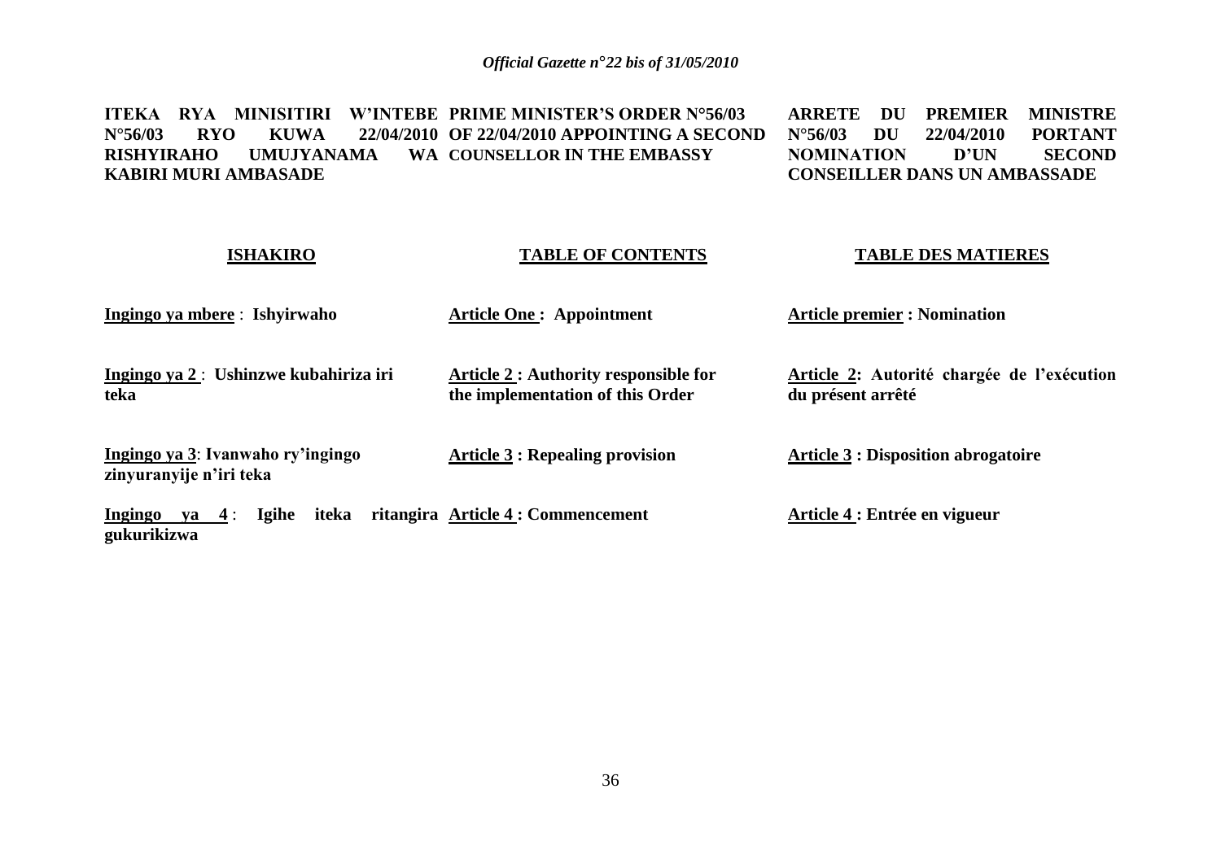**ITEKA RYA MINISITIRI W'INTEBE N°56/03 RYO KUWA 22/04/2010 RISHYIRAHO UMUJYANAMA WA KABIRI MURI AMBASADE**

**ISHAKIRO**

**<u>Ingingo ya mbere</u>** : **Ishyirwaho**

**<u>Ingingo ya 2</u>** : **Ushinzwe kubahiriza iri teka**

**<u>Ingingo ya 3</u>**: **Ivanwaho ry'ingingo zinyuranyije n'iri teka**

**<u>Ingingo ya 4</u>** : **Igihe iteka ritangira gukurikizwa**

**PRIME MINISTER'S ORDER N°56/03 OF 22/04/2010 APPOINTING A SECOND COUNSELLOR IN THE EMBASSY**

**TABLE OF CONTENTS**

**<u>Article One</u> : Appointment**

**<u>Article 2</u> : Authority responsible for the implementation of this Order**

**<u>Article 3</u> : Repealing provision**

**<u>Article 4</u> : Commencement**

**ARRETE DU PREMIER MINISTRE N°56/03 DU 22/04/2010 PORTANT NOMINATION D'UN SECOND CONSEILLER DANS UN AMBASSADE**

**TABLE DES MATIERES**

**<u>Article premier</u> : Nomination**

**<u>Article 2</u>: Autorité chargée de l'exécution du présent arrêté**

**<u>Article 3</u> : Disposition abrogatoire**

**<u>Article 4</u> : Entrée en vigueur**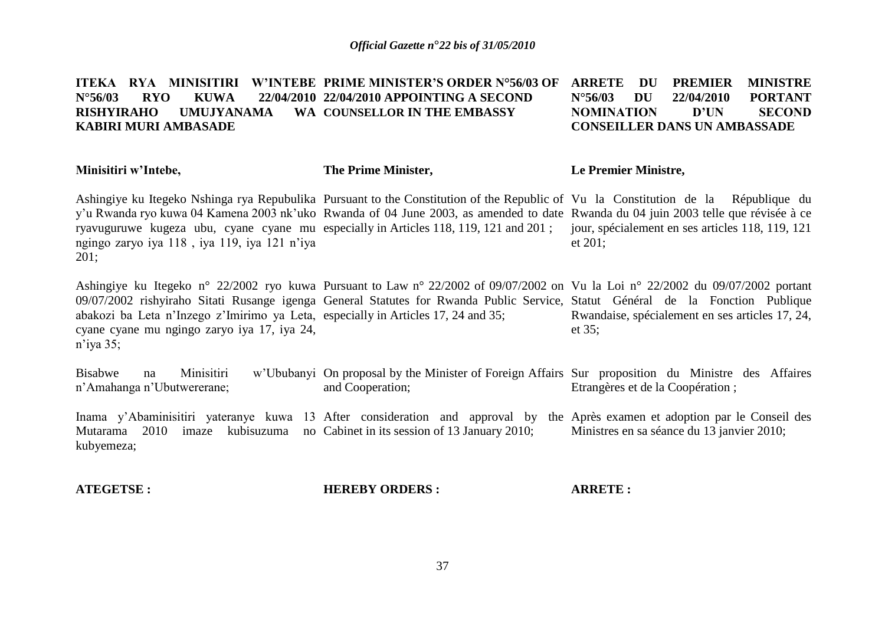**ITEKA RYA MINISITIRI W'INTEBE N°56/03 RYO KUWA 22/04/2010 RISHYIRAHO UMUJYANAMA WA KABIRI MURI AMBASADE**

**Minisitiri w'Intebe,**

Ashingiye ku Itegeko Nshinga rya Repubulika y'u Rwanda ryo kuwa 04 Kamena 2003 nk'uko ryavuguruwe kugeza ubu, cyane cyane mu ngingo zaryo iya 118 , iya 119, iya 121 n'iya 201;

Ashingiye ku Itegeko n° 22/2002 ryo kuwa 09/07/2002 rishyiraho Sitati Rusange igenga abakozi ba Leta n'Inzego z'Imirimo ya Leta, cyane cyane mu ngingo zaryo iya 17, iya 24, n'iya 35;

Bisabwe na Minisitiri w'Ububanyi n'Amahanga n'Ubutwererane;

Inama y'Abaminisitiri yateranye kuwa 13 Mutarama 2010 imaze kubisuzuma no kubyemeza;

**ATEGETSE :**

**PRIME MINISTER'S ORDER N°56/03 OF 22/04/2010 APPOINTING A SECOND COUNSELLOR IN THE EMBASSY**

**The Prime Minister,**

Pursuant to the Constitution of the Republic of Rwanda of 04 June 2003, as amended to date especially in Articles 118, 119, 121 and 201 ;

Pursuant to Law n° 22/2002 of 09/07/2002 on General Statutes for Rwanda Public Service, especially in Articles 17, 24 and 35;

On proposal by the Minister of Foreign Affairs and Cooperation;

After consideration and approval by the Cabinet in its session of 13 January 2010;

**HEREBY ORDERS :**

**ARRETE DU PREMIER MINISTRE N°56/03 DU 22/04/2010 PORTANT NOMINATION D'UN SECOND CONSEILLER DANS UN AMBASSADE**

**Le Premier Ministre,**

Vu la Constitution de la République du Rwanda du 04 juin 2003 telle que révisée à ce jour, spécialement en ses articles 118, 119, 121 et 201;

Vu la Loi n° 22/2002 du 09/07/2002 portant Statut Général de la Fonction Publique Rwandaise, spécialement en ses articles 17, 24, et 35;

Sur proposition du Ministre des Affaires Etrangères et de la Coopération ;

Après examen et adoption par le Conseil des Ministres en sa séance du 13 janvier 2010;

**ARRETE :**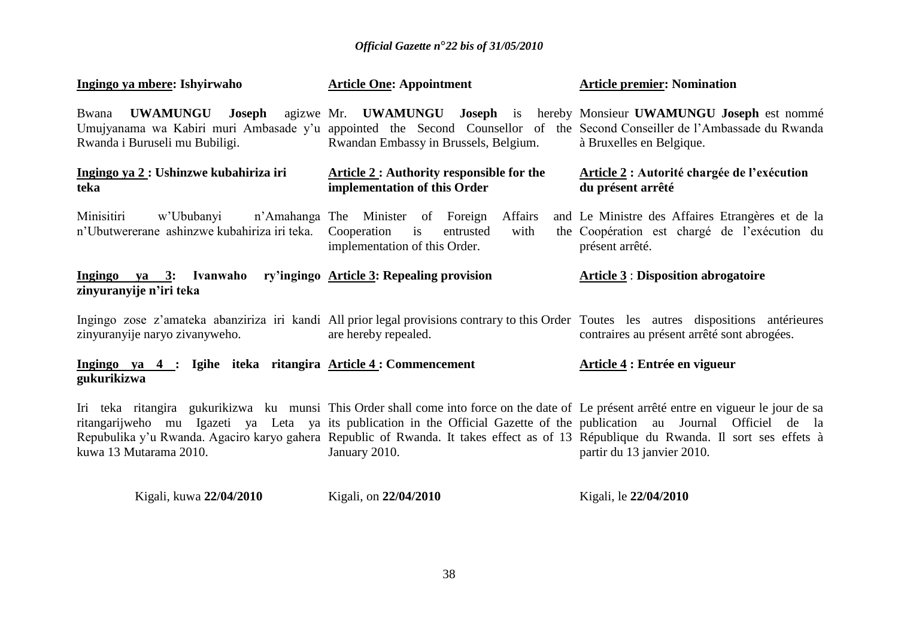**Ingingo ya mbere: Ishyirwaho**

Bwana **UWAMUNGU Joseph** agizwe Umujyanama wa Kabiri muri Ambasade y'u Rwanda i Buruseli mu Bubiligi.

**Ingingo ya 2 : Ushinzwe kubahiriza iri teka**

Minisitiri w'Ububanyi n'Amahanga n'Ubutwererane ashinzwe kubahiriza iri teka.

**Ingingo ya 3: Ivanwaho ry'ingingo zinyuranyije n'iri teka**

Ingingo zose z'amateka abanziriza iri kandi zinyuranyije naryo zivanyweho.

**Ingingo ya 4 : Igihe iteka ritangira gukurikizwa**

Iri teka ritangira gukurikizwa ku munsi ritangarijweho mu Igazeti ya Leta ya Repubulika y'u Rwanda. Agaciro karyo gahera kuwa 13 Mutarama 2010.

Kigali, kuwa **22/04/2010**

**Article One: Appointment**

Mr. **UWAMUNGU Joseph** is hereby appointed the Second Counsellor of the Rwandan Embassy in Brussels, Belgium.

**Article 2 : Authority responsible for the implementation of this Order**

The Minister of Foreign Affairs and Cooperation is entrusted with the implementation of this Order.

**Article 3: Repealing provision**

All prior legal provisions contrary to this Order are hereby repealed.

**Article 4 : Commencement**

This Order shall come into force on the date of its publication in the Official Gazette of the Republic of Rwanda. It takes effect as of 13 January 2010.

Kigali, on **22/04/2010**

**Article premier: Nomination**

Monsieur **UWAMUNGU Joseph** est nommé Second Conseiller de l'Ambassade du Rwanda à Bruxelles en Belgique.

**Article 2 : Autorité chargée de l'exécution du présent arrêté**

Le Ministre des Affaires Etrangères et de la Coopération est chargé de l'exécution du présent arrêté.

**Article 3** : **Disposition abrogatoire**

Toutes les autres dispositions antérieures contraires au présent arrêté sont abrogées.

**Article 4 : Entrée en vigueur**

Le présent arrêté entre en vigueur le jour de sa publication au Journal Officiel de la République du Rwanda. Il sort ses effets à partir du 13 janvier 2010.

Kigali, le **22/04/2010**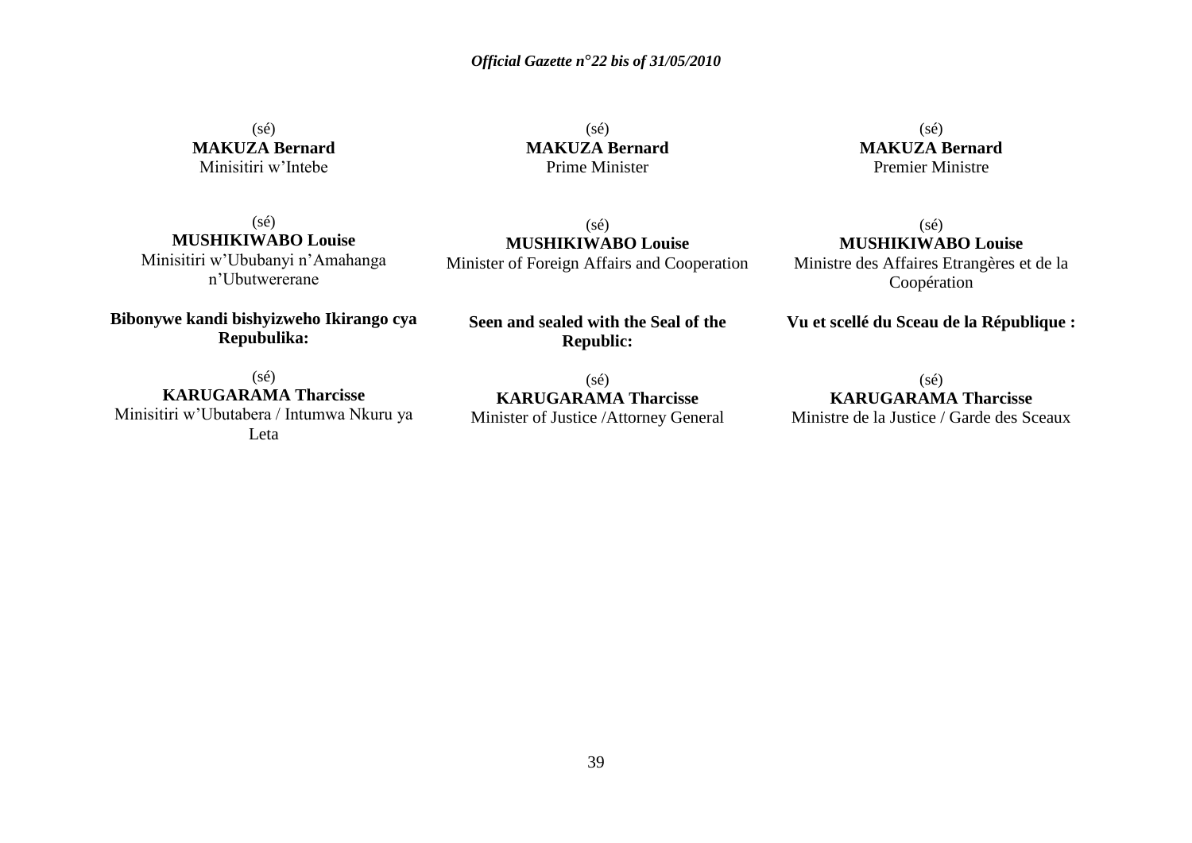(sé)
**MAKUZA Bernard**
Minisitiri w'Intebe

(sé)
**MUSHIKIWABO Louise**
Minisitiri w'Ububanyi n'Amahanga n'Ubutwererane

**Bibonywe kandi bishyizweho Ikirango cya Repubulika:**

(sé)
**KARUGARAMA Tharcisse**
Minisitiri w'Ubutabera / Intumwa Nkuru ya Leta

(sé)
**MAKUZA Bernard**
Prime Minister

(sé)
**MUSHIKIWABO Louise**
Minister of Foreign Affairs and Cooperation

**Seen and sealed with the Seal of the Republic:**

(sé)
**KARUGARAMA Tharcisse**
Minister of Justice /Attorney General

(sé)
**MAKUZA Bernard**
Premier Ministre

(sé)
**MUSHIKIWABO Louise**
Ministre des Affaires Etrangères et de la Coopération

**Vu et scellé du Sceau de la République :**

(sé)
**KARUGARAMA Tharcisse**
Ministre de la Justice / Garde des Sceaux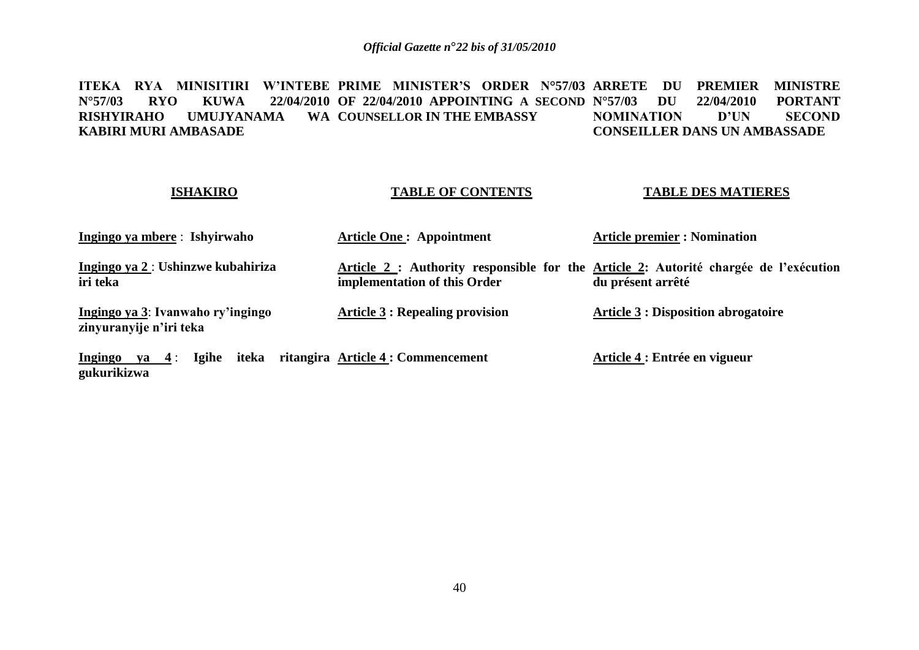**ITEKA RYA MINISITIRI W'INTEBE N°57/03 RYO KUWA 22/04/2010 RISHYIRAHO UMUJYANAMA WA KABIRI MURI AMBASADE**

**ISHAKIRO**

**Ingingo ya mbere** : **Ishyirwaho**

**Ingingo ya 2** : **Ushinzwe kubahiriza iri teka**

**Ingingo ya 3**: **Ivanwaho ry'ingingo zinyuranyije n'iri teka**

**Ingingo ya 4** : **Igihe iteka ritangira gukurikizwa**

**PRIME MINISTER'S ORDER N°57/03 OF 22/04/2010 APPOINTING A SECOND COUNSELLOR IN THE EMBASSY**

**TABLE OF CONTENTS**

**Article One : Appointment**

**Article 2 : Authority responsible for the implementation of this Order**

**Article 3 : Repealing provision**

**Article 4 : Commencement**

**ARRETE DU PREMIER MINISTRE N°57/03 DU 22/04/2010 PORTANT NOMINATION D'UN SECOND CONSEILLER DANS UN AMBASSADE**

**TABLE DES MATIERES**

**Article premier : Nomination**

**Article 2: Autorité chargée de l'exécution du présent arrêté**

**Article 3 : Disposition abrogatoire**

**Article 4 : Entrée en vigueur**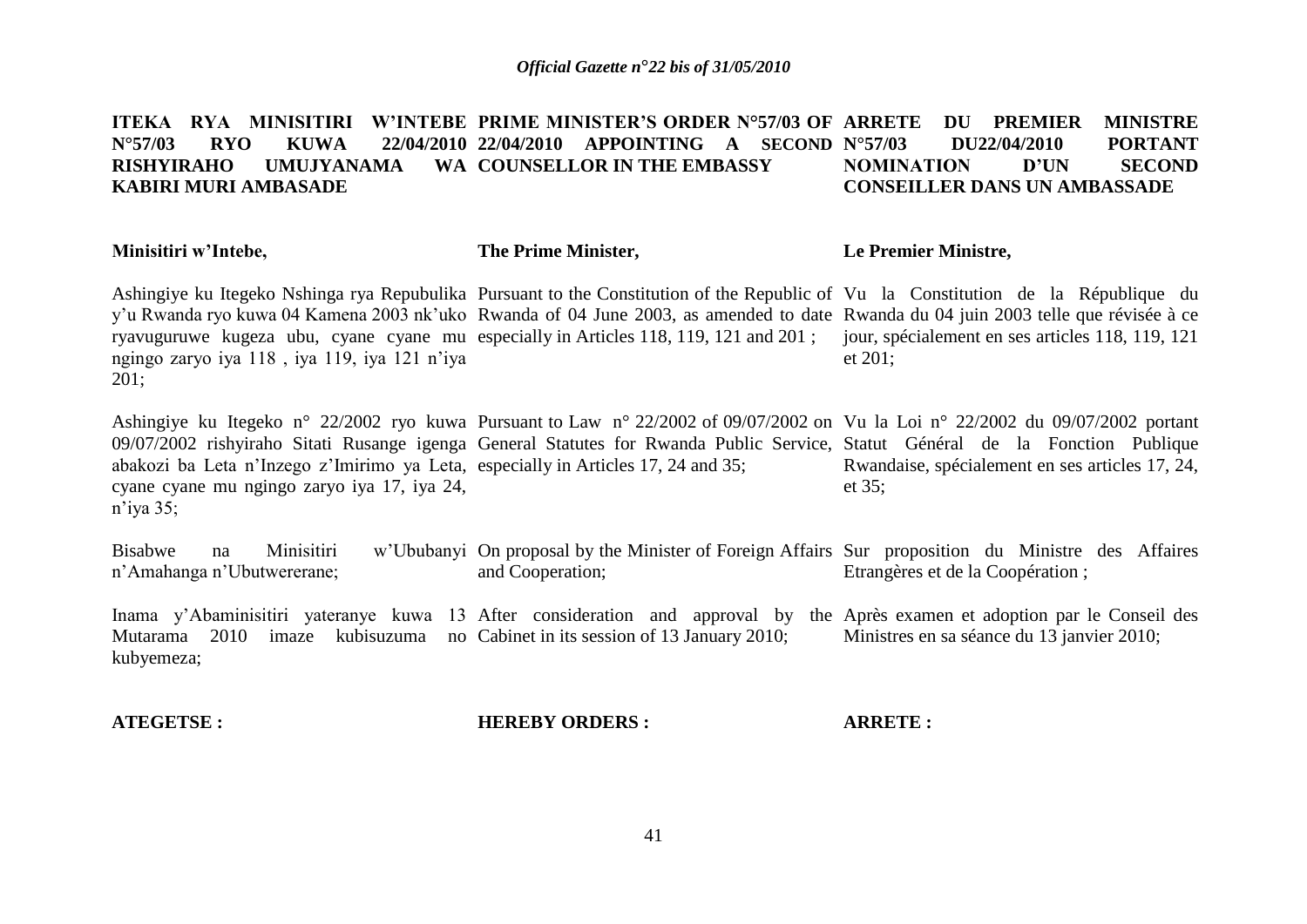**ITEKA RYA MINISITIRI W'INTEBE N°57/03 RYO KUWA 22/04/2010 RISHYIRAHO UMUJYANAMA WA KABIRI MURI AMBASADE**

**Minisitiri w'Intebe,**

Ashingiye ku Itegeko Nshinga rya Repubulika y'u Rwanda ryo kuwa 04 Kamena 2003 nk'uko ryavuguruwe kugeza ubu, cyane cyane mu ngingo zaryo iya 118 , iya 119, iya 121 n'iya 201;

Ashingiye ku Itegeko n° 22/2002 ryo kuwa 09/07/2002 rishyiraho Sitati Rusange igenga abakozi ba Leta n'Inzego z'Imirimo ya Leta, cyane cyane mu ngingo zaryo iya 17, iya 24, n'iya 35;

Bisabwe na Minisitiri w'Ububanyi n'Amahanga n'Ubutwererane;

Inama y'Abaminisitiri yateranye kuwa 13 Mutarama 2010 imaze kubisuzuma no kubyemeza;

**ATEGETSE :**

**PRIME MINISTER'S ORDER N°57/03 OF 22/04/2010 APPOINTING A SECOND COUNSELLOR IN THE EMBASSY**

**The Prime Minister,**

Pursuant to the Constitution of the Republic of Rwanda of 04 June 2003, as amended to date especially in Articles 118, 119, 121 and 201 ;

Pursuant to Law n° 22/2002 of 09/07/2002 on General Statutes for Rwanda Public Service, especially in Articles 17, 24 and 35;

On proposal by the Minister of Foreign Affairs and Cooperation;

After consideration and approval by the Cabinet in its session of 13 January 2010;

**HEREBY ORDERS :**

**ARRETE DU PREMIER MINISTRE N°57/03 DU22/04/2010 PORTANT NOMINATION D'UN SECOND CONSEILLER DANS UN AMBASSADE**

**Le Premier Ministre,**

Vu la Constitution de la République du Rwanda du 04 juin 2003 telle que révisée à ce jour, spécialement en ses articles 118, 119, 121 et 201;

Vu la Loi n° 22/2002 du 09/07/2002 portant Statut Général de la Fonction Publique Rwandaise, spécialement en ses articles 17, 24, et 35;

Sur proposition du Ministre des Affaires Etrangères et de la Coopération ;

Après examen et adoption par le Conseil des Ministres en sa séance du 13 janvier 2010;

**ARRETE :**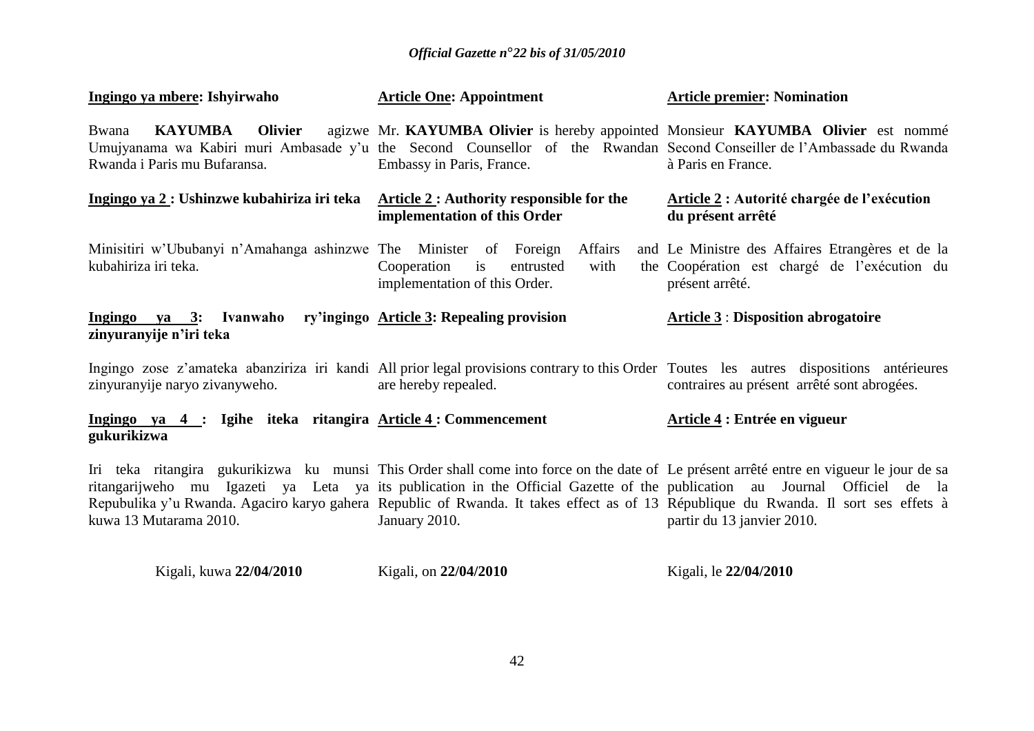**Ingingo ya mbere: Ishyirwaho**

Bwana **KAYUMBA Olivier** agizwe Umujyanama wa Kabiri muri Ambasade y'u Rwanda i Paris mu Bufaransa.

**Ingingo ya 2 : Ushinzwe kubahiriza iri teka**

Minisitiri w'Ububanyi n'Amahanga ashinzwe kubahiriza iri teka.

**Ingingo ya 3: Ivanwaho ry'ingingo zinyuranyije n'iri teka**

Ingingo zose z'amateka abanziriza iri kandi zinyuranyije naryo zivanyweho.

**Ingingo ya 4 : Igihe iteka ritangira gukurikizwa**

Iri teka ritangira gukurikizwa ku munsi ritangarijweho mu Igazeti ya Leta ya Repubulika y'u Rwanda. Agaciro karyo gahera kuwa 13 Mutarama 2010.

Kigali, kuwa **22/04/2010**

**Article One: Appointment**

Mr. **KAYUMBA Olivier** is hereby appointed the Second Counsellor of the Rwandan Embassy in Paris, France.

**Article 2 : Authority responsible for the implementation of this Order**

The Minister of Foreign Affairs and Cooperation is entrusted with the implementation of this Order.

**Article 3: Repealing provision**

All prior legal provisions contrary to this Order are hereby repealed.

**Article 4 : Commencement**

This Order shall come into force on the date of its publication in the Official Gazette of the Republic of Rwanda. It takes effect as of 13 January 2010.

Kigali, on **22/04/2010**

**Article premier: Nomination**

Monsieur **KAYUMBA Olivier** est nommé Second Conseiller de l'Ambassade du Rwanda à Paris en France.

**Article 2 : Autorité chargée de l'exécution du présent arrêté**

Le Ministre des Affaires Etrangères et de la Coopération est chargé de l'exécution du présent arrêté.

**Article 3 : Disposition abrogatoire**

Toutes les autres dispositions antérieures contraires au présent arrêté sont abrogées.

**Article 4 : Entrée en vigueur**

Le présent arrêté entre en vigueur le jour de sa publication au Journal Officiel de la République du Rwanda. Il sort ses effets à partir du 13 janvier 2010.

Kigali, le **22/04/2010**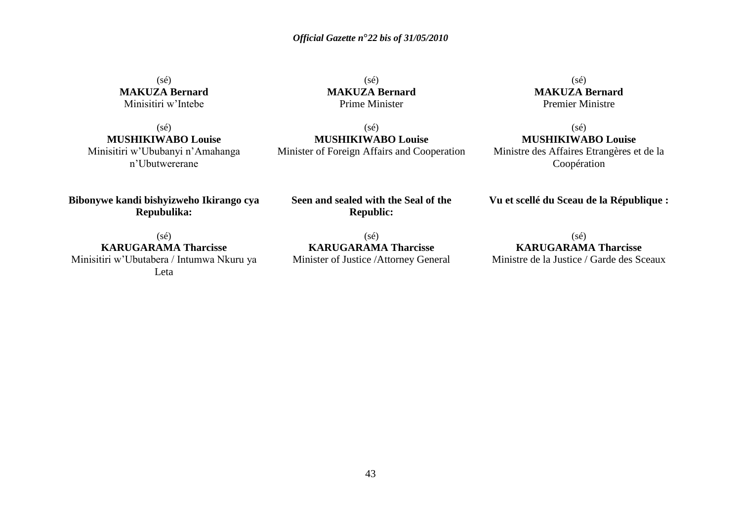(sé)
**MAKUZA Bernard**
Minisitiri w'Intebe

(sé)
**MUSHIKIWABO Louise**
Minisitiri w'Ububanyi n'Amahanga n'Ubutwererane

**Bibonywe kandi bishyizweho Ikirango cya Repubulika:**

(sé)
**KARUGARAMA Tharcisse**
Minisitiri w'Ubutabera / Intumwa Nkuru ya Leta

(sé)
**MAKUZA Bernard**
Prime Minister

(sé)
**MUSHIKIWABO Louise**
Minister of Foreign Affairs and Cooperation

**Seen and sealed with the Seal of the Republic:**

(sé)
**KARUGARAMA Tharcisse**
Minister of Justice /Attorney General

(sé)
**MAKUZA Bernard**
Premier Ministre

(sé)
**MUSHIKIWABO Louise**
Ministre des Affaires Etrangères et de la Coopération

**Vu et scellé du Sceau de la République :**

(sé)
**KARUGARAMA Tharcisse**
Ministre de la Justice / Garde des Sceaux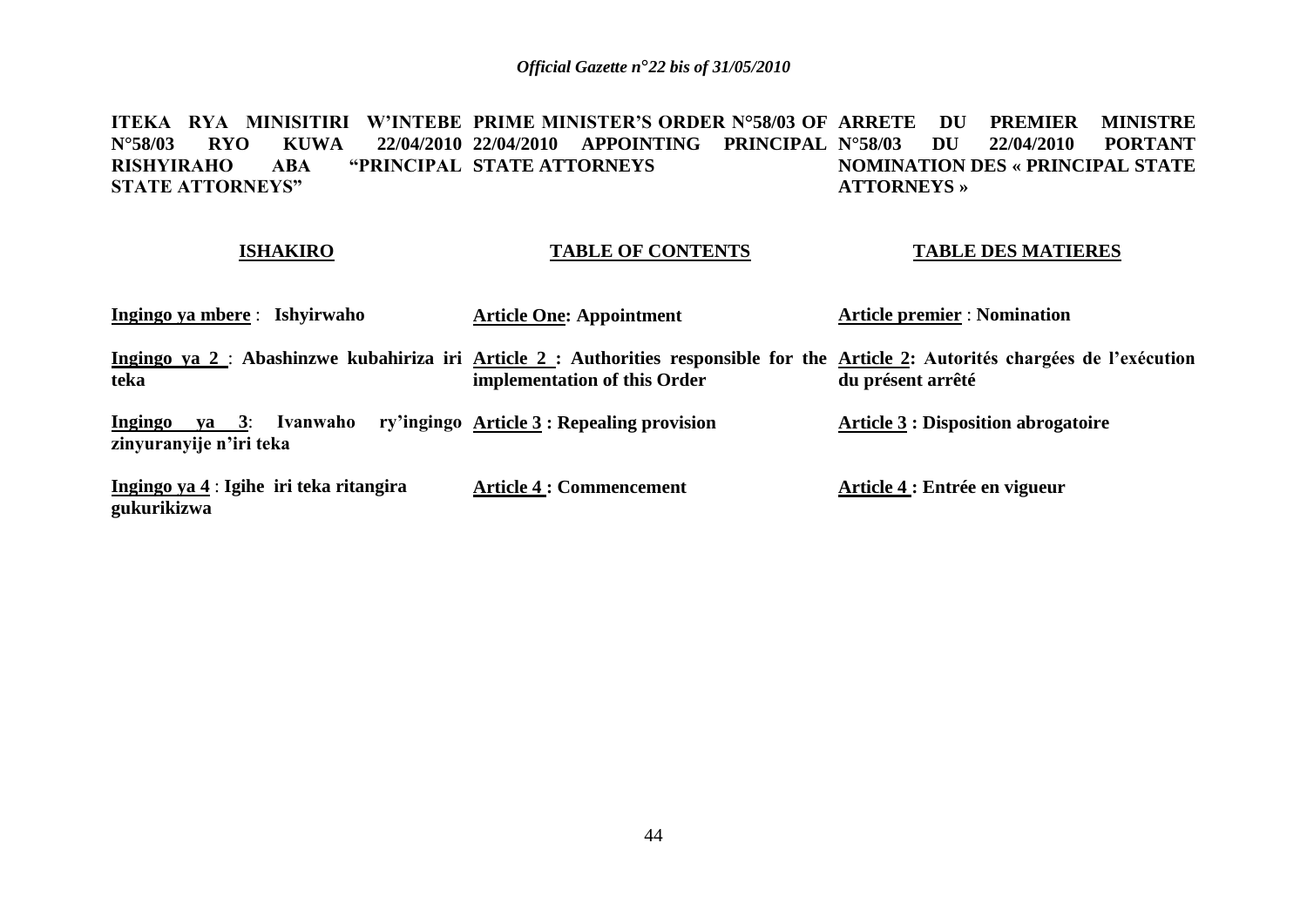**ITEKA RYA MINISITIRI W'INTEBE N°58/03 RYO KUWA 22/04/2010 RISHYIRAHO ABA "PRINCIPAL STATE ATTORNEYS"**

**PRIME MINISTER'S ORDER N°58/03 OF 22/04/2010 APPOINTING PRINCIPAL STATE ATTORNEYS**

**ARRETE DU PREMIER MINISTRE N°58/03 DU 22/04/2010 PORTANT NOMINATION DES « PRINCIPAL STATE ATTORNEYS »**

| **ISHAKIRO** | **TABLE OF CONTENTS** | **TABLE DES MATIERES** |
|---|---|---|
| **Ingingo ya mbere** : **Ishyirwaho** | **Article One: Appointment** | **Article premier** : **Nomination** |
| **Ingingo ya 2** : **Abashinzwe kubahiriza iri teka** | **Article 2 : Authorities responsible for the implementation of this Order** | **Article 2: Autorités chargées de l'exécution du présent arrêté** |
| **Ingingo ya 3**: **Ivanwaho ry'ingingo zinyuranyije n'iri teka** | **Article 3 : Repealing provision** | **Article 3 : Disposition abrogatoire** |
| **Ingingo ya 4** : **Igihe iri teka ritangira gukurikizwa** | **Article 4 : Commencement** | **Article 4 : Entrée en vigueur** |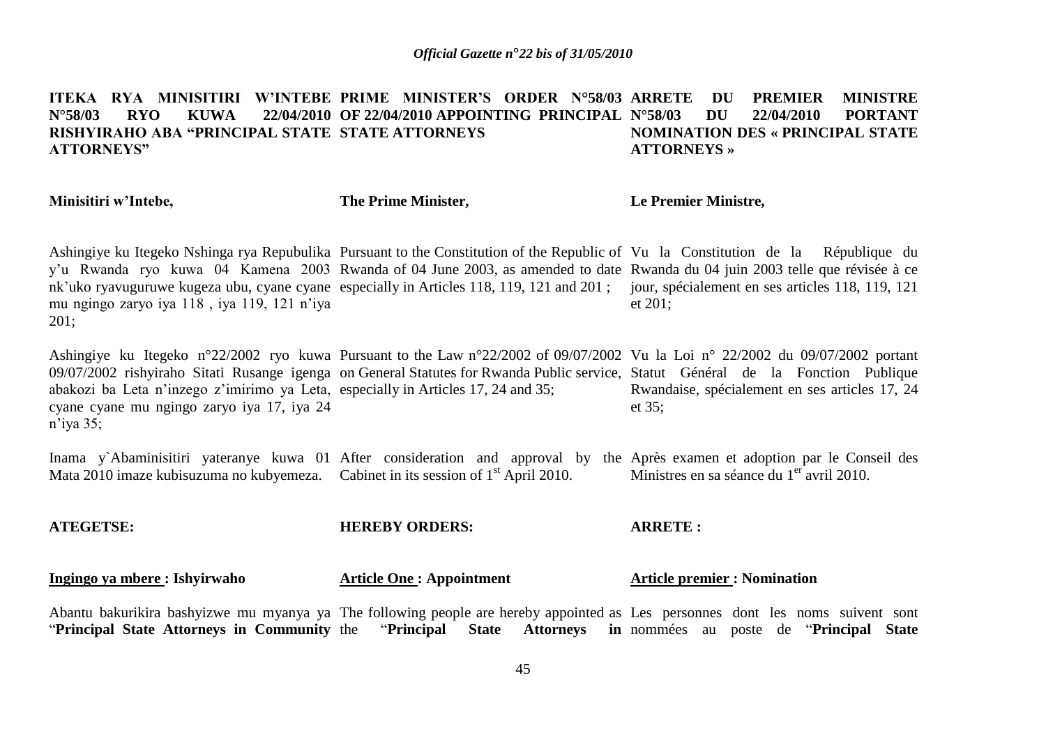**ITEKA RYA MINISITIRI W'INTEBE N°58/03 RYO KUWA 22/04/2010 RISHYIRAHO ABA "PRINCIPAL STATE ATTORNEYS"**

**Minisitiri w'Intebe,**

Ashingiye ku Itegeko Nshinga rya Repubulika y'u Rwanda ryo kuwa 04 Kamena 2003 nk'uko ryavuguruwe kugeza ubu, cyane cyane mu ngingo zaryo iya 118 , iya 119, 121 n'iya 201;

Ashingiye ku Itegeko n°22/2002 ryo kuwa 09/07/2002 rishyiraho Sitati Rusange igenga abakozi ba Leta n'inzego z'imirimo ya Leta, cyane cyane mu ngingo zaryo iya 17, iya 24 n'iya 35;

Inama y`Abaminisitiri yateranye kuwa 01 Mata 2010 imaze kubisuzuma no kubyemeza.

**ATEGETSE:**

**Ingingo ya mbere : Ishyirwaho**

Abantu bakurikira bashyizwe mu myanya ya "**Principal State Attorneys in Community**

---

**PRIME MINISTER'S ORDER N°58/03 OF 22/04/2010 APPOINTING PRINCIPAL STATE ATTORNEYS**

**The Prime Minister,**

Pursuant to the Constitution of the Republic of Rwanda of 04 June 2003, as amended to date especially in Articles 118, 119, 121 and 201 ;

Pursuant to the Law n°22/2002 of 09/07/2002 on General Statutes for Rwanda Public service, especially in Articles 17, 24 and 35;

After consideration and approval by the Cabinet in its session of 1st April 2010.

**HEREBY ORDERS:**

**Article One : Appointment**

The following people are hereby appointed as the "**Principal State Attorneys in**

---

**ARRETE DU PREMIER MINISTRE N°58/03 DU 22/04/2010 PORTANT NOMINATION DES « PRINCIPAL STATE ATTORNEYS »**

**Le Premier Ministre,**

Vu la Constitution de la République du Rwanda du 04 juin 2003 telle que révisée à ce jour, spécialement en ses articles 118, 119, 121 et 201;

Vu la Loi n° 22/2002 du 09/07/2002 portant Statut Général de la Fonction Publique Rwandaise, spécialement en ses articles 17, 24 et 35;

Après examen et adoption par le Conseil des Ministres en sa séance du 1er avril 2010.

**ARRETE :**

**Article premier : Nomination**

Les personnes dont les noms suivent sont nommées au poste de "**Principal State**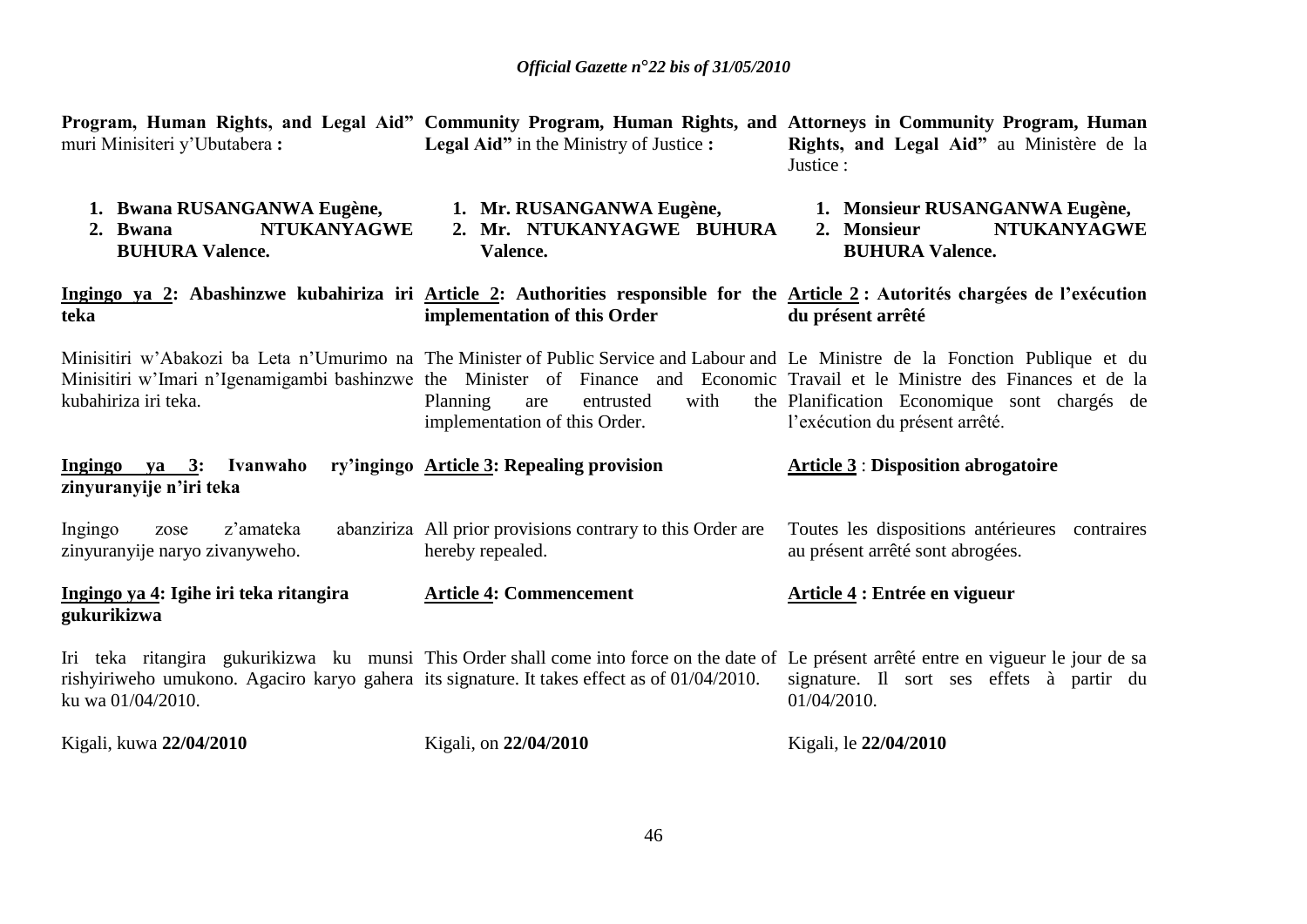**Program, Human Rights, and Legal Aid"** muri Minisiteri y'Ubutabera **:**

1. **Bwana RUSANGANWA Eugène,**
2. **Bwana NTUKANYAGWE BUHURA Valence.**

**Ingingo ya 2: Abashinzwe kubahiriza iri teka**

Minisitiri w'Abakozi ba Leta n'Umurimo na Minisitiri w'Imari n'Igenamigambi bashinzwe kubahiriza iri teka.

**Ingingo ya 3: Ivanwaho ry'ingingo zinyuranyije n'iri teka**

Ingingo zose z'amateka abanziriza zinyuranyije naryo zivanyweho.

**Ingingo ya 4: Igihe iri teka ritangira gukurikizwa**

Iri teka ritangira gukurikizwa ku munsi rishyiriweho umukono. Agaciro karyo gahera ku wa 01/04/2010.

Kigali, kuwa **22/04/2010**

**Community Program, Human Rights, and Legal Aid"** in the Ministry of Justice **:**

1. **Mr. RUSANGANWA Eugène,**
2. **Mr. NTUKANYAGWE BUHURA Valence.**

**Article 2: Authorities responsible for the implementation of this Order**

The Minister of Public Service and Labour and the Minister of Finance and Economic Planning are entrusted with the implementation of this Order.

**Article 3: Repealing provision**

All prior provisions contrary to this Order are hereby repealed.

**Article 4: Commencement**

This Order shall come into force on the date of its signature. It takes effect as of 01/04/2010.

Kigali, on **22/04/2010**

**Attorneys in Community Program, Human Rights, and Legal Aid"** au Ministère de la Justice :

1. **Monsieur RUSANGANWA Eugène,**
2. **Monsieur NTUKANYAGWE BUHURA Valence.**

**Article 2 : Autorités chargées de l'exécution du présent arrêté**

Le Ministre de la Fonction Publique et du Travail et le Ministre des Finances et de la Planification Economique sont chargés de l'exécution du présent arrêté.

**Article 3 : Disposition abrogatoire**

Toutes les dispositions antérieures contraires au présent arrêté sont abrogées.

**Article 4 : Entrée en vigueur**

Le présent arrêté entre en vigueur le jour de sa signature. Il sort ses effets à partir du 01/04/2010.

Kigali, le **22/04/2010**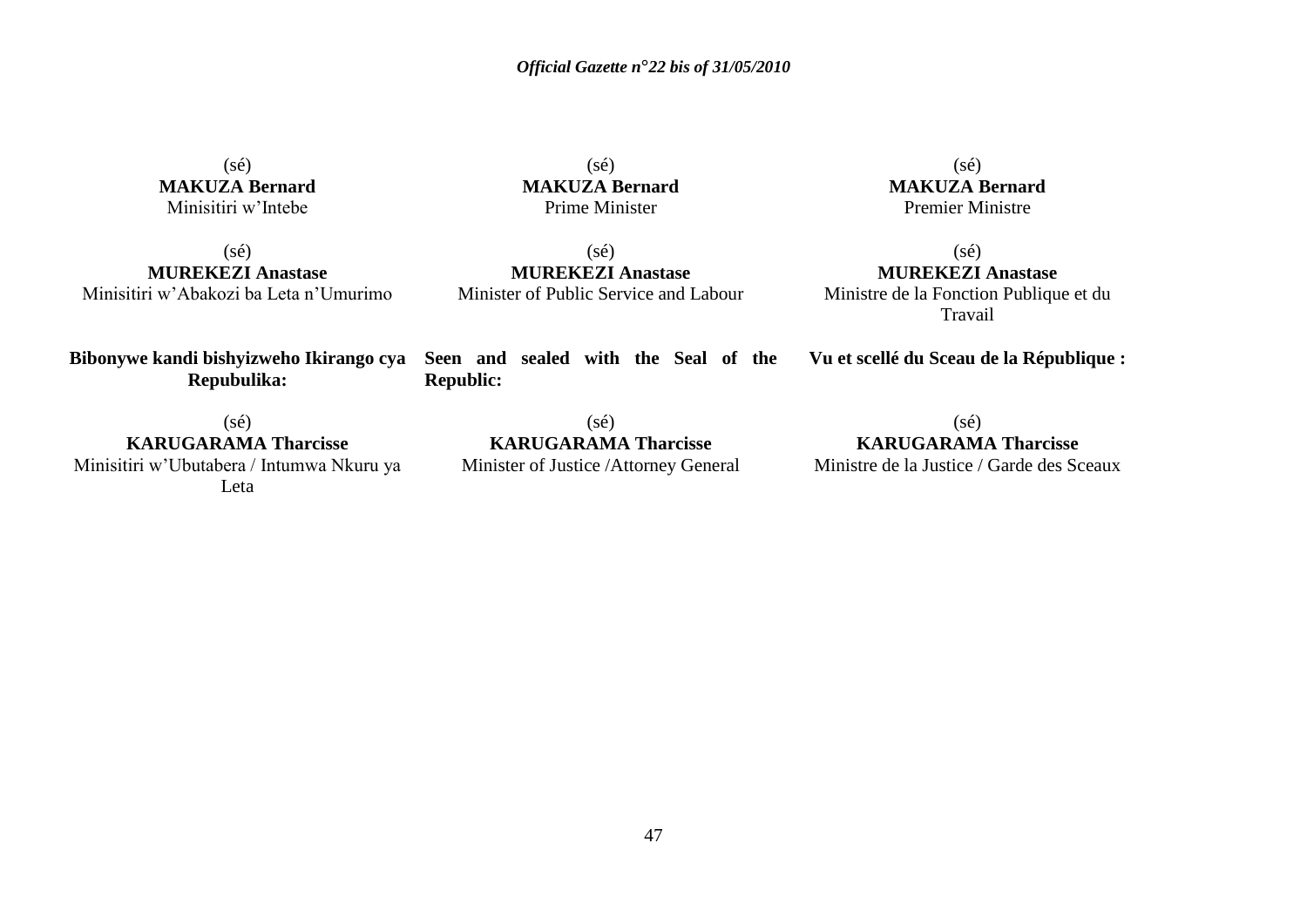(sé)
**MAKUZA Bernard**
Minisitiri w'Intebe

(sé)
**MUREKEZI Anastase**
Minisitiri w'Abakozi ba Leta n'Umurimo

**Bibonywe kandi bishyizweho Ikirango cya Repubulika:**

(sé)
**KARUGARAMA Tharcisse**
Minisitiri w'Ubutabera / Intumwa Nkuru ya Leta

(sé)
**MAKUZA Bernard**
Prime Minister

(sé)
**MUREKEZI Anastase**
Minister of Public Service and Labour

**Seen and sealed with the Seal of the Republic:**

(sé)
**KARUGARAMA Tharcisse**
Minister of Justice /Attorney General

(sé)
**MAKUZA Bernard**
Premier Ministre

(sé)
**MUREKEZI Anastase**
Ministre de la Fonction Publique et du Travail

**Vu et scellé du Sceau de la République :**

(sé)
**KARUGARAMA Tharcisse**
Ministre de la Justice / Garde des Sceaux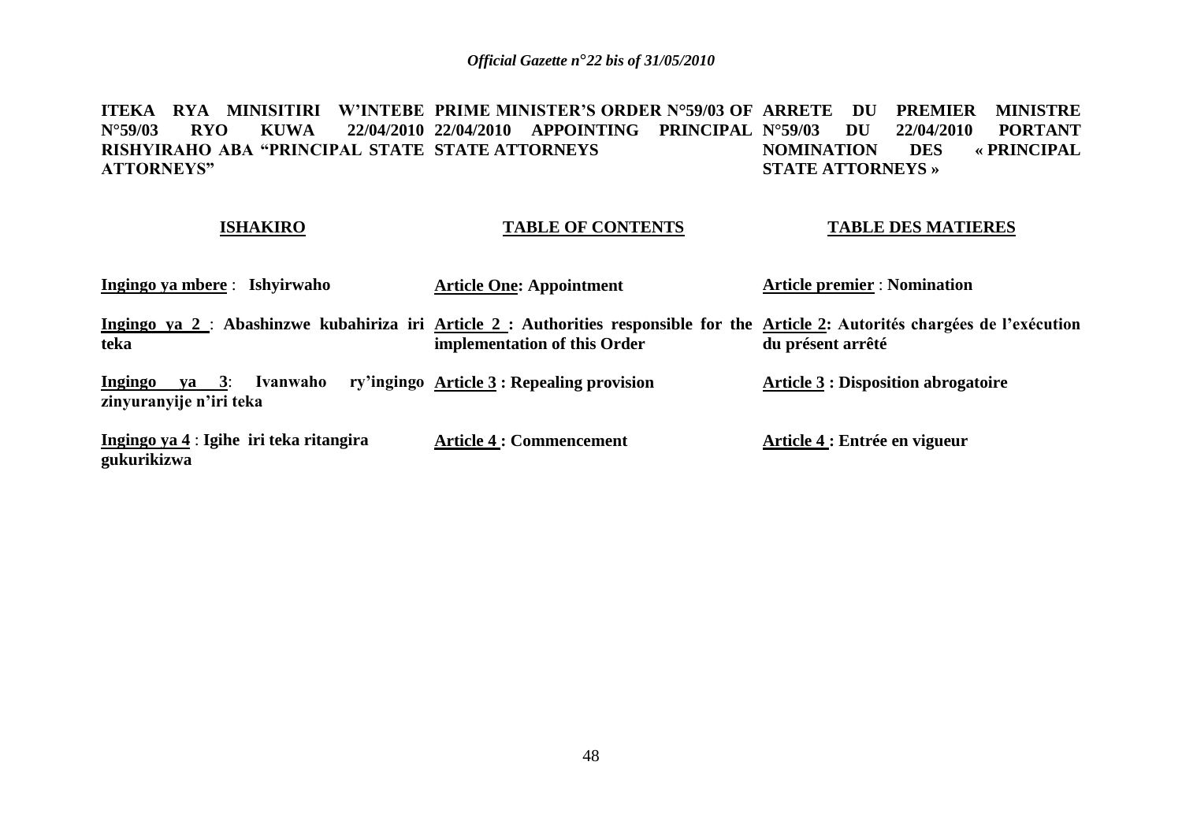**ITEKA RYA MINISITIRI W'INTEBE N°59/03 RYO KUWA 22/04/2010 RISHYIRAHO ABA "PRINCIPAL STATE ATTORNEYS"**

**ISHAKIRO**

**Ingingo ya mbere** : **Ishyirwaho**

**Ingingo ya 2** : **Abashinzwe kubahiriza iri teka**

**Ingingo ya 3**: **Ivanwaho ry'ingingo zinyuranyije n'iri teka**

**Ingingo ya 4** : **Igihe iri teka ritangira gukurikizwa**

**PRIME MINISTER'S ORDER N°59/03 OF 22/04/2010 APPOINTING PRINCIPAL STATE ATTORNEYS**

**TABLE OF CONTENTS**

**Article One: Appointment**

**Article 2 : Authorities responsible for the implementation of this Order**

**Article 3 : Repealing provision**

**Article 4 : Commencement**

**ARRETE DU PREMIER MINISTRE N°59/03 DU 22/04/2010 PORTANT NOMINATION DES « PRINCIPAL STATE ATTORNEYS »**

**TABLE DES MATIERES**

**Article premier** : **Nomination**

**Article 2: Autorités chargées de l'exécution du présent arrêté**

**Article 3 : Disposition abrogatoire**

**Article 4 : Entrée en vigueur**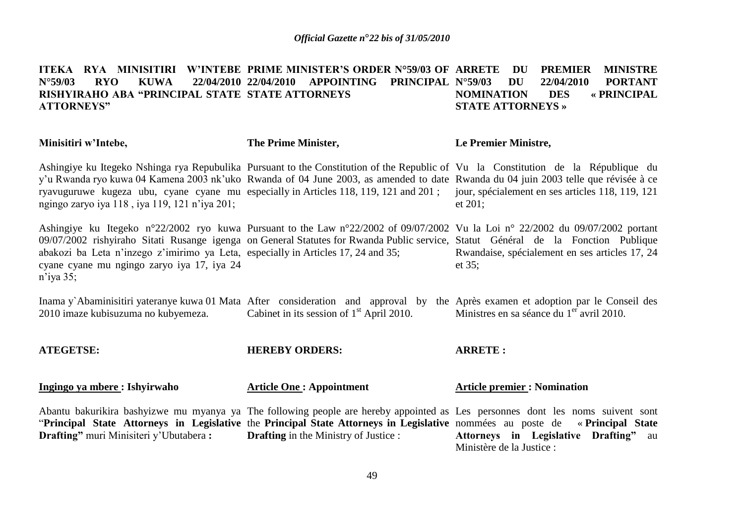**ITEKA RYA MINISITIRI W'INTEBE N°59/03 RYO KUWA 22/04/2010 RISHYIRAHO ABA "PRINCIPAL STATE ATTORNEYS"**

**Minisitiri w'Intebe,**

Ashingiye ku Itegeko Nshinga rya Repubulika y'u Rwanda ryo kuwa 04 Kamena 2003 nk'uko ryavuguruwe kugeza ubu, cyane cyane mu ngingo zaryo iya 118 , iya 119, 121 n'iya 201;

Ashingiye ku Itegeko n°22/2002 ryo kuwa 09/07/2002 rishyiraho Sitati Rusange igenga abakozi ba Leta n'inzego z'imirimo ya Leta, cyane cyane mu ngingo zaryo iya 17, iya 24 n'iya 35;

Inama y`Abaminisitiri yateranye kuwa 01 Mata 2010 imaze kubisuzuma no kubyemeza.

**ATEGETSE:**

**Ingingo ya mbere : Ishyirwaho**

Abantu bakurikira bashyizwe mu myanya ya "**Principal State Attorneys in Legislative Drafting"** muri Minisiteri y'Ubutabera **:**

**PRIME MINISTER'S ORDER N°59/03 OF 22/04/2010 APPOINTING PRINCIPAL STATE ATTORNEYS**

**The Prime Minister,**

Pursuant to the Constitution of the Republic of Rwanda of 04 June 2003, as amended to date especially in Articles 118, 119, 121 and 201 ;

Pursuant to the Law n°22/2002 of 09/07/2002 on General Statutes for Rwanda Public service, especially in Articles 17, 24 and 35;

After consideration and approval by the Cabinet in its session of 1st April 2010.

**HEREBY ORDERS:**

**Article One : Appointment**

The following people are hereby appointed as the **Principal State Attorneys in Legislative Drafting** in the Ministry of Justice :

**ARRETE DU PREMIER MINISTRE N°59/03 DU 22/04/2010 PORTANT NOMINATION DES « PRINCIPAL STATE ATTORNEYS »**

**Le Premier Ministre,**

Vu la Constitution de la République du Rwanda du 04 juin 2003 telle que révisée à ce jour, spécialement en ses articles 118, 119, 121 et 201;

Vu la Loi n° 22/2002 du 09/07/2002 portant Statut Général de la Fonction Publique Rwandaise, spécialement en ses articles 17, 24 et 35;

Après examen et adoption par le Conseil des Ministres en sa séance du 1er avril 2010.

**ARRETE :**

**Article premier : Nomination**

Les personnes dont les noms suivent sont nommées au poste de « **Principal State Attorneys in Legislative Drafting"** au Ministère de la Justice :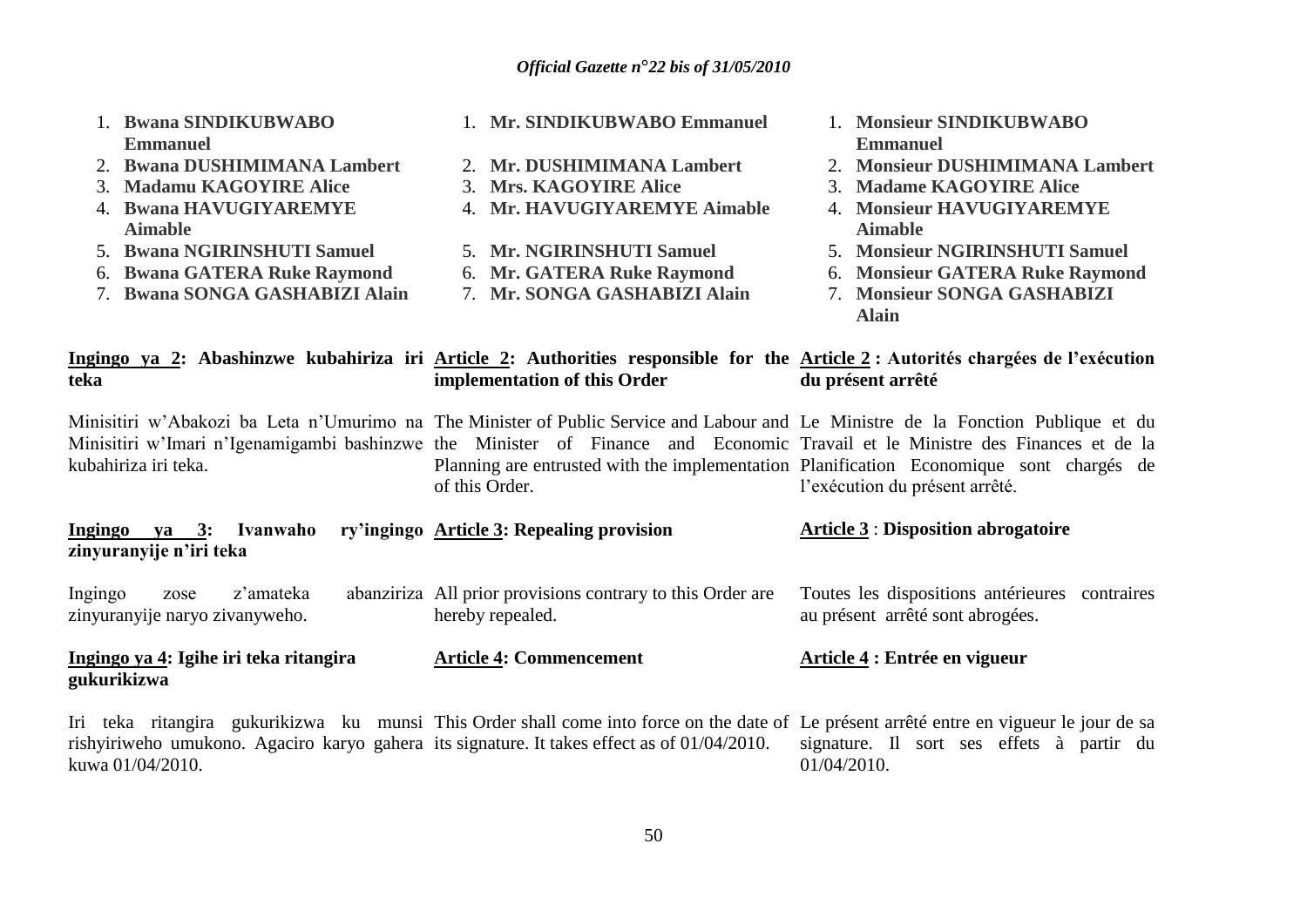1. **Bwana SINDIKUBWABO Emmanuel**
2. **Bwana DUSHIMIMANA Lambert**
3. **Madamu KAGOYIRE Alice**
4. **Bwana HAVUGIYAREMYE Aimable**
5. **Bwana NGIRINSHUTI Samuel**
6. **Bwana GATERA Ruke Raymond**
7. **Bwana SONGA GASHABIZI Alain**

**Ingingo ya 2: Abashinzwe kubahiriza iri teka**

Minisitiri w'Abakozi ba Leta n'Umurimo na Minisitiri w'Imari n'Igenamigambi bashinzwe kubahiriza iri teka.

**Ingingo ya 3: Ivanwaho ry'ingingo zinyuranyije n'iri teka**

Ingingo zose z'amateka abanziriza zinyuranyije naryo zivanyweho.

**Ingingo ya 4: Igihe iri teka ritangira gukurikizwa**

Iri teka ritangira gukurikizwa ku munsi rishyiriweho umukono. Agaciro karyo gahera kuwa 01/04/2010.

1. **Mr. SINDIKUBWABO Emmanuel**
2. **Mr. DUSHIMIMANA Lambert**
3. **Mrs. KAGOYIRE Alice**
4. **Mr. HAVUGIYAREMYE Aimable**
5. **Mr. NGIRINSHUTI Samuel**
6. **Mr. GATERA Ruke Raymond**
7. **Mr. SONGA GASHABIZI Alain**

**Article 2: Authorities responsible for the implementation of this Order**

The Minister of Public Service and Labour and the Minister of Finance and Economic Planning are entrusted with the implementation of this Order.

**Article 3: Repealing provision**

All prior provisions contrary to this Order are hereby repealed.

**Article 4: Commencement**

This Order shall come into force on the date of its signature. It takes effect as of 01/04/2010.

1. **Monsieur SINDIKUBWABO Emmanuel**
2. **Monsieur DUSHIMIMANA Lambert**
3. **Madame KAGOYIRE Alice**
4. **Monsieur HAVUGIYAREMYE Aimable**
5. **Monsieur NGIRINSHUTI Samuel**
6. **Monsieur GATERA Ruke Raymond**
7. **Monsieur SONGA GASHABIZI Alain**

**Article 2 : Autorités chargées de l'exécution du présent arrêté**

Le Ministre de la Fonction Publique et du Travail et le Ministre des Finances et de la Planification Economique sont chargés de l'exécution du présent arrêté.

**Article 3 : Disposition abrogatoire**

Toutes les dispositions antérieures contraires au présent arrêté sont abrogées.

**Article 4 : Entrée en vigueur**

Le présent arrêté entre en vigueur le jour de sa signature. Il sort ses effets à partir du 01/04/2010.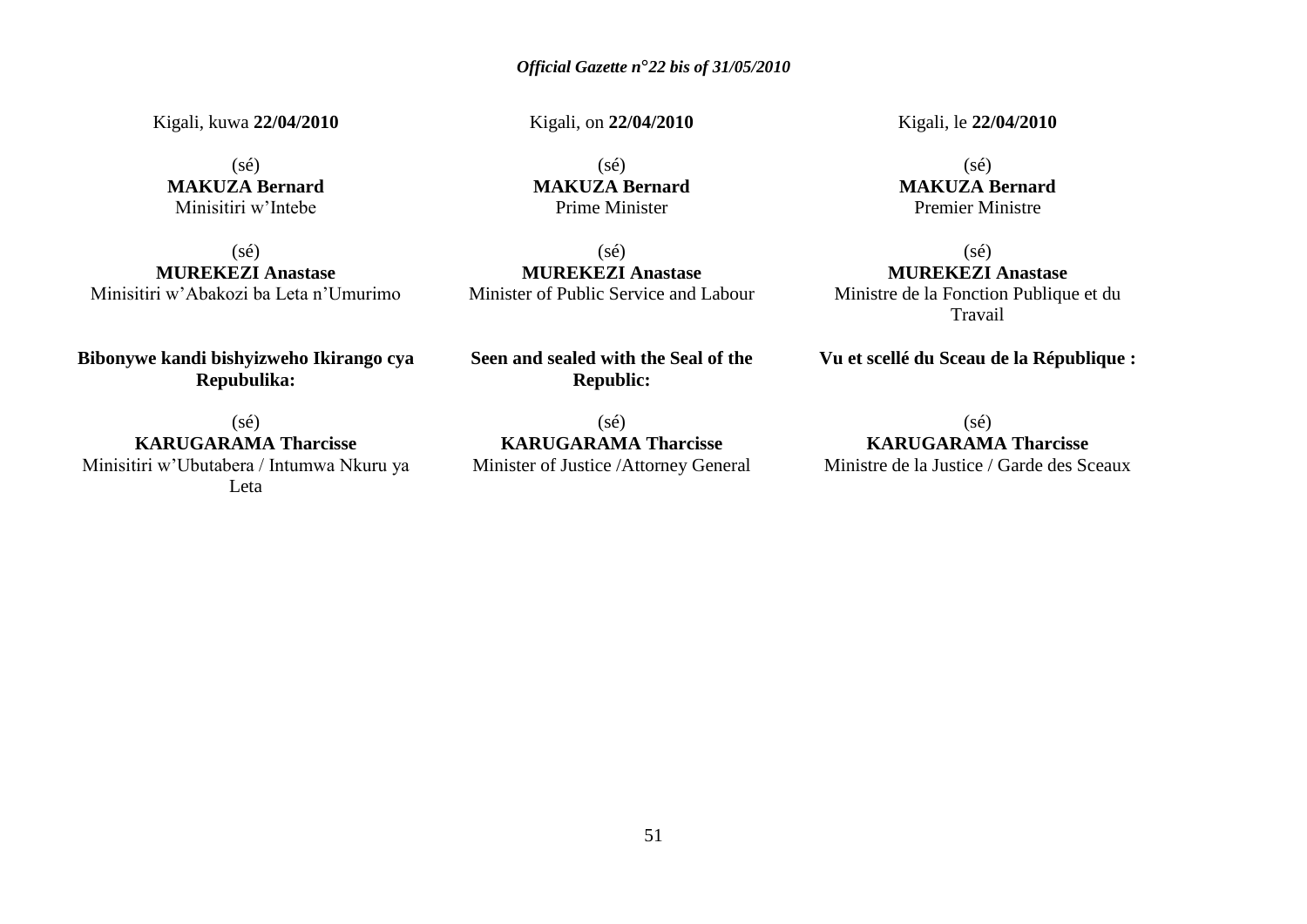Kigali, kuwa **22/04/2010**

(sé)
**MAKUZA Bernard**
Minisitiri w'Intebe

(sé)
**MUREKEZI Anastase**
Minisitiri w'Abakozi ba Leta n'Umurimo

**Bibonywe kandi bishyizweho Ikirango cya Repubulika:**

(sé)
**KARUGARAMA Tharcisse**
Minisitiri w'Ubutabera / Intumwa Nkuru ya Leta

Kigali, on **22/04/2010**

(sé)
**MAKUZA Bernard**
Prime Minister

(sé)
**MUREKEZI Anastase**
Minister of Public Service and Labour

**Seen and sealed with the Seal of the Republic:**

(sé)
**KARUGARAMA Tharcisse**
Minister of Justice /Attorney General

Kigali, le **22/04/2010**

(sé)
**MAKUZA Bernard**
Premier Ministre

(sé)
**MUREKEZI Anastase**
Ministre de la Fonction Publique et du Travail

**Vu et scellé du Sceau de la République :**

(sé)
**KARUGARAMA Tharcisse**
Ministre de la Justice / Garde des Sceaux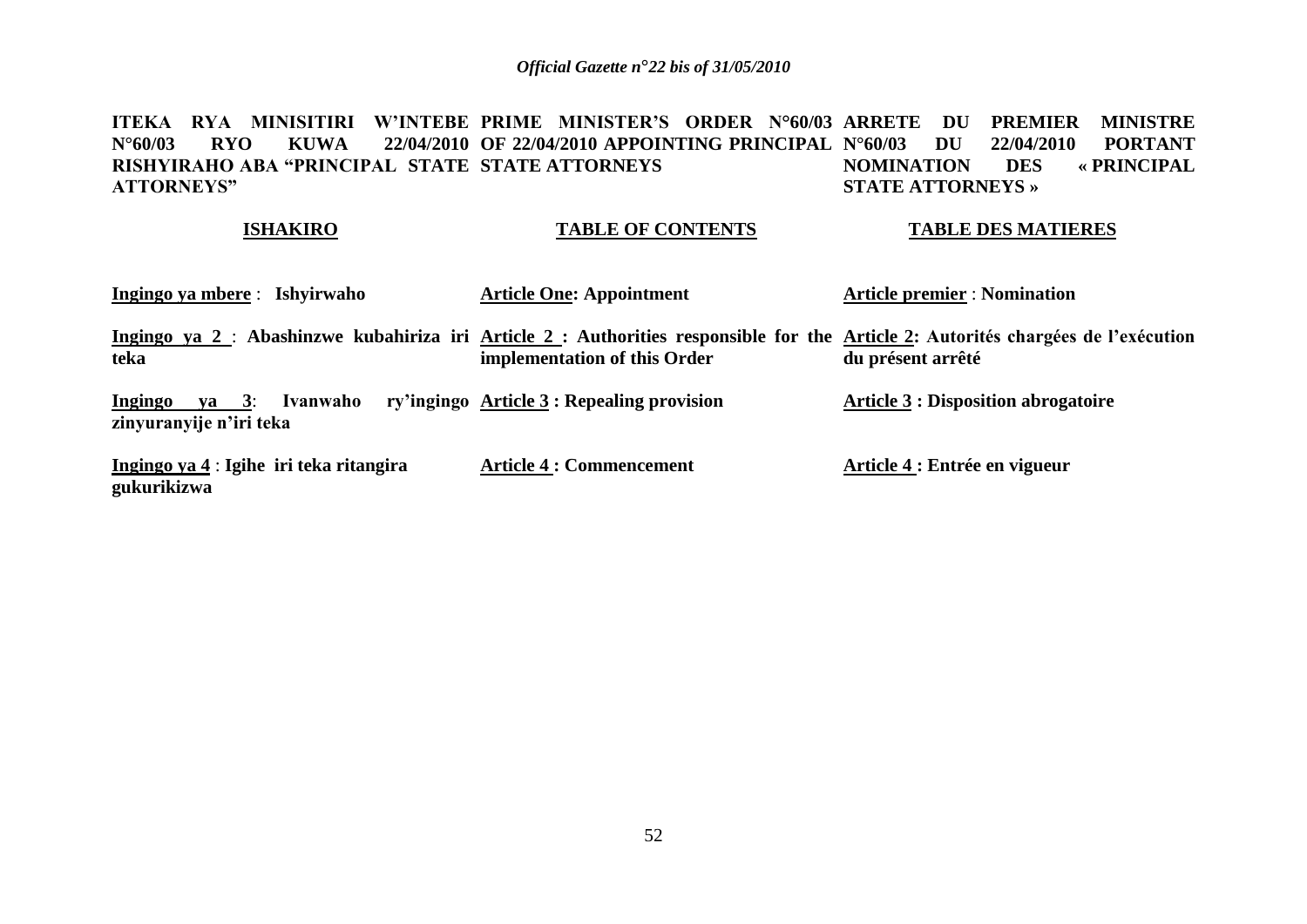**ITEKA RYA MINISITIRI W'INTEBE N°60/03 RYO KUWA 22/04/2010 RISHYIRAHO ABA "PRINCIPAL STATE ATTORNEYS"**

**ISHAKIRO**

**Ingingo ya mbere** : **Ishyirwaho**

**Ingingo ya 2** : **Abashinzwe kubahiriza iri teka**

**Ingingo ya 3**: **Ivanwaho ry'ingingo zinyuranyije n'iri teka**

**Ingingo ya 4** : **Igihe iri teka ritangira gukurikizwa**

**PRIME MINISTER'S ORDER N°60/03 OF 22/04/2010 APPOINTING PRINCIPAL STATE ATTORNEYS**

**TABLE OF CONTENTS**

**Article One: Appointment**

**Article 2 : Authorities responsible for the implementation of this Order**

**Article 3 : Repealing provision**

**Article 4 : Commencement**

**ARRETE DU PREMIER MINISTRE N°60/03 DU 22/04/2010 PORTANT NOMINATION DES « PRINCIPAL STATE ATTORNEYS »**

**TABLE DES MATIERES**

**Article premier** : **Nomination**

**Article 2: Autorités chargées de l'exécution du présent arrêté**

**Article 3 : Disposition abrogatoire**

**Article 4 : Entrée en vigueur**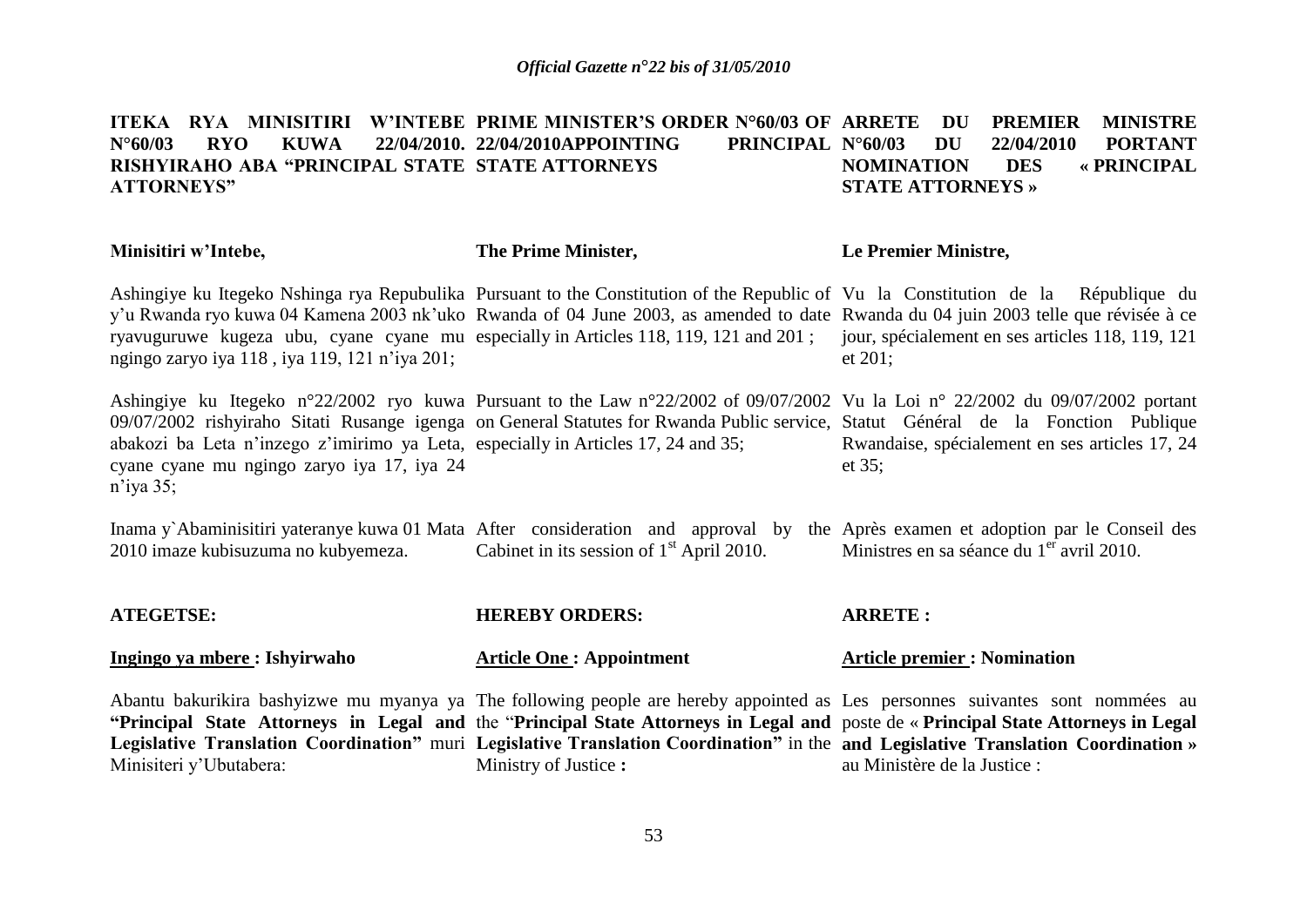**ITEKA RYA MINISITIRI W'INTEBE N°60/03 RYO KUWA 22/04/2010. RISHYIRAHO ABA "PRINCIPAL STATE ATTORNEYS"**

**Minisitiri w'Intebe,**

Ashingiye ku Itegeko Nshinga rya Repubulika y'u Rwanda ryo kuwa 04 Kamena 2003 nk'uko ryavuguruwe kugeza ubu, cyane cyane mu ngingo zaryo iya 118 , iya 119, 121 n'iya 201;

Ashingiye ku Itegeko n°22/2002 ryo kuwa 09/07/2002 rishyiraho Sitati Rusange igenga abakozi ba Leta n'inzego z'imirimo ya Leta, cyane cyane mu ngingo zaryo iya 17, iya 24 n'iya 35;

Inama y`Abaminisitiri yateranye kuwa 01 Mata 2010 imaze kubisuzuma no kubyemeza.

**ATEGETSE:**

**Ingingo ya mbere : Ishyirwaho**

Abantu bakurikira bashyizwe mu myanya ya **"Principal State Attorneys in Legal and Legislative Translation Coordination"** muri Minisiteri y'Ubutabera:

---

**PRIME MINISTER'S ORDER N°60/03 OF 22/04/2010APPOINTING PRINCIPAL STATE ATTORNEYS**

**The Prime Minister,**

Pursuant to the Constitution of the Republic of Rwanda of 04 June 2003, as amended to date especially in Articles 118, 119, 121 and 201 ;

Pursuant to the Law n°22/2002 of 09/07/2002 on General Statutes for Rwanda Public service, especially in Articles 17, 24 and 35;

After consideration and approval by the Cabinet in its session of 1st April 2010.

**HEREBY ORDERS:**

**Article One : Appointment**

The following people are hereby appointed as the "**Principal State Attorneys in Legal and Legislative Translation Coordination"** in the Ministry of Justice **:**

---

**ARRETE DU PREMIER MINISTRE N°60/03 DU 22/04/2010 PORTANT NOMINATION DES « PRINCIPAL STATE ATTORNEYS »**

**Le Premier Ministre,**

Vu la Constitution de la République du Rwanda du 04 juin 2003 telle que révisée à ce jour, spécialement en ses articles 118, 119, 121 et 201;

Vu la Loi n° 22/2002 du 09/07/2002 portant Statut Général de la Fonction Publique Rwandaise, spécialement en ses articles 17, 24 et 35;

Après examen et adoption par le Conseil des Ministres en sa séance du 1er avril 2010.

**ARRETE :**

**Article premier : Nomination**

Les personnes suivantes sont nommées au poste de « **Principal State Attorneys in Legal and Legislative Translation Coordination »** au Ministère de la Justice :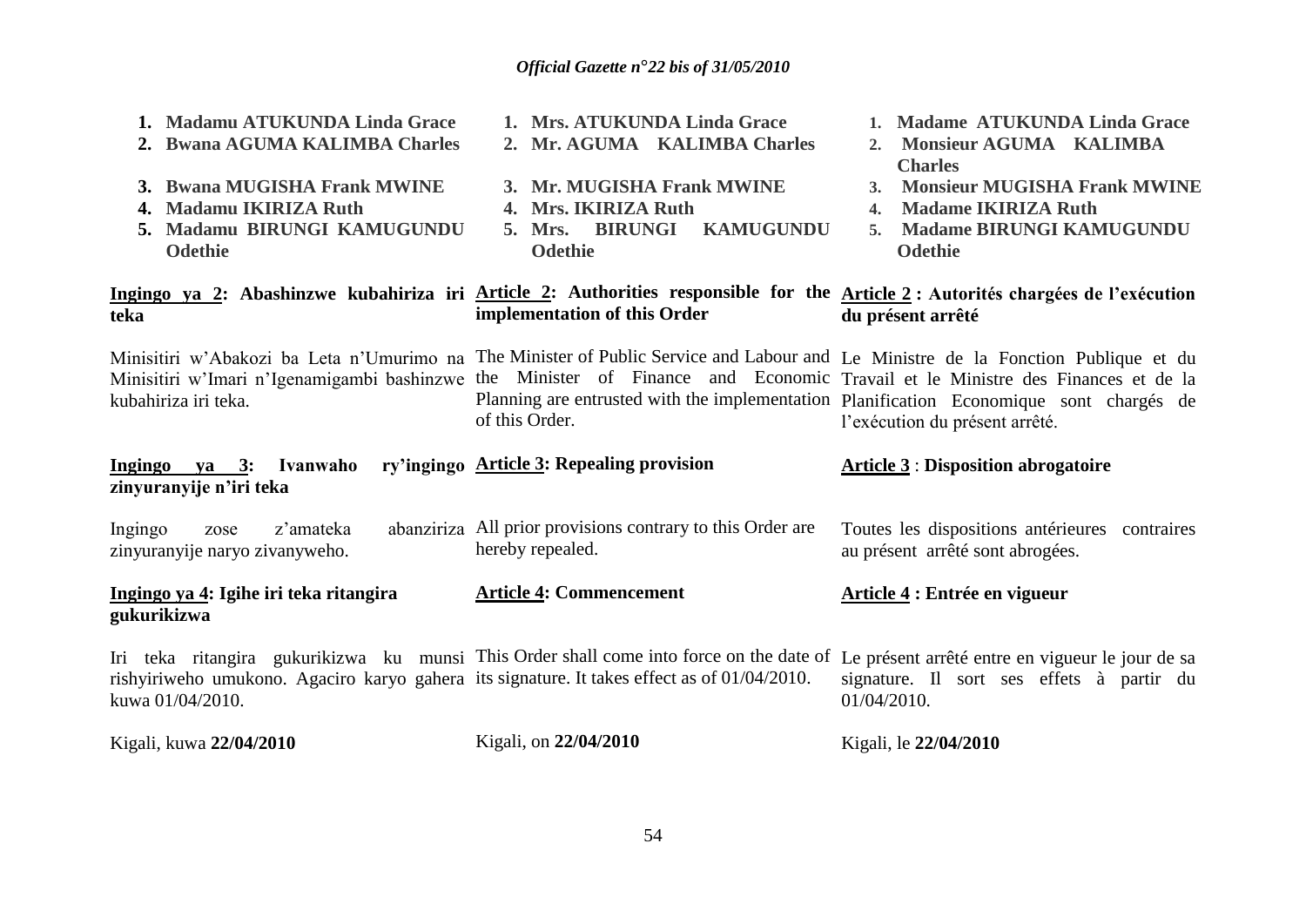1. **Madamu ATUKUNDA Linda Grace**
2. **Bwana AGUMA KALIMBA Charles**
3. **Bwana MUGISHA Frank MWINE**
4. **Madamu IKIRIZA Ruth**
5. **Madamu BIRUNGI KAMUGUNDU Odethie**

**Ingingo ya 2: Abashinzwe kubahiriza iri teka**

Minisitiri w'Abakozi ba Leta n'Umurimo na Minisitiri w'Imari n'Igenamigambi bashinzwe kubahiriza iri teka.

**Ingingo ya 3: Ivanwaho ry'ingingo zinyuranyije n'iri teka**

Ingingo zose z'amateka abanziriza zinyuranyije naryo zivanyweho.

**Ingingo ya 4: Igihe iri teka ritangira gukurikizwa**

Iri teka ritangira gukurikizwa ku munsi rishyiriweho umukono. Agaciro karyo gahera kuwa 01/04/2010.

Kigali, kuwa **22/04/2010**

1. **Mrs. ATUKUNDA Linda Grace**
2. **Mr. AGUMA KALIMBA Charles**
3. **Mr. MUGISHA Frank MWINE**
4. **Mrs. IKIRIZA Ruth**
5. **Mrs. BIRUNGI KAMUGUNDU Odethie**

**Article 2: Authorities responsible for the implementation of this Order**

The Minister of Public Service and Labour and the Minister of Finance and Economic Planning are entrusted with the implementation of this Order.

**Article 3: Repealing provision**

All prior provisions contrary to this Order are hereby repealed.

**Article 4: Commencement**

This Order shall come into force on the date of its signature. It takes effect as of 01/04/2010.

Kigali, on **22/04/2010**

1. **Madame ATUKUNDA Linda Grace**
2. **Monsieur AGUMA KALIMBA Charles**
3. **Monsieur MUGISHA Frank MWINE**
4. **Madame IKIRIZA Ruth**
5. **Madame BIRUNGI KAMUGUNDU Odethie**

**Article 2 : Autorités chargées de l'exécution du présent arrêté**

Le Ministre de la Fonction Publique et du Travail et le Ministre des Finances et de la Planification Economique sont chargés de l'exécution du présent arrêté.

**Article 3 : Disposition abrogatoire**

Toutes les dispositions antérieures contraires au présent arrêté sont abrogées.

**Article 4 : Entrée en vigueur**

Le présent arrêté entre en vigueur le jour de sa signature. Il sort ses effets à partir du 01/04/2010.

Kigali, le **22/04/2010**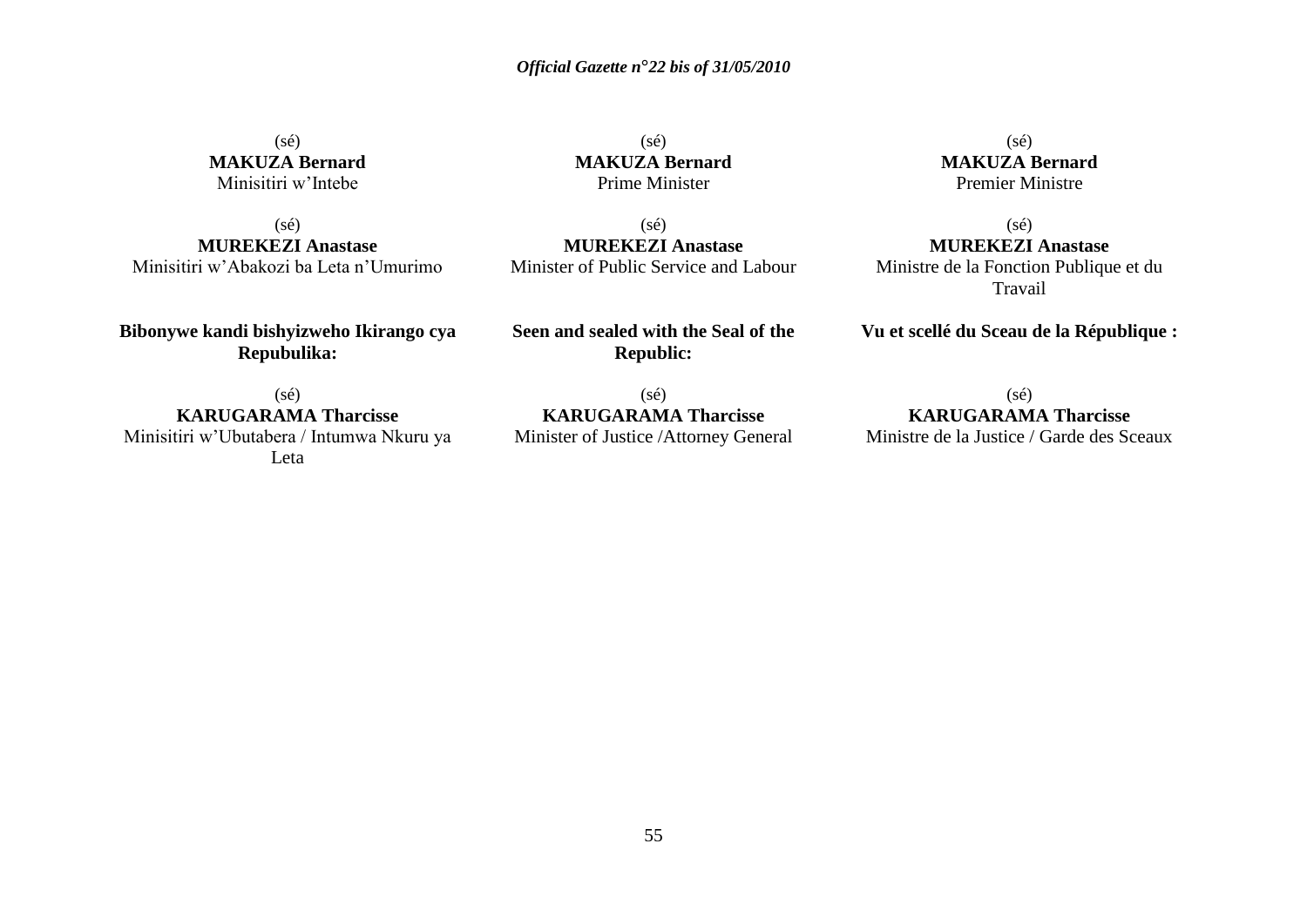(sé)
**MAKUZA Bernard**
Minisitiri w'Intebe

(sé)
**MUREKEZI Anastase**
Minisitiri w'Abakozi ba Leta n'Umurimo

**Bibonywe kandi bishyizweho Ikirango cya Repubulika:**

(sé)
**KARUGARAMA Tharcisse**
Minisitiri w'Ubutabera / Intumwa Nkuru ya Leta

(sé)
**MAKUZA Bernard**
Prime Minister

(sé)
**MUREKEZI Anastase**
Minister of Public Service and Labour

**Seen and sealed with the Seal of the Republic:**

(sé)
**KARUGARAMA Tharcisse**
Minister of Justice /Attorney General

(sé)
**MAKUZA Bernard**
Premier Ministre

(sé)
**MUREKEZI Anastase**
Ministre de la Fonction Publique et du Travail

**Vu et scellé du Sceau de la République :**

(sé)
**KARUGARAMA Tharcisse**
Ministre de la Justice / Garde des Sceaux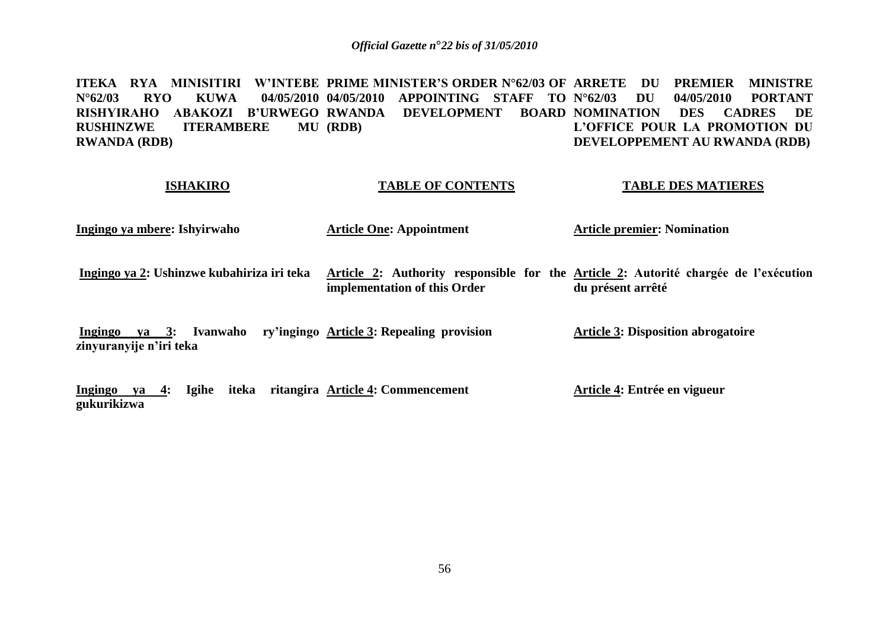**ITEKA RYA MINISITIRI W'INTEBE N°62/03 RYO KUWA 04/05/2010 RISHYIRAHO ABAKOZI B'URWEGO RUSHINZWE ITERAMBERE MU RWANDA (RDB)**

**ISHAKIRO**

**Ingingo ya mbere: Ishyirwaho**

**Ingingo ya 2: Ushinzwe kubahiriza iri teka**

**Ingingo ya 3: Ivanwaho ry'ingingo zinyuranyije n'iri teka**

**Ingingo ya 4: Igihe iteka ritangira gukurikizwa**

**PRIME MINISTER'S ORDER N°62/03 OF 04/05/2010 APPOINTING STAFF TO RWANDA DEVELOPMENT BOARD (RDB)**

**TABLE OF CONTENTS**

**Article One: Appointment**

**Article 2: Authority responsible for the implementation of this Order**

**Article 3: Repealing provision**

**Article 4: Commencement**

**ARRETE DU PREMIER MINISTRE N°62/03 DU 04/05/2010 PORTANT NOMINATION DES CADRES DE L'OFFICE POUR LA PROMOTION DU DEVELOPPEMENT AU RWANDA (RDB)**

**TABLE DES MATIERES**

**Article premier: Nomination**

**Article 2: Autorité chargée de l'exécution du présent arrêté**

**Article 3: Disposition abrogatoire**

**Article 4: Entrée en vigueur**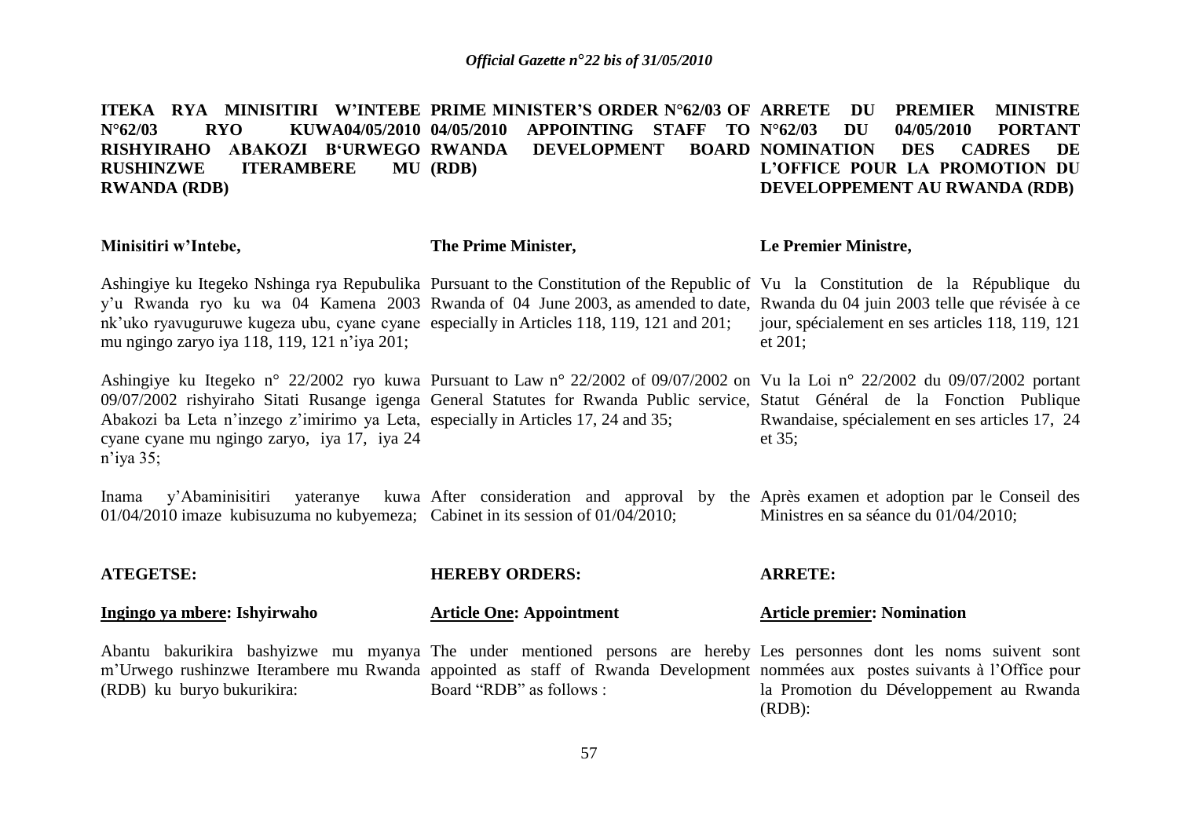**ITEKA RYA MINISITIRI W'INTEBE N°62/03 RYO KUWA04/05/2010 RISHYIRAHO ABAKOZI B'URWEGO RUSHINZWE ITERAMBERE MU RWANDA (RDB)**

**Minisitiri w'Intebe,**

Ashingiye ku Itegeko Nshinga rya Repubulika y'u Rwanda ryo ku wa 04 Kamena 2003 nk'uko ryavuguruwe kugeza ubu, cyane cyane mu ngingo zaryo iya 118, 119, 121 n'iya 201;

Ashingiye ku Itegeko n° 22/2002 ryo kuwa 09/07/2002 rishyiraho Sitati Rusange igenga Abakozi ba Leta n'inzego z'imirimo ya Leta, cyane cyane mu ngingo zaryo, iya 17, iya 24 n'iya 35;

Inama y'Abaminisitiri yateranye kuwa 01/04/2010 imaze kubisuzuma no kubyemeza;

**ATEGETSE:**

**Ingingo ya mbere: Ishyirwaho**

Abantu bakurikira bashyizwe mu myanya m'Urwego rushinzwe Iterambere mu Rwanda (RDB) ku buryo bukurikira:

**PRIME MINISTER'S ORDER N°62/03 OF 04/05/2010 APPOINTING STAFF TO RWANDA DEVELOPMENT BOARD (RDB)**

**The Prime Minister,**

Pursuant to the Constitution of the Republic of Rwanda of 04 June 2003, as amended to date, especially in Articles 118, 119, 121 and 201;

Pursuant to Law n° 22/2002 of 09/07/2002 on General Statutes for Rwanda Public service, especially in Articles 17, 24 and 35;

After consideration and approval by the Cabinet in its session of 01/04/2010;

**HEREBY ORDERS:**

**Article One: Appointment**

The under mentioned persons are hereby appointed as staff of Rwanda Development Board "RDB" as follows :

**ARRETE DU PREMIER MINISTRE N°62/03 DU 04/05/2010 PORTANT NOMINATION DES CADRES DE L'OFFICE POUR LA PROMOTION DU DEVELOPPEMENT AU RWANDA (RDB)**

**Le Premier Ministre,**

Vu la Constitution de la République du Rwanda du 04 juin 2003 telle que révisée à ce jour, spécialement en ses articles 118, 119, 121 et 201;

Vu la Loi n° 22/2002 du 09/07/2002 portant Statut Général de la Fonction Publique Rwandaise, spécialement en ses articles 17, 24 et 35;

Après examen et adoption par le Conseil des Ministres en sa séance du 01/04/2010;

**ARRETE:**

**Article premier: Nomination**

Les personnes dont les noms suivent sont nommées aux postes suivants à l'Office pour la Promotion du Développement au Rwanda (RDB):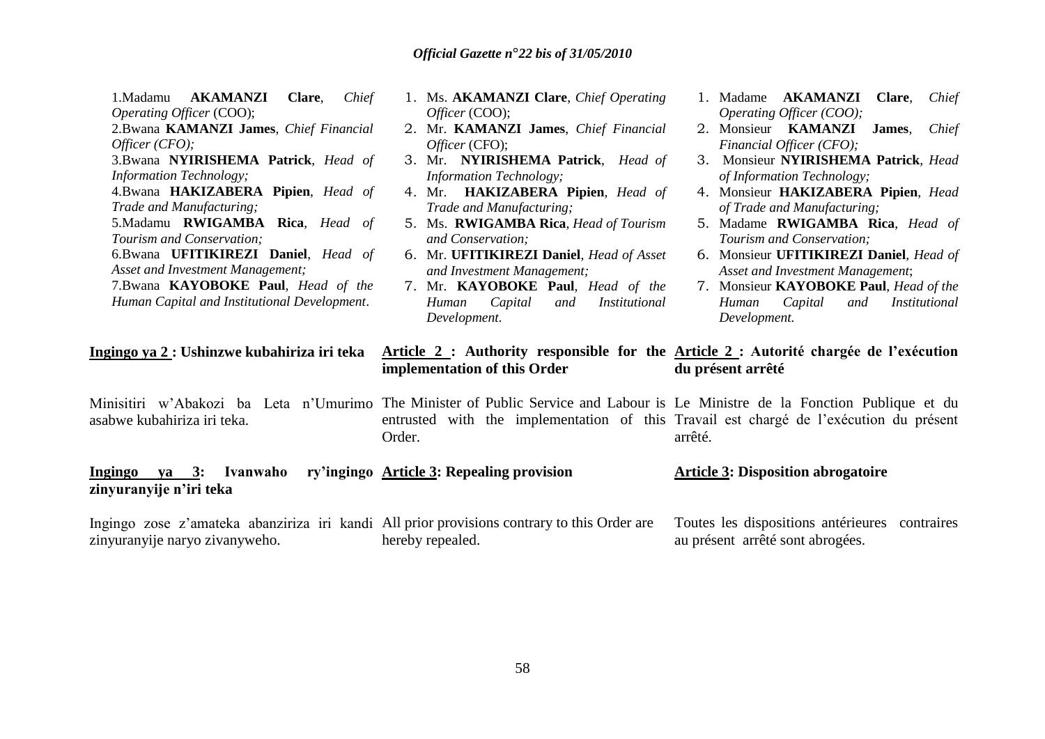1.Madamu **AKAMANZI Clare**, *Chief Operating Officer* (COO);
2.Bwana **KAMANZI James**, *Chief Financial Officer (CFO);*
3.Bwana **NYIRISHEMA Patrick**, *Head of Information Technology;*
4.Bwana **HAKIZABERA Pipien**, *Head of Trade and Manufacturing;*
5.Madamu **RWIGAMBA Rica**, *Head of Tourism and Conservation;*
6.Bwana **UFITIKIREZI Daniel**, *Head of Asset and Investment Management;*
7.Bwana **KAYOBOKE Paul**, *Head of the Human Capital and Institutional Development*.

**Ingingo ya 2 : Ushinzwe kubahiriza iri teka**

Minisitiri w'Abakozi ba Leta n'Umurimo asabwe kubahiriza iri teka.

**Ingingo ya 3: Ivanwaho ry'ingingo zinyuranyije n'iri teka**

Ingingo zose z'amateka abanziriza iri kandi zinyuranyije naryo zivanyweho.

1. Ms. **AKAMANZI Clare**, *Chief Operating Officer* (COO);
2. Mr. **KAMANZI James**, *Chief Financial Officer* (CFO);
3. Mr. **NYIRISHEMA Patrick**, *Head of Information Technology;*
4. Mr. **HAKIZABERA Pipien**, *Head of Trade and Manufacturing;*
5. Ms. **RWIGAMBA Rica**, *Head of Tourism and Conservation;*
6. Mr. **UFITIKIREZI Daniel**, *Head of Asset and Investment Management;*
7. Mr. **KAYOBOKE Paul**, *Head of the Human Capital and Institutional Development.*

**Article 2 : Authority responsible for the implementation of this Order**

The Minister of Public Service and Labour is entrusted with the implementation of this Order.

**Article 3: Repealing provision**

All prior provisions contrary to this Order are hereby repealed.

1. Madame **AKAMANZI Clare**, *Chief Operating Officer (COO);*
2. Monsieur **KAMANZI James**, *Chief Financial Officer (CFO);*
3. Monsieur **NYIRISHEMA Patrick**, *Head of Information Technology;*
4. Monsieur **HAKIZABERA Pipien**, *Head of Trade and Manufacturing;*
5. Madame **RWIGAMBA Rica**, *Head of Tourism and Conservation;*
6. Monsieur **UFITIKIREZI Daniel**, *Head of Asset and Investment Management*;
7. Monsieur **KAYOBOKE Paul**, *Head of the Human Capital and Institutional Development.*

**Article 2 : Autorité chargée de l'exécution du présent arrêté**

Le Ministre de la Fonction Publique et du Travail est chargé de l'exécution du présent arrêté.

**Article 3: Disposition abrogatoire**

Toutes les dispositions antérieures contraires au présent arrêté sont abrogées.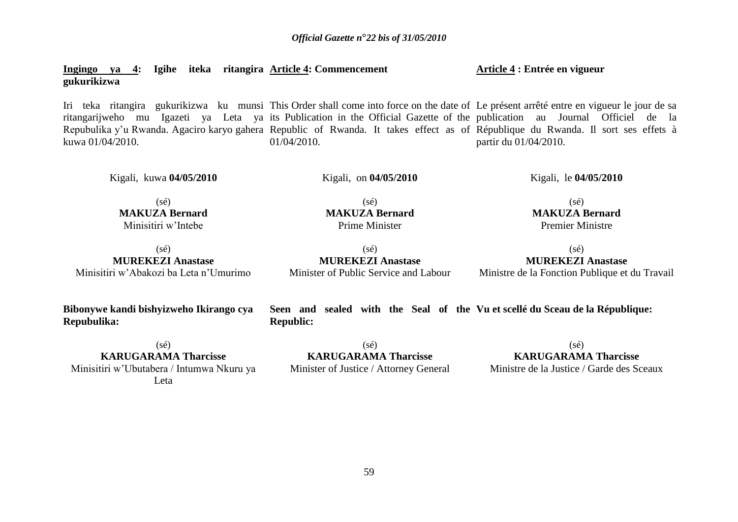**Ingingo ya 4: Igihe iteka ritangira gukurikizwa**

Iri teka ritangira gukurikizwa ku munsi ritangarijweho mu Igazeti ya Leta ya Repubulika y'u Rwanda. Agaciro karyo gahera kuwa 01/04/2010.

Kigali, kuwa **04/05/2010**

(sé)
**MAKUZA Bernard**
Minisitiri w'Intebe

(sé)
**MUREKEZI Anastase**
Minisitiri w'Abakozi ba Leta n'Umurimo

**Bibonywe kandi bishyizweho Ikirango cya Repubulika:**

(sé)
**KARUGARAMA Tharcisse**
Minisitiri w'Ubutabera / Intumwa Nkuru ya Leta

**Article 4: Commencement**

This Order shall come into force on the date of its Publication in the Official Gazette of the Republic of Rwanda. It takes effect as of 01/04/2010.

Kigali, on **04/05/2010**

(sé)
**MAKUZA Bernard**
Prime Minister

(sé)
**MUREKEZI Anastase**
Minister of Public Service and Labour

**Seen and sealed with the Seal of the Republic:**

(sé)
**KARUGARAMA Tharcisse**
Minister of Justice / Attorney General

**Article 4 : Entrée en vigueur**

Le présent arrêté entre en vigueur le jour de sa publication au Journal Officiel de la République du Rwanda. Il sort ses effets à partir du 01/04/2010.

Kigali, le **04/05/2010**

(sé)
**MAKUZA Bernard**
Premier Ministre

(sé)
**MUREKEZI Anastase**
Ministre de la Fonction Publique et du Travail

**Vu et scellé du Sceau de la République:**

(sé)
**KARUGARAMA Tharcisse**
Ministre de la Justice / Garde des Sceaux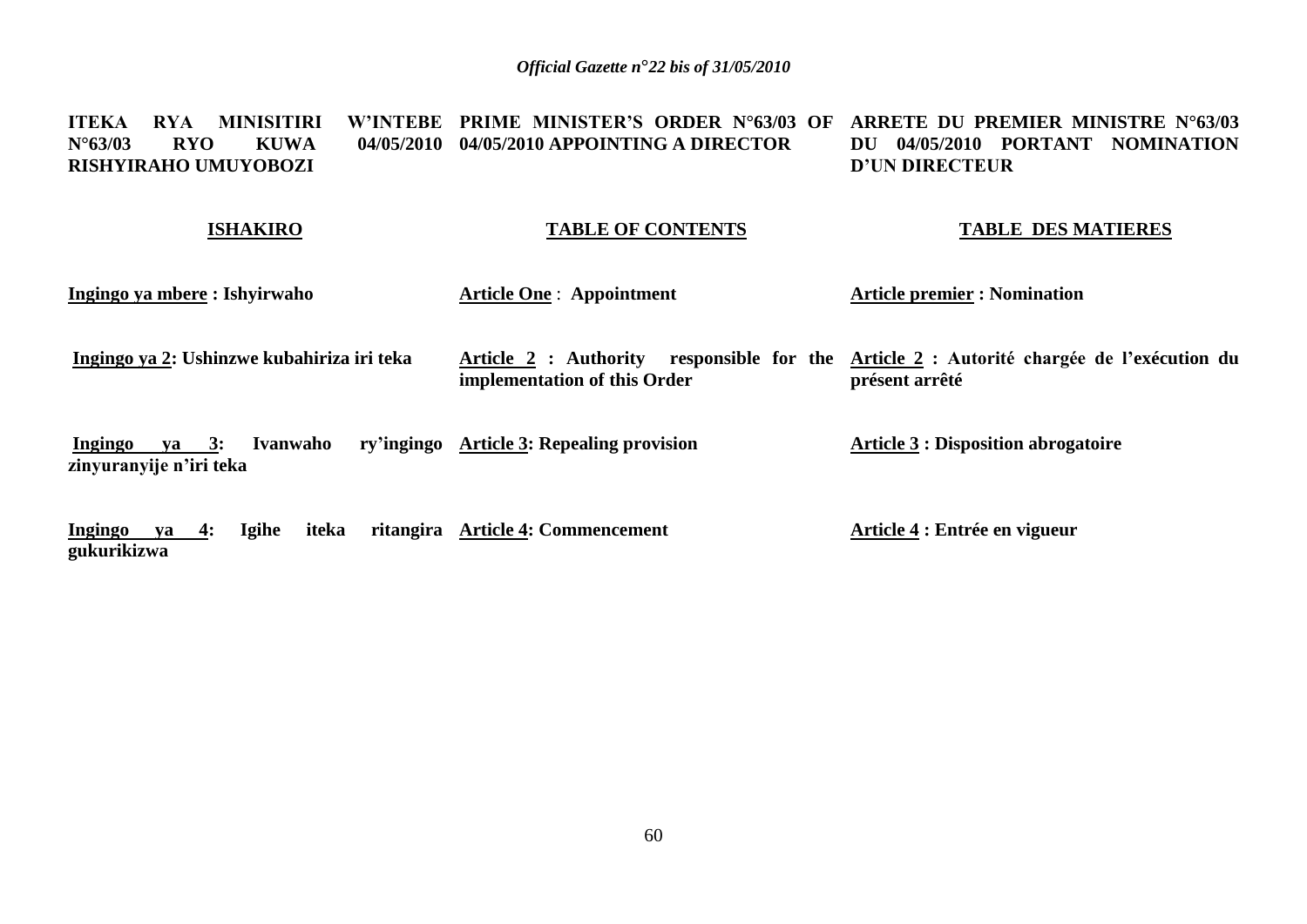**ITEKA RYA MINISITIRI W'INTEBE N°63/03 RYO KUWA 04/05/2010 RISHYIRAHO UMUYOBOZI**

**PRIME MINISTER'S ORDER N°63/03 OF 04/05/2010 APPOINTING A DIRECTOR**

**ARRETE DU PREMIER MINISTRE N°63/03 DU 04/05/2010 PORTANT NOMINATION D'UN DIRECTEUR**

| **ISHAKIRO** | **TABLE OF CONTENTS** | **TABLE DES MATIERES** |
|---|---|---|
| **Ingingo ya mbere : Ishyirwaho** | **Article One : Appointment** | **Article premier : Nomination** |
| **Ingingo ya 2: Ushinzwe kubahiriza iri teka** | **Article 2 : Authority responsible for the implementation of this Order** | **Article 2 : Autorité chargée de l'exécution du présent arrêté** |
| **Ingingo ya 3: Ivanwaho ry'ingingo zinyuranyije n'iri teka** | **Article 3: Repealing provision** | **Article 3 : Disposition abrogatoire** |
| **Ingingo ya 4: Igihe iteka ritangira gukurikizwa** | **Article 4: Commencement** | **Article 4 : Entrée en vigueur** |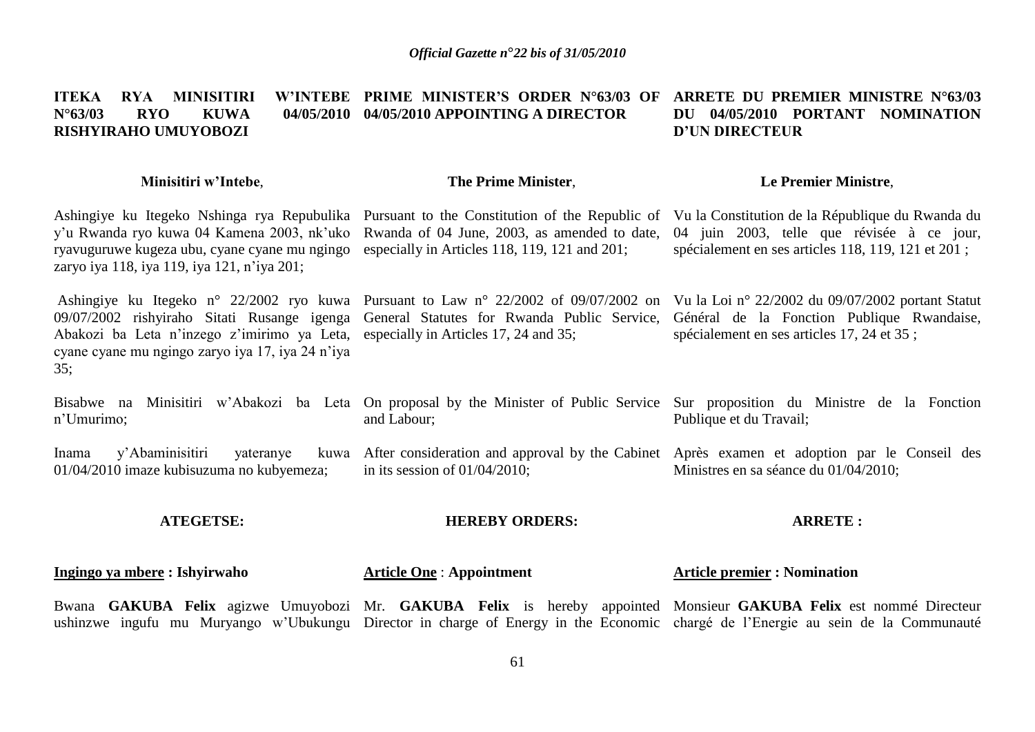**ITEKA RYA MINISITIRI W'INTEBE N°63/03 RYO KUWA 04/05/2010 RISHYIRAHO UMUYOBOZI**

**Minisitiri w'Intebe**,

Ashingiye ku Itegeko Nshinga rya Repubulika y'u Rwanda ryo kuwa 04 Kamena 2003, nk'uko ryavuguruwe kugeza ubu, cyane cyane mu ngingo zaryo iya 118, iya 119, iya 121, n'iya 201;

Ashingiye ku Itegeko n° 22/2002 ryo kuwa 09/07/2002 rishyiraho Sitati Rusange igenga Abakozi ba Leta n'inzego z'imirimo ya Leta, cyane cyane mu ngingo zaryo iya 17, iya 24 n'iya 35;

Bisabwe na Minisitiri w'Abakozi ba Leta n'Umurimo;

Inama y'Abaminisitiri yateranye kuwa 01/04/2010 imaze kubisuzuma no kubyemeza;

**ATEGETSE:**

**Ingingo ya mbere : Ishyirwaho**

Bwana **GAKUBA Felix** agizwe Umuyobozi ushinzwe ingufu mu Muryango w'Ubukungu

**PRIME MINISTER'S ORDER N°63/03 OF 04/05/2010 APPOINTING A DIRECTOR**

**The Prime Minister**,

Pursuant to the Constitution of the Republic of Rwanda of 04 June, 2003, as amended to date, especially in Articles 118, 119, 121 and 201;

Pursuant to Law n° 22/2002 of 09/07/2002 on General Statutes for Rwanda Public Service, especially in Articles 17, 24 and 35;

On proposal by the Minister of Public Service and Labour;

After consideration and approval by the Cabinet in its session of 01/04/2010;

**HEREBY ORDERS:**

**Article One** : **Appointment**

Mr. **GAKUBA Felix** is hereby appointed Director in charge of Energy in the Economic

**ARRETE DU PREMIER MINISTRE N°63/03 DU 04/05/2010 PORTANT NOMINATION D'UN DIRECTEUR**

**Le Premier Ministre**,

Vu la Constitution de la République du Rwanda du 04 juin 2003, telle que révisée à ce jour, spécialement en ses articles 118, 119, 121 et 201 ;

Vu la Loi n° 22/2002 du 09/07/2002 portant Statut Général de la Fonction Publique Rwandaise, spécialement en ses articles 17, 24 et 35 ;

Sur proposition du Ministre de la Fonction Publique et du Travail;

Après examen et adoption par le Conseil des Ministres en sa séance du 01/04/2010;

**ARRETE :**

**Article premier : Nomination**

Monsieur **GAKUBA Felix** est nommé Directeur chargé de l'Energie au sein de la Communauté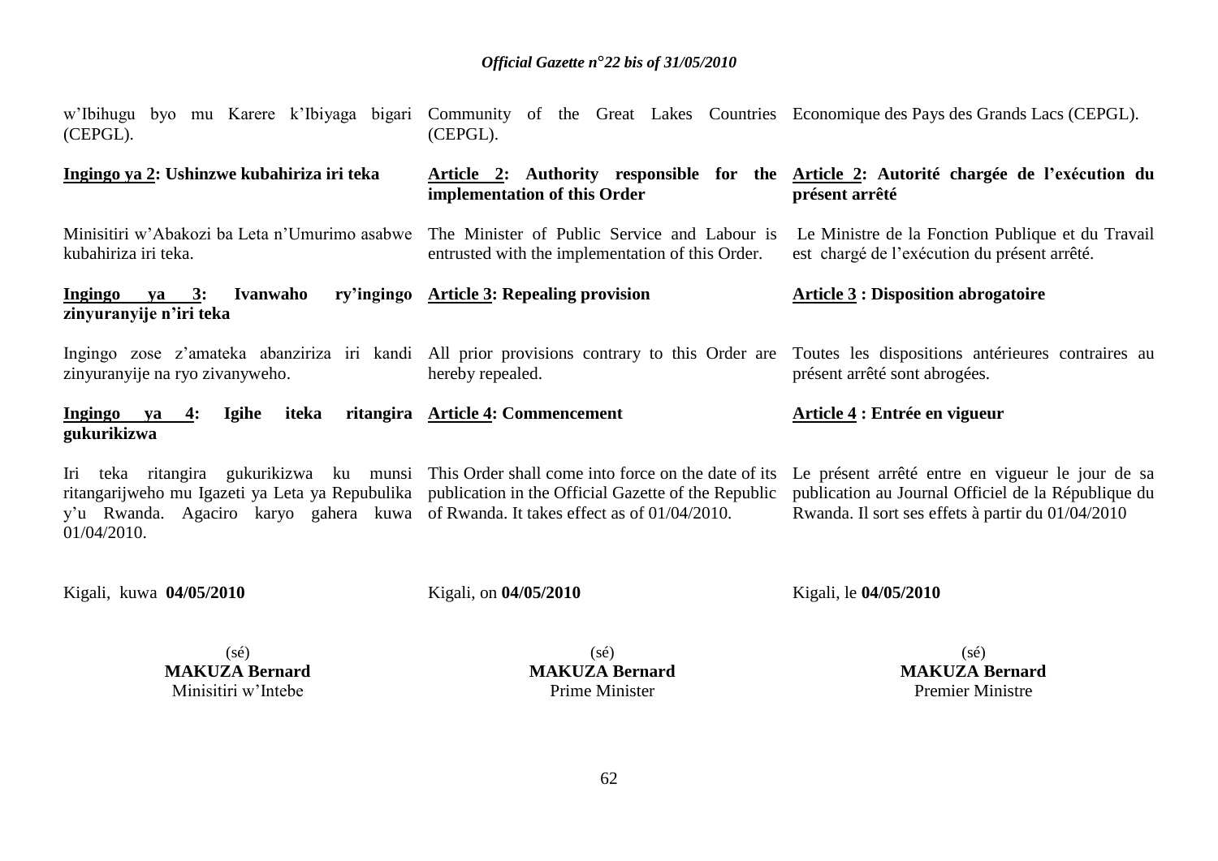w'Ibihugu byo mu Karere k'Ibiyaga bigari (CEPGL).

**Ingingo ya 2: Ushinzwe kubahiriza iri teka**

Minisitiri w'Abakozi ba Leta n'Umurimo asabwe kubahiriza iri teka.

**Ingingo ya 3: Ivanwaho ry'ingingo zinyuranyije n'iri teka**

Ingingo zose z'amateka abanziriza iri kandi zinyuranyije na ryo zivanyweho.

**Ingingo ya 4: Igihe iteka ritangira gukurikizwa**

Iri teka ritangira gukurikizwa ku munsi ritangarijweho mu Igazeti ya Leta ya Repubulika y'u Rwanda. Agaciro karyo gahera kuwa 01/04/2010.

Kigali, kuwa **04/05/2010**

(sé)
**MAKUZA Bernard**
Minisitiri w'Intebe

Community of the Great Lakes Countries (CEPGL).

**Article 2: Authority responsible for the implementation of this Order**

The Minister of Public Service and Labour is entrusted with the implementation of this Order.

**Article 3: Repealing provision**

All prior provisions contrary to this Order are hereby repealed.

**Article 4: Commencement**

This Order shall come into force on the date of its publication in the Official Gazette of the Republic of Rwanda. It takes effect as of 01/04/2010.

Kigali, on **04/05/2010**

(sé)
**MAKUZA Bernard**
Prime Minister

Economique des Pays des Grands Lacs (CEPGL).

**Article 2: Autorité chargée de l'exécution du présent arrêté**

Le Ministre de la Fonction Publique et du Travail est chargé de l'exécution du présent arrêté.

**Article 3 : Disposition abrogatoire**

Toutes les dispositions antérieures contraires au présent arrêté sont abrogées.

**Article 4 : Entrée en vigueur**

Le présent arrêté entre en vigueur le jour de sa publication au Journal Officiel de la République du Rwanda. Il sort ses effets à partir du 01/04/2010

Kigali, le **04/05/2010**

(sé)
**MAKUZA Bernard**
Premier Ministre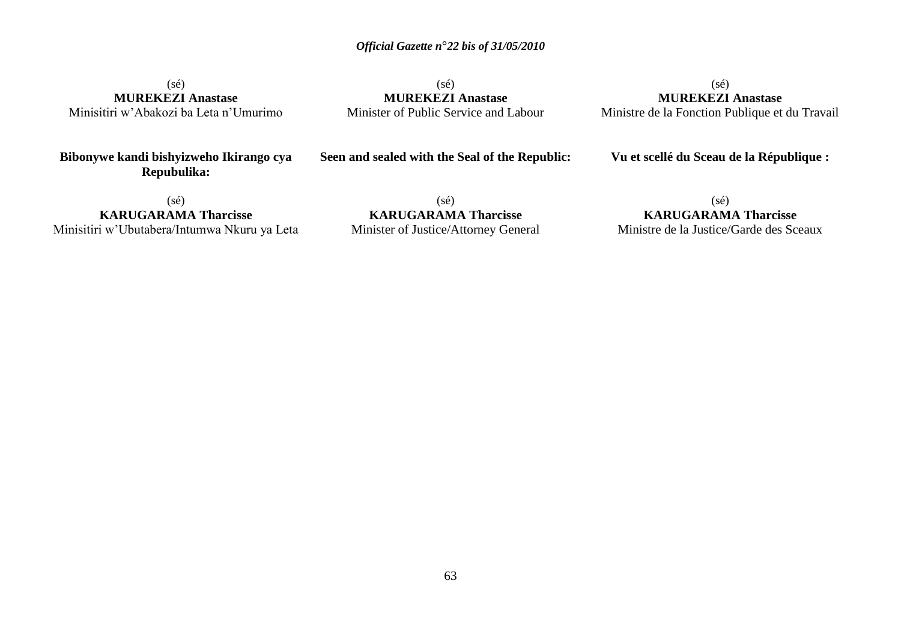(sé)
**MUREKEZI Anastase**
Minisitiri w'Abakozi ba Leta n'Umurimo

(sé)
**MUREKEZI Anastase**
Minister of Public Service and Labour

(sé)
**MUREKEZI Anastase**
Ministre de la Fonction Publique et du Travail

**Bibonywe kandi bishyizweho Ikirango cya Repubulika:**

**Seen and sealed with the Seal of the Republic:**

**Vu et scellé du Sceau de la République :**

(sé)
**KARUGARAMA Tharcisse**
Minisitiri w'Ubutabera/Intumwa Nkuru ya Leta

(sé)
**KARUGARAMA Tharcisse**
Minister of Justice/Attorney General

(sé)
**KARUGARAMA Tharcisse**
Ministre de la Justice/Garde des Sceaux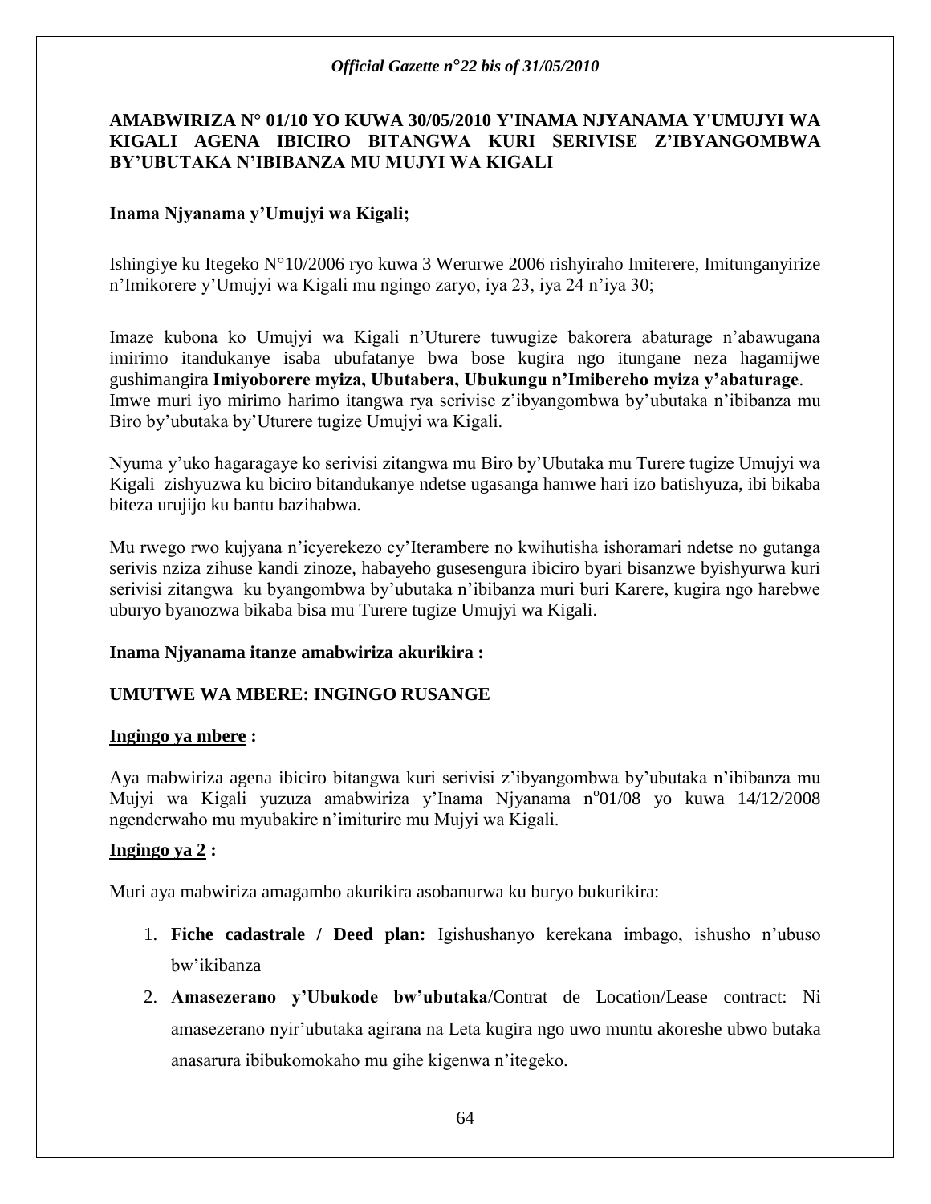**AMABWIRIZA N° 01/10 YO KUWA 30/05/2010 Y'INAMA NJYANAMA Y'UMUJYI WA KIGALI AGENA IBICIRO BITANGWA KURI SERIVISE Z'IBYANGOMBWA BY'UBUTAKA N'IBIBANZA MU MUJYI WA KIGALI**

**Inama Njyanama y'Umujyi wa Kigali;**

Ishingiye ku Itegeko N°10/2006 ryo kuwa 3 Werurwe 2006 rishyiraho Imiterere, Imitunganyirize n'Imikorere y'Umujyi wa Kigali mu ngingo zaryo, iya 23, iya 24 n'iya 30;

Imaze kubona ko Umujyi wa Kigali n'Uturere tuwugize bakorera abaturage n'abawugana imirimo itandukanye isaba ubufatanye bwa bose kugira ngo itungane neza hagamijwe gushimangira **Imiyoborere myiza, Ubutabera, Ubukungu n'Imibereho myiza y'abaturage**. Imwe muri iyo mirimo harimo itangwa rya serivise z'ibyangombwa by'ubutaka n'ibibanza mu Biro by'ubutaka by'Uturere tugize Umujyi wa Kigali.

Nyuma y'uko hagaragaye ko serivisi zitangwa mu Biro by'Ubutaka mu Turere tugize Umujyi wa Kigali zishyuzwa ku biciro bitandukanye ndetse ugasanga hamwe hari izo batishyuza, ibi bikaba biteza urujijo ku bantu bazihabwa.

Mu rwego rwo kujyana n'icyerekezo cy'Iterambere no kwihutisha ishoramari ndetse no gutanga serivis nziza zihuse kandi zinoze, habayeho gusesengura ibiciro byari bisanzwe byishyurwa kuri serivisi zitangwa ku byangombwa by'ubutaka n'ibibanza muri buri Karere, kugira ngo harebwe uburyo byanozwa bikaba bisa mu Turere tugize Umujyi wa Kigali.

**Inama Njyanama itanze amabwiriza akurikira :**

**UMUTWE WA MBERE: INGINGO RUSANGE**

**Ingingo ya mbere :**

Aya mabwiriza agena ibiciro bitangwa kuri serivisi z'ibyangombwa by'ubutaka n'ibibanza mu Mujyi wa Kigali yuzuza amabwiriza y'Inama Njyanama n°01/08 yo kuwa 14/12/2008 ngenderwaho mu myubakire n'imiturire mu Mujyi wa Kigali.

**Ingingo ya 2 :**

Muri aya mabwiriza amagambo akurikira asobanurwa ku buryo bukurikira:

1. **Fiche cadastrale / Deed plan:** Igishushanyo kerekana imbago, ishusho n'ubuso bw'ikibanza
2. **Amasezerano y'Ubukode bw'ubutaka**/Contrat de Location/Lease contract: Ni amasezerano nyir'ubutaka agirana na Leta kugira ngo uwo muntu akoreshe ubwo butaka anasarura ibibukomokaho mu gihe kigenwa n'itegeko.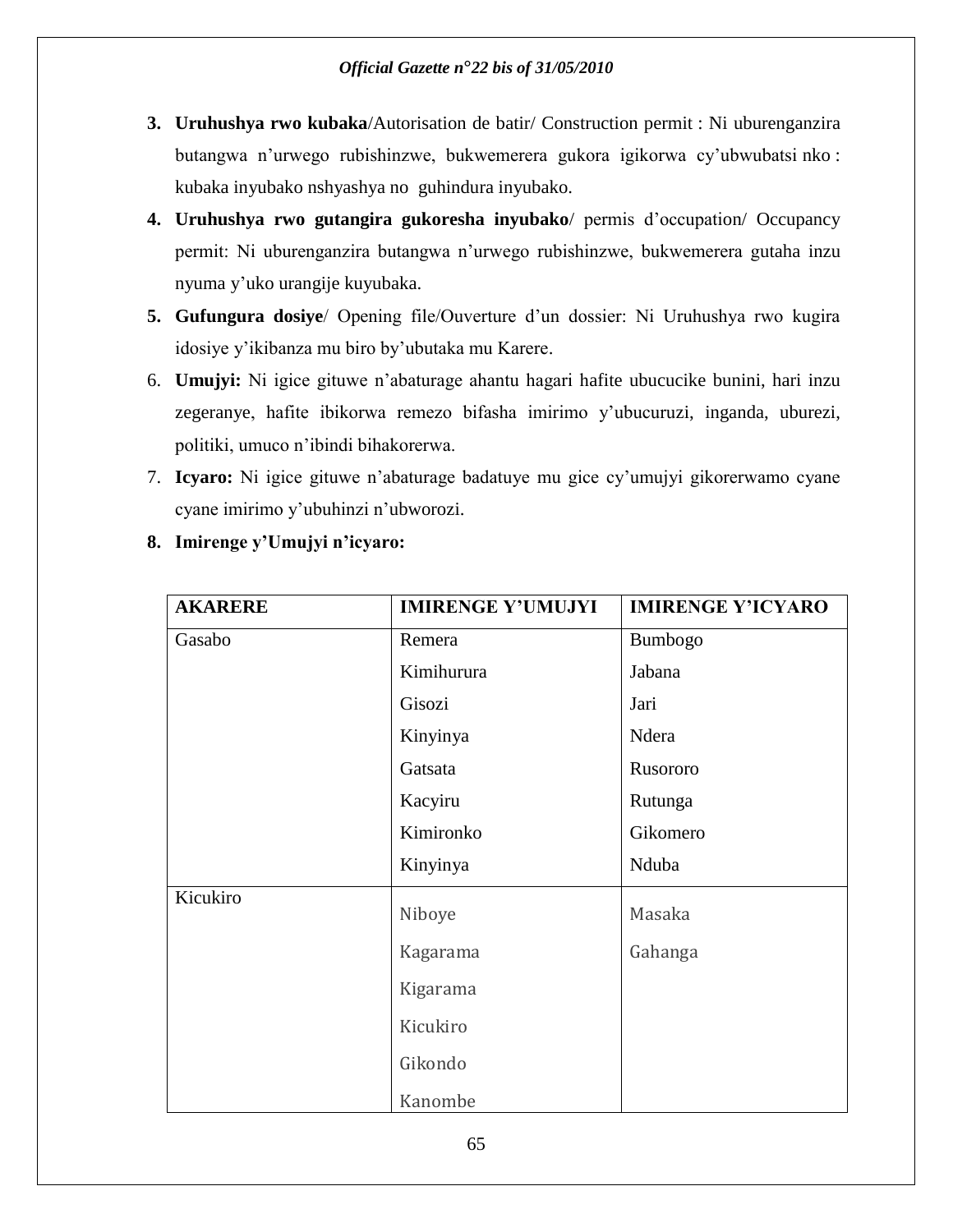3. **Uruhushya rwo kubaka**/Autorisation de batir/ Construction permit : Ni uburenganzira butangwa n'urwego rubishinzwe, bukwemerera gukora igikorwa cy'ubwubatsi nko : kubaka inyubako nshyashya no guhindura inyubako.
4. **Uruhushya rwo gutangira gukoresha inyubako**/ permis d'occupation/ Occupancy permit: Ni uburenganzira butangwa n'urwego rubishinzwe, bukwemerera gutaha inzu nyuma y'uko urangije kuyubaka.
5. **Gufungura dosiye**/ Opening file/Ouverture d'un dossier: Ni Uruhushya rwo kugira idosiye y'ikibanza mu biro by'ubutaka mu Karere.
6. **Umujyi:** Ni igice gituwe n'abaturage ahantu hagari hafite ubucucike bunini, hari inzu zegeranye, hafite ibikorwa remezo bifasha imirimo y'ubucuruzi, inganda, uburezi, politiki, umuco n'ibindi bihakorerwa.
7. **Icyaro:** Ni igice gituwe n'abaturage badatuye mu gice cy'umujyi gikorerwamo cyane cyane imirimo y'ubuhinzi n'ubworozi.
8. **Imirenge y'Umujyi n'icyaro:**

| AKARERE | IMIRENGE Y'UMUJYI | IMIRENGE Y'ICYARO |
|---|---|---|
| Gasabo | Remera | Bumbogo |
| | Kimihurura | Jabana |
| | Gisozi | Jari |
| | Kinyinya | Ndera |
| | Gatsata | Rusororo |
| | Kacyiru | Rutunga |
| | Kimironko | Gikomero |
| | Kinyinya | Nduba |
| Kicukiro | Niboye | Masaka |
| | Kagarama | Gahanga |
| | Kigarama | |
| | Kicukiro | |
| | Gikondo | |
| | Kanombe | |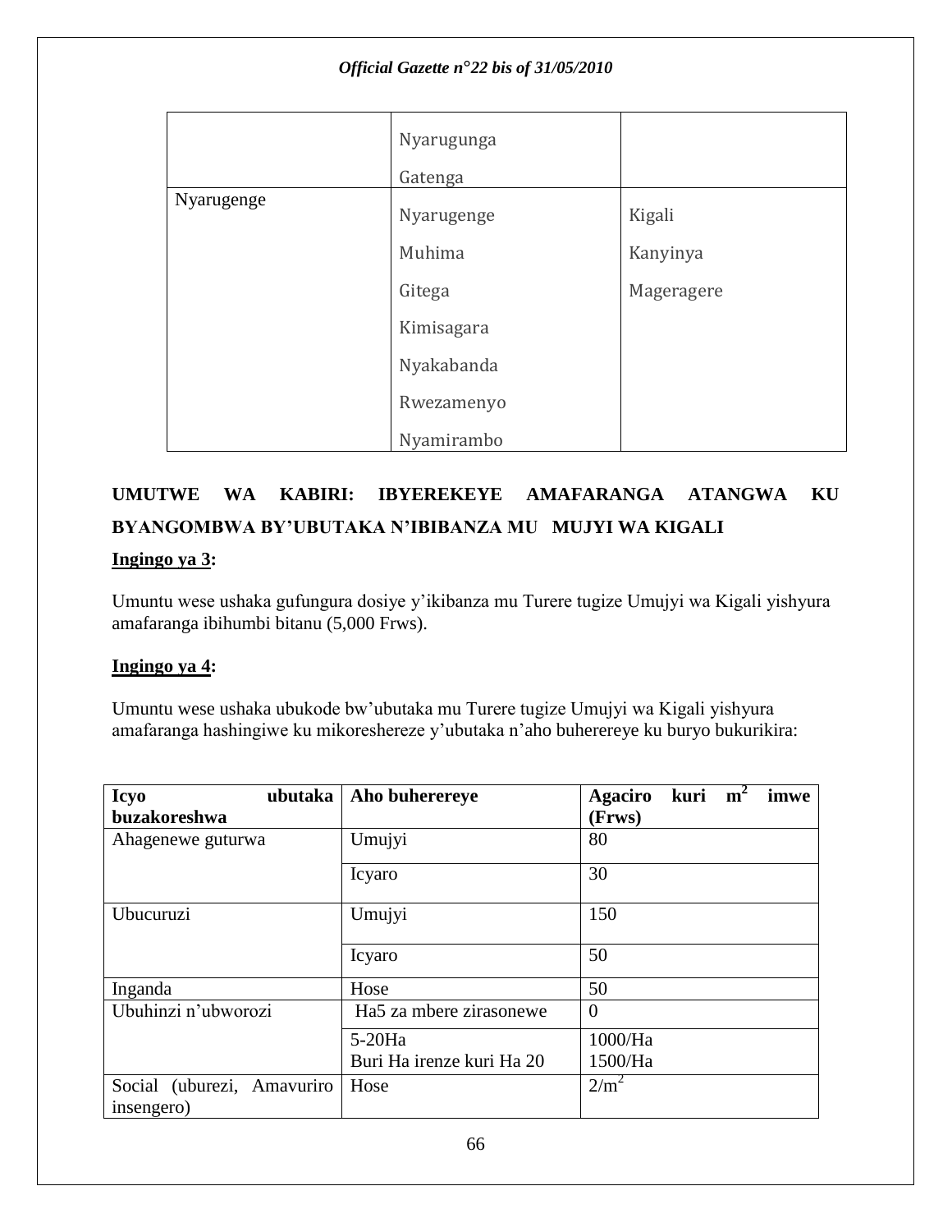| | | |
|---|---|---|
| | Nyarugunga<br>Gatenga | |
| Nyarugenge | Nyarugenge<br>Muhima<br>Gitega<br>Kimisagara<br>Nyakabanda<br>Rwezamenyo<br>Nyamirambo | Kigali<br>Kanyinya<br>Mageragere |

## UMUTWE WA KABIRI: IBYEREKEYE AMAFARANGA ATANGWA KU BYANGOMBWA BY'UBUTAKA N'IBIBANZA MU MUJYI WA KIGALI

**Ingingo ya 3:**

Umuntu wese ushaka gufungura dosiye y'ikibanza mu Turere tugize Umujyi wa Kigali yishyura amafaranga ibihumbi bitanu (5,000 Frws).

**Ingingo ya 4:**

Umuntu wese ushaka ubukode bw'ubutaka mu Turere tugize Umujyi wa Kigali yishyura amafaranga hashingiwe ku mikoreshereze y'ubutaka n'aho buherereye ku buryo bukurikira:

| **Icyo ubutaka buzakoreshwa** | **Aho buherereye** | **Agaciro kuri $m^2$ imwe (Frws)** |
|---|---|---|
| Ahagenewe guturwa | Umujyi | 80 |
| | Icyaro | 30 |
| Ubucuruzi | Umujyi | 150 |
| | Icyaro | 50 |
| Inganda | Hose | 50 |
| Ubuhinzi n'ubworozi | Ha5 za mbere zirasonewe | 0 |
| | 5-20Ha<br>Buri Ha irenze kuri Ha 20 | 1000/Ha<br>1500/Ha |
| Social (uburezi, Amavuriro insengero) | Hose | $2/m^2$ |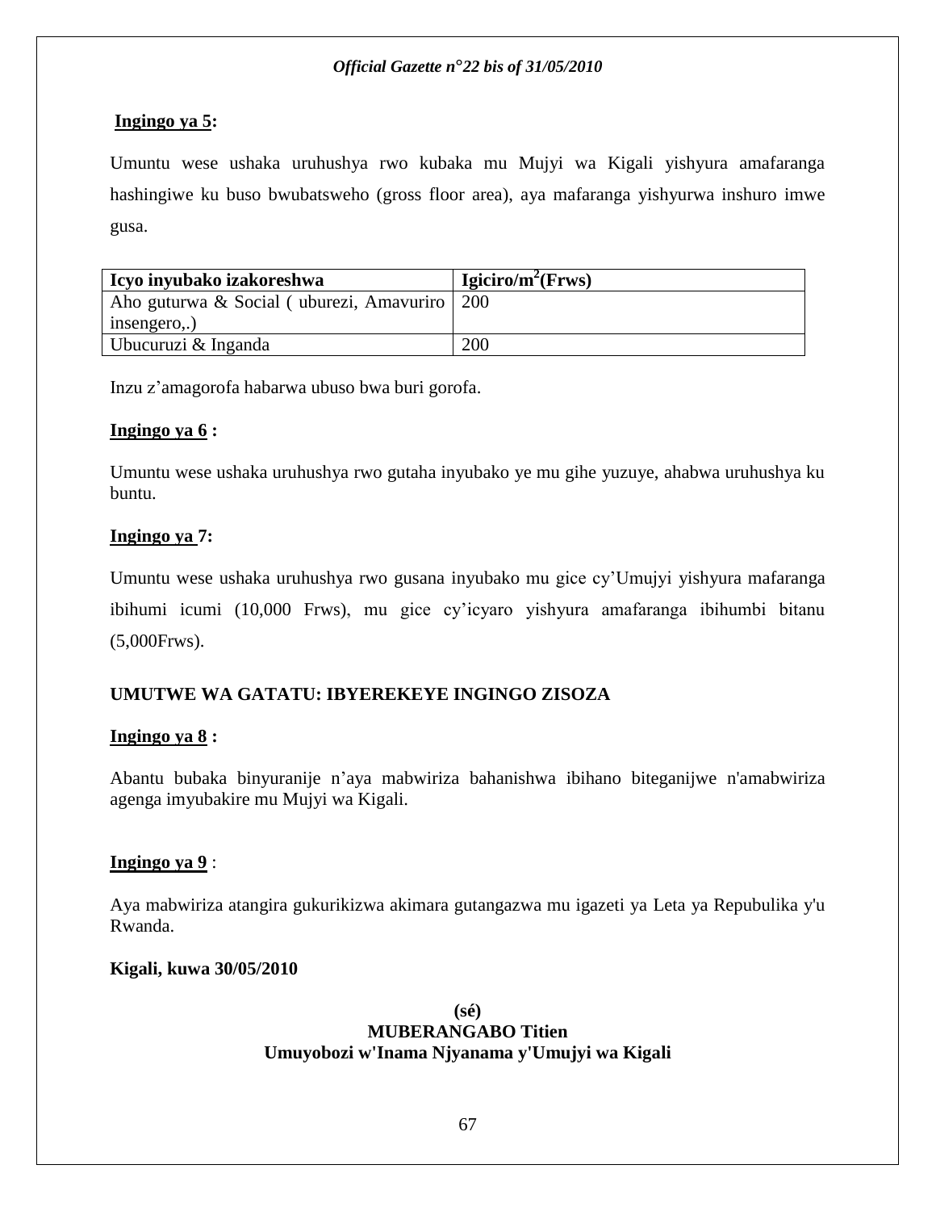**Ingingo ya 5:**

Umuntu wese ushaka uruhushya rwo kubaka mu Mujyi wa Kigali yishyura amafaranga hashingiwe ku buso bwubatsweho (gross floor area), aya mafaranga yishyurwa inshuro imwe gusa.

| Icyo inyubako izakoreshwa | Igiciro/m$^2$(Frws) |
|---|---|
| Aho guturwa & Social ( uburezi, Amavuriro insengero,.) | 200 |
| Ubucuruzi & Inganda | 200 |

Inzu z'amagorofa habarwa ubuso bwa buri gorofa.

**Ingingo ya 6 :**

Umuntu wese ushaka uruhushya rwo gutaha inyubako ye mu gihe yuzuye, ahabwa uruhushya ku buntu.

**Ingingo ya 7:**

Umuntu wese ushaka uruhushya rwo gusana inyubako mu gice cy'Umujyi yishyura mafaranga ibihumi icumi (10,000 Frws), mu gice cy'icyaro yishyura amafaranga ibihumbi bitanu (5,000Frws).

## UMUTWE WA GATATU: IBYEREKEYE INGINGO ZISOZA

**Ingingo ya 8 :**

Abantu bubaka binyuranije n'aya mabwiriza bahanishwa ibihano biteganijwe n'amabwiriza agenga imyubakire mu Mujyi wa Kigali.

**Ingingo ya 9** :

Aya mabwiriza atangira gukurikizwa akimara gutangazwa mu igazeti ya Leta ya Repubulika y'u Rwanda.

**Kigali, kuwa 30/05/2010**

**(sé)**
**MUBERANGABO Titien**
**Umuyobozi w'Inama Njyanama y'Umujyi wa Kigali**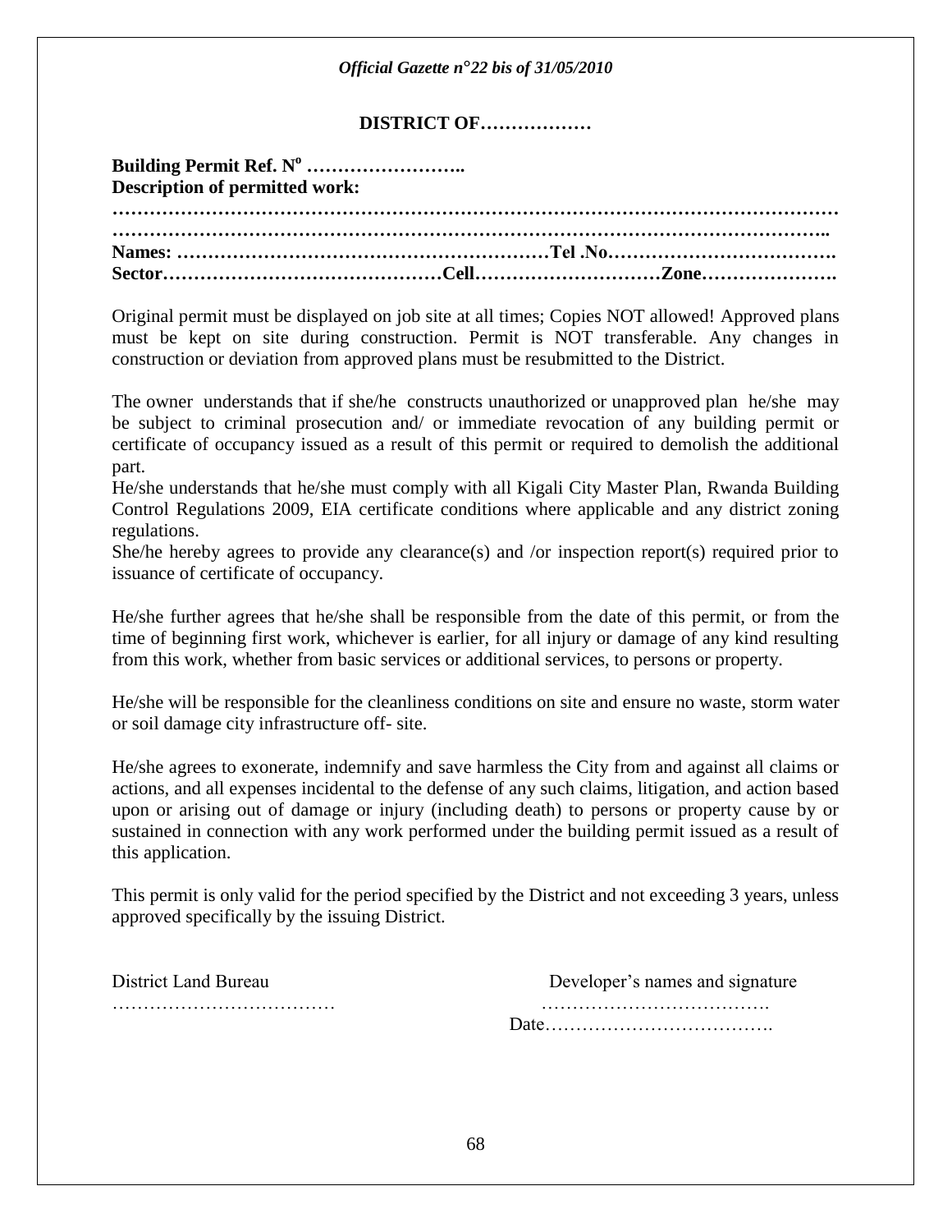**DISTRICT OF………………**

**Building Permit Ref. N° ……………………..**
**Description of permitted work:**
**…………………………………………………………………………………………………**
**………………………………………………………………………………………………..**
**Names: ……………………………………………………Tel .No……………………………….**
**Sector………………………………………Cell…………………………Zone………………….**

Original permit must be displayed on job site at all times; Copies NOT allowed! Approved plans must be kept on site during construction. Permit is NOT transferable. Any changes in construction or deviation from approved plans must be resubmitted to the District.

The owner understands that if she/he constructs unauthorized or unapproved plan he/she may be subject to criminal prosecution and/ or immediate revocation of any building permit or certificate of occupancy issued as a result of this permit or required to demolish the additional part.

He/she understands that he/she must comply with all Kigali City Master Plan, Rwanda Building Control Regulations 2009, EIA certificate conditions where applicable and any district zoning regulations.

She/he hereby agrees to provide any clearance(s) and /or inspection report(s) required prior to issuance of certificate of occupancy.

He/she further agrees that he/she shall be responsible from the date of this permit, or from the time of beginning first work, whichever is earlier, for all injury or damage of any kind resulting from this work, whether from basic services or additional services, to persons or property.

He/she will be responsible for the cleanliness conditions on site and ensure no waste, storm water or soil damage city infrastructure off- site.

He/she agrees to exonerate, indemnify and save harmless the City from and against all claims or actions, and all expenses incidental to the defense of any such claims, litigation, and action based upon or arising out of damage or injury (including death) to persons or property cause by or sustained in connection with any work performed under the building permit issued as a result of this application.

This permit is only valid for the period specified by the District and not exceeding 3 years, unless approved specifically by the issuing District.

District Land Bureau
………………………………

Developer's names and signature
……………………………….
Date……………………………….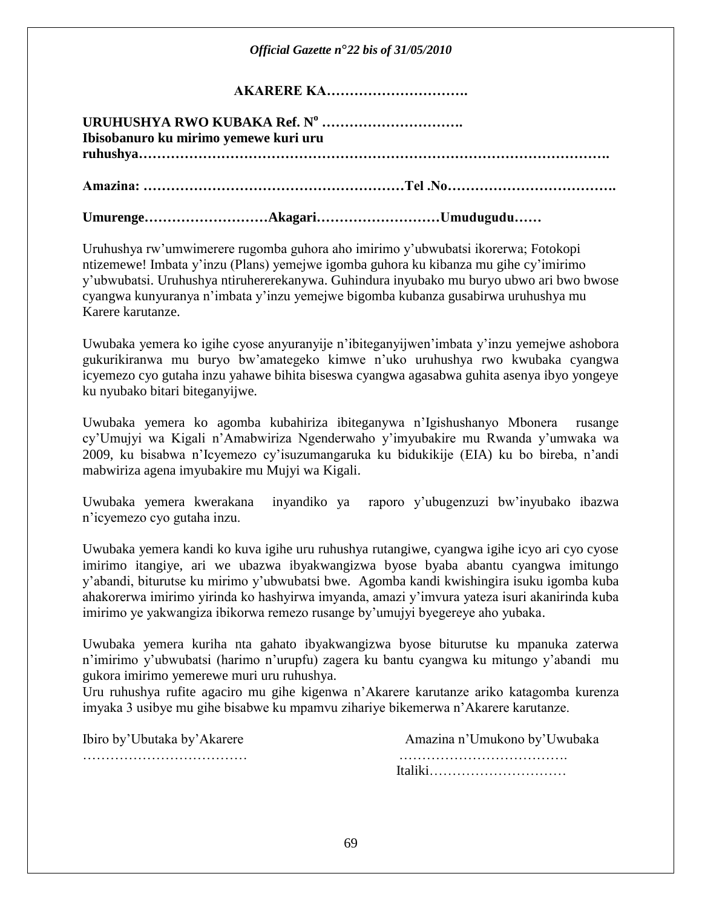**AKARERE KA………………………….**

**URUHUSHYA RWO KUBAKA Ref. N° ………………………….**
**Ibisobanuro ku mirimo yemewe kuri uru ruhushya………………………………………………………………………………….**

**Amazina: ………………………………………………Tel .No……………………………….**

**Umurenge……………………Akagari……………………Umudugudu……**

Uruhushya rw'umwimerere rugomba guhora aho imirimo y'ubwubatsi ikorerwa; Fotokopi ntizemewe! Imbata y'inzu (Plans) yemejwe igomba guhora ku kibanza mu gihe cy'imirimo y'ubwubatsi. Uruhushya ntiruhererekanywa. Guhindura inyubako mu buryo ubwo ari bwo bwose cyangwa kunyuranya n'imbata y'inzu yemejwe bigomba kubanza gusabirwa uruhushya mu Karere karutanze.

Uwubaka yemera ko igihe cyose anyuranyije n'ibiteganyijwen'imbata y'inzu yemejwe ashobora gukurikiranwa mu buryo bw'amategeko kimwe n'uko uruhushya rwo kwubaka cyangwa icyemezo cyo gutaha inzu yahawe bihita biseswa cyangwa agasabwa guhita asenya ibyo yongeye ku nyubako bitari biteganyijwe.

Uwubaka yemera ko agomba kubahiriza ibiteganywa n'Igishushanyo Mbonera rusange cy'Umujyi wa Kigali n'Amabwiriza Ngenderwaho y'imyubakire mu Rwanda y'umwaka wa 2009, ku bisabwa n'Icyemezo cy'isuzumangaruka ku bidukikije (EIA) ku bo bireba, n'andi mabwiriza agena imyubakire mu Mujyi wa Kigali.

Uwubaka yemera kwerakana inyandiko ya raporo y'ubugenzuzi bw'inyubako ibazwa n'icyemezo cyo gutaha inzu.

Uwubaka yemera kandi ko kuva igihe uru ruhushya rutangiwe, cyangwa igihe icyo ari cyo cyose imirimo itangiye, ari we ubazwa ibyakwangizwa byose byaba abantu cyangwa imitungo y'abandi, biturutse ku mirimo y'ubwubatsi bwe. Agomba kandi kwishingira isuku igomba kuba ahakorerwa imirimo yirinda ko hashyirwa imyanda, amazi y'imvura yateza isuri akanirinda kuba imirimo ye yakwangiza ibikorwa remezo rusange by'umujyi byegereye aho yubaka.

Uwubaka yemera kuriha nta gahato ibyakwangizwa byose biturutse ku mpanuka zaterwa n'imirimo y'ubwubatsi (harimo n'urupfu) zagera ku bantu cyangwa ku mitungo y'abandi mu gukora imirimo yemerewe muri uru ruhushya.
Uru ruhushya rufite agaciro mu gihe kigenwa n'Akarere karutanze ariko katagomba kurenza imyaka 3 usibye mu gihe bisabwe ku mpamvu zihariye bikemerwa n'Akarere karutanze.

| Ibiro by'Ubutaka by'Akarere | Amazina n'Umukono by'Uwubaka |
|---|---|
| ……………………………… | ………………………………. |
| | Italiki………………………… |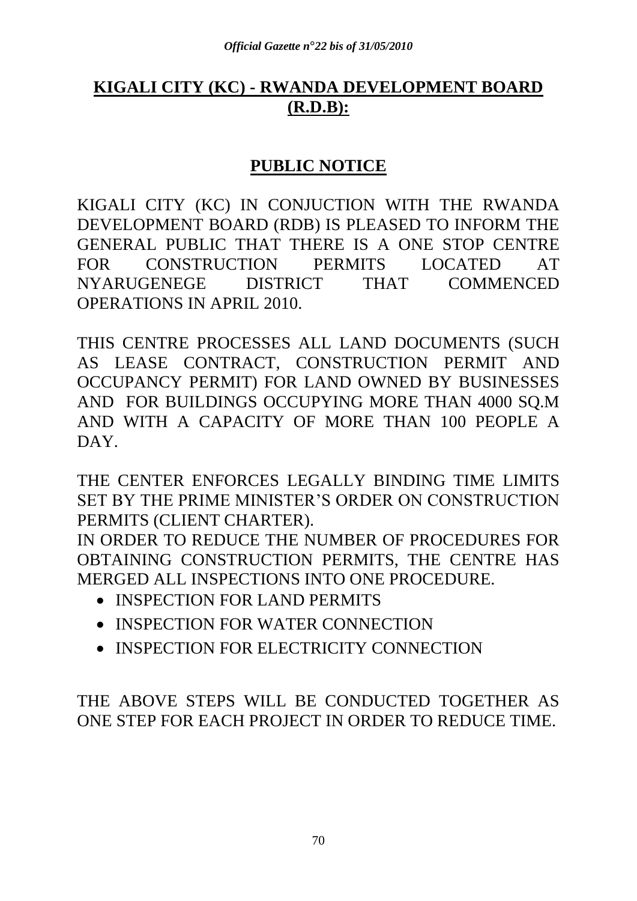## KIGALI CITY (KC) - RWANDA DEVELOPMENT BOARD (R.D.B):

## PUBLIC NOTICE

KIGALI CITY (KC) IN CONJUCTION WITH THE RWANDA DEVELOPMENT BOARD (RDB) IS PLEASED TO INFORM THE GENERAL PUBLIC THAT THERE IS A ONE STOP CENTRE FOR CONSTRUCTION PERMITS LOCATED AT NYARUGENEGE DISTRICT THAT COMMENCED OPERATIONS IN APRIL 2010.

THIS CENTRE PROCESSES ALL LAND DOCUMENTS (SUCH AS LEASE CONTRACT, CONSTRUCTION PERMIT AND OCCUPANCY PERMIT) FOR LAND OWNED BY BUSINESSES AND FOR BUILDINGS OCCUPYING MORE THAN 4000 SQ.M AND WITH A CAPACITY OF MORE THAN 100 PEOPLE A DAY.

THE CENTER ENFORCES LEGALLY BINDING TIME LIMITS SET BY THE PRIME MINISTER'S ORDER ON CONSTRUCTION PERMITS (CLIENT CHARTER).
IN ORDER TO REDUCE THE NUMBER OF PROCEDURES FOR OBTAINING CONSTRUCTION PERMITS, THE CENTRE HAS MERGED ALL INSPECTIONS INTO ONE PROCEDURE.

- INSPECTION FOR LAND PERMITS
- INSPECTION FOR WATER CONNECTION
- INSPECTION FOR ELECTRICITY CONNECTION

THE ABOVE STEPS WILL BE CONDUCTED TOGETHER AS ONE STEP FOR EACH PROJECT IN ORDER TO REDUCE TIME.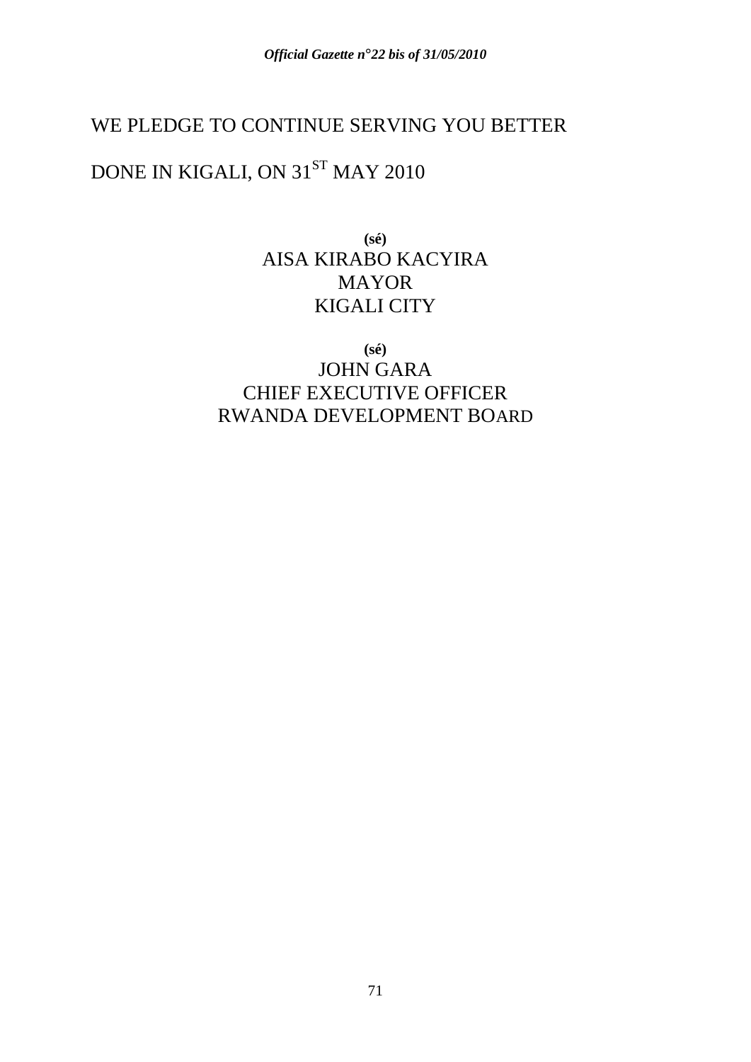WE PLEDGE TO CONTINUE SERVING YOU BETTER

DONE IN KIGALI, ON $31^{ST}$ MAY 2010

**(sé)**
AISA KIRABO KACYIRA
MAYOR
KIGALI CITY

**(sé)**
JOHN GARA
CHIEF EXECUTIVE OFFICER
RWANDA DEVELOPMENT BOARD